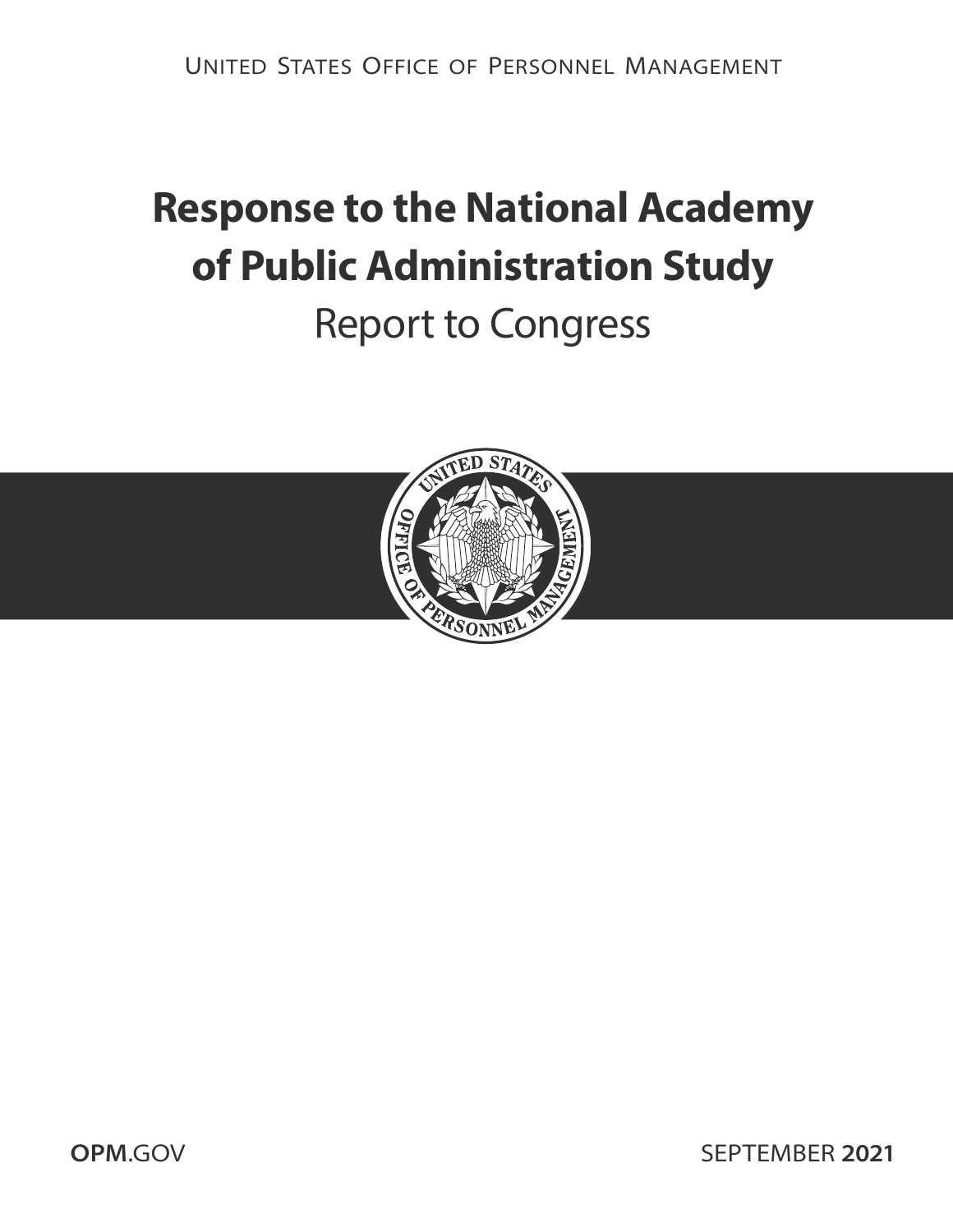UNITED STATES OFFICE OF PERSONNEL MANAGEMENT

# Response to the National Academy of Public Administration Study

## Report to Congress

OPM.GOV

SEPTEMBER 2021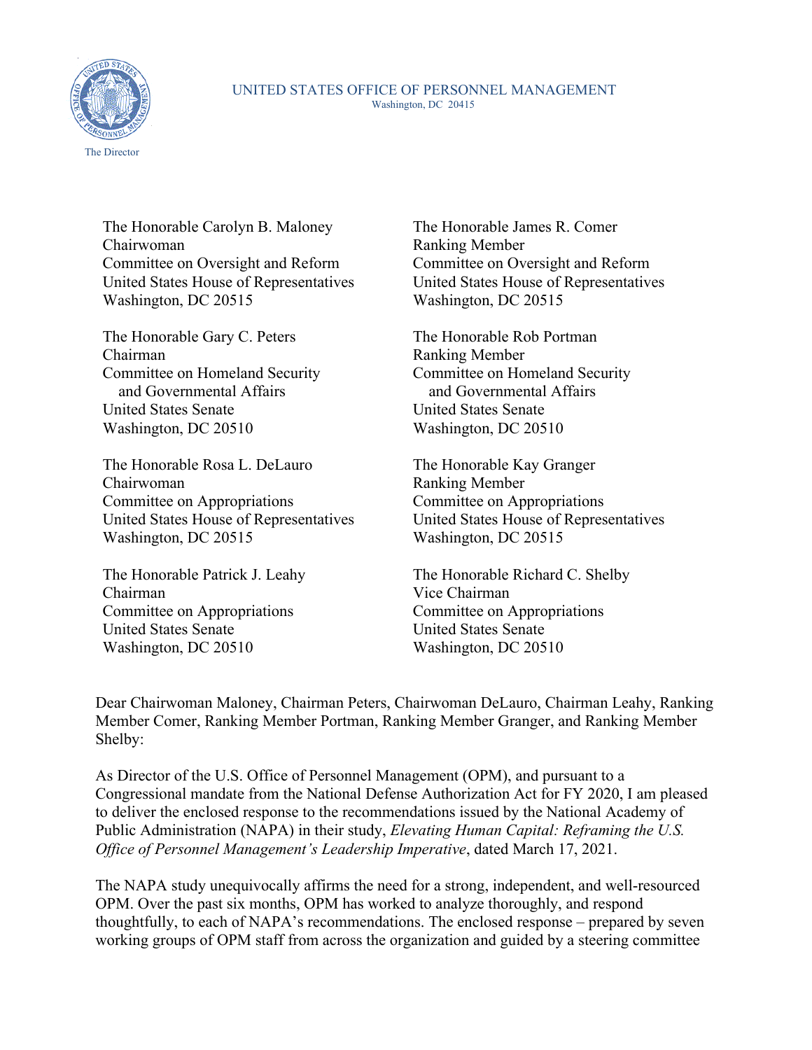UNITED STATES OFFICE OF PERSONNEL MANAGEMENT
Washington, DC 20415

The Director

The Honorable Carolyn B. Maloney
Chairwoman
Committee on Oversight and Reform
United States House of Representatives
Washington, DC 20515

The Honorable James R. Comer
Ranking Member
Committee on Oversight and Reform
United States House of Representatives
Washington, DC 20515

The Honorable Gary C. Peters
Chairman
Committee on Homeland Security
and Governmental Affairs
United States Senate
Washington, DC 20510

The Honorable Rob Portman
Ranking Member
Committee on Homeland Security
and Governmental Affairs
United States Senate
Washington, DC 20510

The Honorable Rosa L. DeLauro
Chairwoman
Committee on Appropriations
United States House of Representatives
Washington, DC 20515

The Honorable Kay Granger
Ranking Member
Committee on Appropriations
United States House of Representatives
Washington, DC 20515

The Honorable Patrick J. Leahy
Chairman
Committee on Appropriations
United States Senate
Washington, DC 20510

The Honorable Richard C. Shelby
Vice Chairman
Committee on Appropriations
United States Senate
Washington, DC 20510

Dear Chairwoman Maloney, Chairman Peters, Chairwoman DeLauro, Chairman Leahy, Ranking Member Comer, Ranking Member Portman, Ranking Member Granger, and Ranking Member Shelby:

As Director of the U.S. Office of Personnel Management (OPM), and pursuant to a Congressional mandate from the National Defense Authorization Act for FY 2020, I am pleased to deliver the enclosed response to the recommendations issued by the National Academy of Public Administration (NAPA) in their study, *Elevating Human Capital: Reframing the U.S. Office of Personnel Management's Leadership Imperative*, dated March 17, 2021.

The NAPA study unequivocally affirms the need for a strong, independent, and well-resourced OPM. Over the past six months, OPM has worked to analyze thoroughly, and respond thoughtfully, to each of NAPA's recommendations. The enclosed response – prepared by seven working groups of OPM staff from across the organization and guided by a steering committee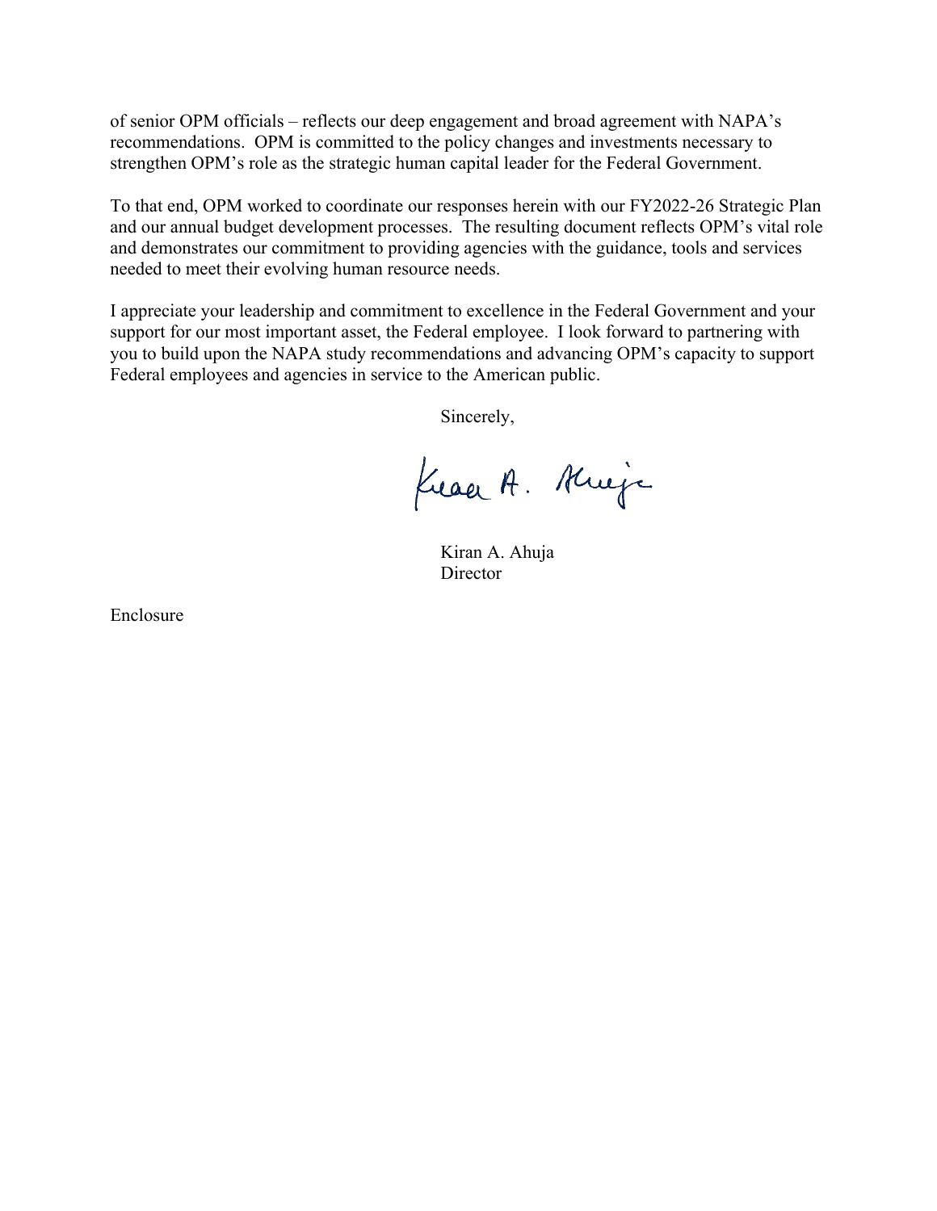of senior OPM officials – reflects our deep engagement and broad agreement with NAPA's recommendations. OPM is committed to the policy changes and investments necessary to strengthen OPM's role as the strategic human capital leader for the Federal Government.

To that end, OPM worked to coordinate our responses herein with our FY2022-26 Strategic Plan and our annual budget development processes. The resulting document reflects OPM's vital role and demonstrates our commitment to providing agencies with the guidance, tools and services needed to meet their evolving human resource needs.

I appreciate your leadership and commitment to excellence in the Federal Government and your support for our most important asset, the Federal employee. I look forward to partnering with you to build upon the NAPA study recommendations and advancing OPM's capacity to support Federal employees and agencies in service to the American public.

Sincerely,

Kiran A. Ahuja
Director

Enclosure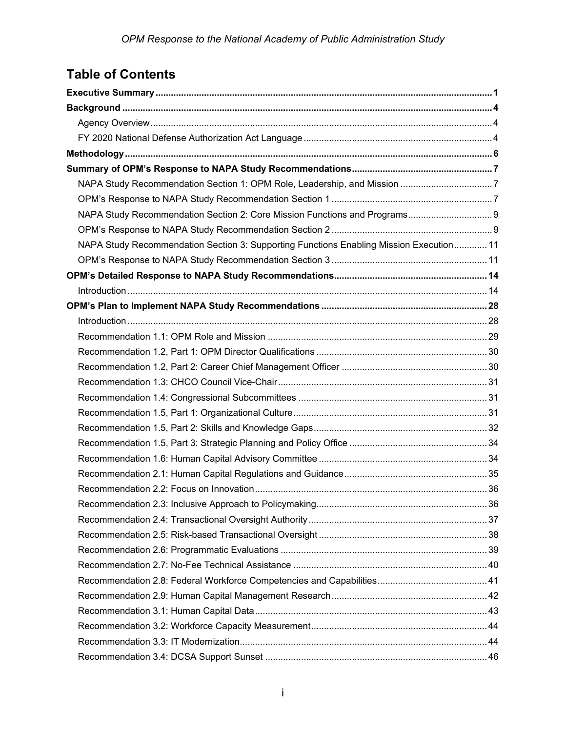# Table of Contents

**Executive Summary** .......... **1**

**Background** .......... **4**

- Agency Overview .......... 4
- FY 2020 National Defense Authorization Act Language .......... 4

**Methodology** .......... **6**

**Summary of OPM's Response to NAPA Study Recommendations** .......... **7**

- NAPA Study Recommendation Section 1: OPM Role, Leadership, and Mission .......... 7
- OPM's Response to NAPA Study Recommendation Section 1 .......... 7
- NAPA Study Recommendation Section 2: Core Mission Functions and Programs .......... 9
- OPM's Response to NAPA Study Recommendation Section 2 .......... 9
- NAPA Study Recommendation Section 3: Supporting Functions Enabling Mission Execution .......... 11
- OPM's Response to NAPA Study Recommendation Section 3 .......... 11

**OPM's Detailed Response to NAPA Study Recommendations** .......... **14**

- Introduction .......... 14

**OPM's Plan to Implement NAPA Study Recommendations** .......... **28**

- Introduction .......... 28
- Recommendation 1.1: OPM Role and Mission .......... 29
- Recommendation 1.2, Part 1: OPM Director Qualifications .......... 30
- Recommendation 1.2, Part 2: Career Chief Management Officer .......... 30
- Recommendation 1.3: CHCO Council Vice-Chair .......... 31
- Recommendation 1.4: Congressional Subcommittees .......... 31
- Recommendation 1.5, Part 1: Organizational Culture .......... 31
- Recommendation 1.5, Part 2: Skills and Knowledge Gaps .......... 32
- Recommendation 1.5, Part 3: Strategic Planning and Policy Office .......... 34
- Recommendation 1.6: Human Capital Advisory Committee .......... 34
- Recommendation 2.1: Human Capital Regulations and Guidance .......... 35
- Recommendation 2.2: Focus on Innovation .......... 36
- Recommendation 2.3: Inclusive Approach to Policymaking .......... 36
- Recommendation 2.4: Transactional Oversight Authority .......... 37
- Recommendation 2.5: Risk-based Transactional Oversight .......... 38
- Recommendation 2.6: Programmatic Evaluations .......... 39
- Recommendation 2.7: No-Fee Technical Assistance .......... 40
- Recommendation 2.8: Federal Workforce Competencies and Capabilities .......... 41
- Recommendation 2.9: Human Capital Management Research .......... 42
- Recommendation 3.1: Human Capital Data .......... 43
- Recommendation 3.2: Workforce Capacity Measurement .......... 44
- Recommendation 3.3: IT Modernization .......... 44
- Recommendation 3.4: DCSA Support Sunset .......... 46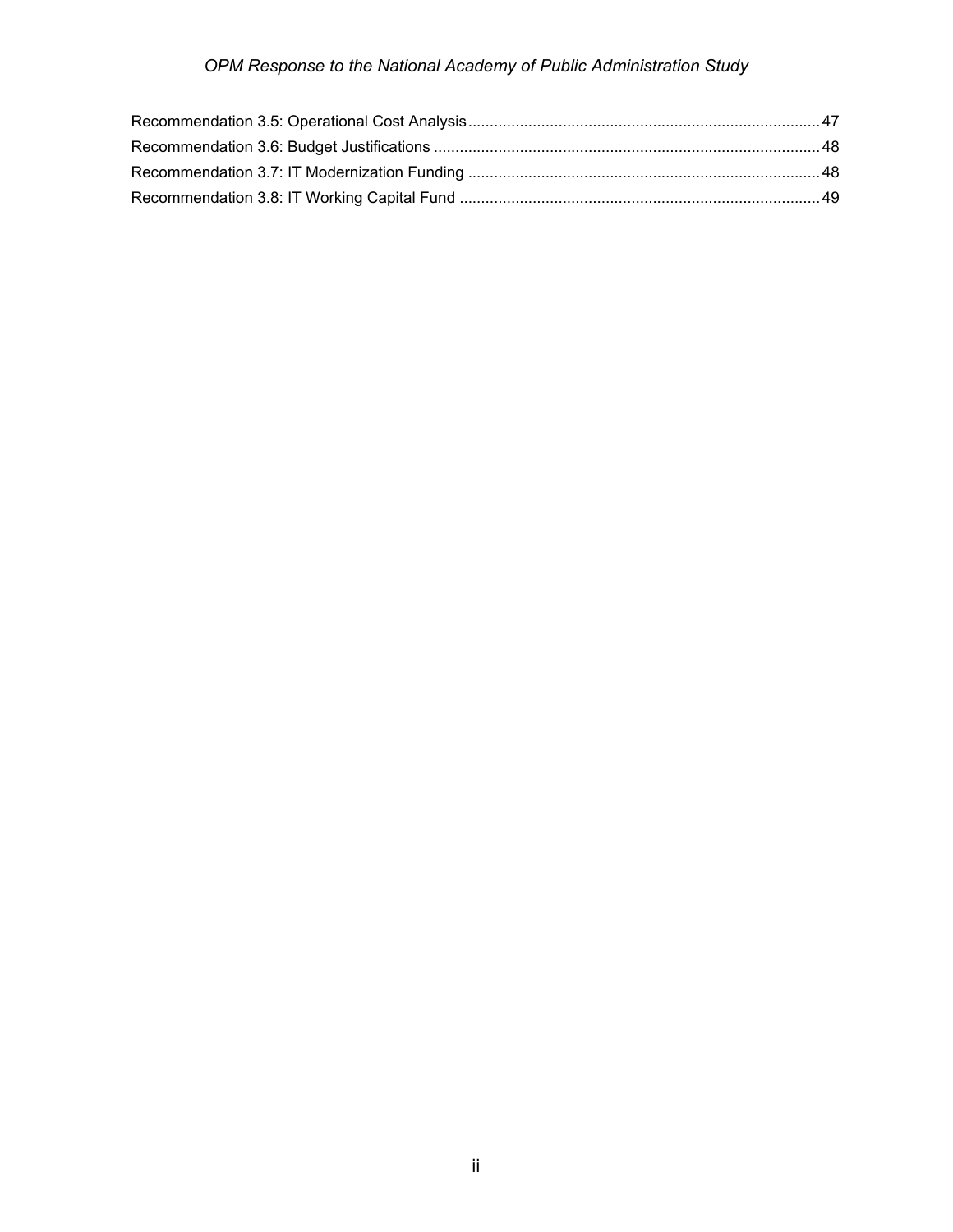Recommendation 3.5: Operational Cost Analysis ........ 47
Recommendation 3.6: Budget Justifications ........ 48
Recommendation 3.7: IT Modernization Funding ........ 48
Recommendation 3.8: IT Working Capital Fund ........ 49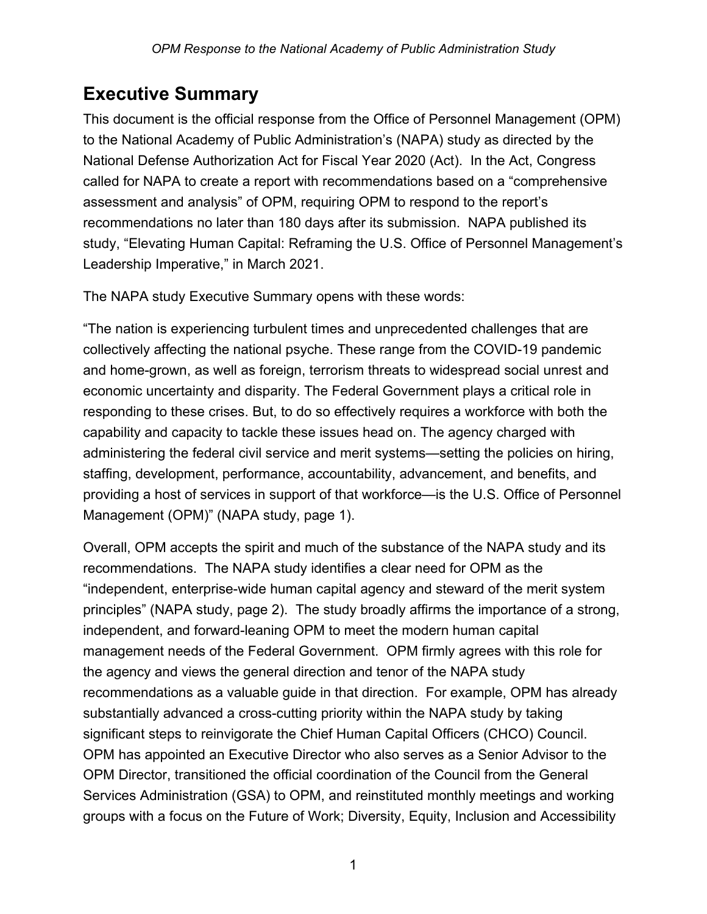## Executive Summary

This document is the official response from the Office of Personnel Management (OPM) to the National Academy of Public Administration's (NAPA) study as directed by the National Defense Authorization Act for Fiscal Year 2020 (Act). In the Act, Congress called for NAPA to create a report with recommendations based on a "comprehensive assessment and analysis" of OPM, requiring OPM to respond to the report's recommendations no later than 180 days after its submission. NAPA published its study, "Elevating Human Capital: Reframing the U.S. Office of Personnel Management's Leadership Imperative," in March 2021.

The NAPA study Executive Summary opens with these words:

"The nation is experiencing turbulent times and unprecedented challenges that are collectively affecting the national psyche. These range from the COVID-19 pandemic and home-grown, as well as foreign, terrorism threats to widespread social unrest and economic uncertainty and disparity. The Federal Government plays a critical role in responding to these crises. But, to do so effectively requires a workforce with both the capability and capacity to tackle these issues head on. The agency charged with administering the federal civil service and merit systems—setting the policies on hiring, staffing, development, performance, accountability, advancement, and benefits, and providing a host of services in support of that workforce—is the U.S. Office of Personnel Management (OPM)" (NAPA study, page 1).

Overall, OPM accepts the spirit and much of the substance of the NAPA study and its recommendations. The NAPA study identifies a clear need for OPM as the "independent, enterprise-wide human capital agency and steward of the merit system principles" (NAPA study, page 2). The study broadly affirms the importance of a strong, independent, and forward-leaning OPM to meet the modern human capital management needs of the Federal Government. OPM firmly agrees with this role for the agency and views the general direction and tenor of the NAPA study recommendations as a valuable guide in that direction. For example, OPM has already substantially advanced a cross-cutting priority within the NAPA study by taking significant steps to reinvigorate the Chief Human Capital Officers (CHCO) Council. OPM has appointed an Executive Director who also serves as a Senior Advisor to the OPM Director, transitioned the official coordination of the Council from the General Services Administration (GSA) to OPM, and reinstituted monthly meetings and working groups with a focus on the Future of Work; Diversity, Equity, Inclusion and Accessibility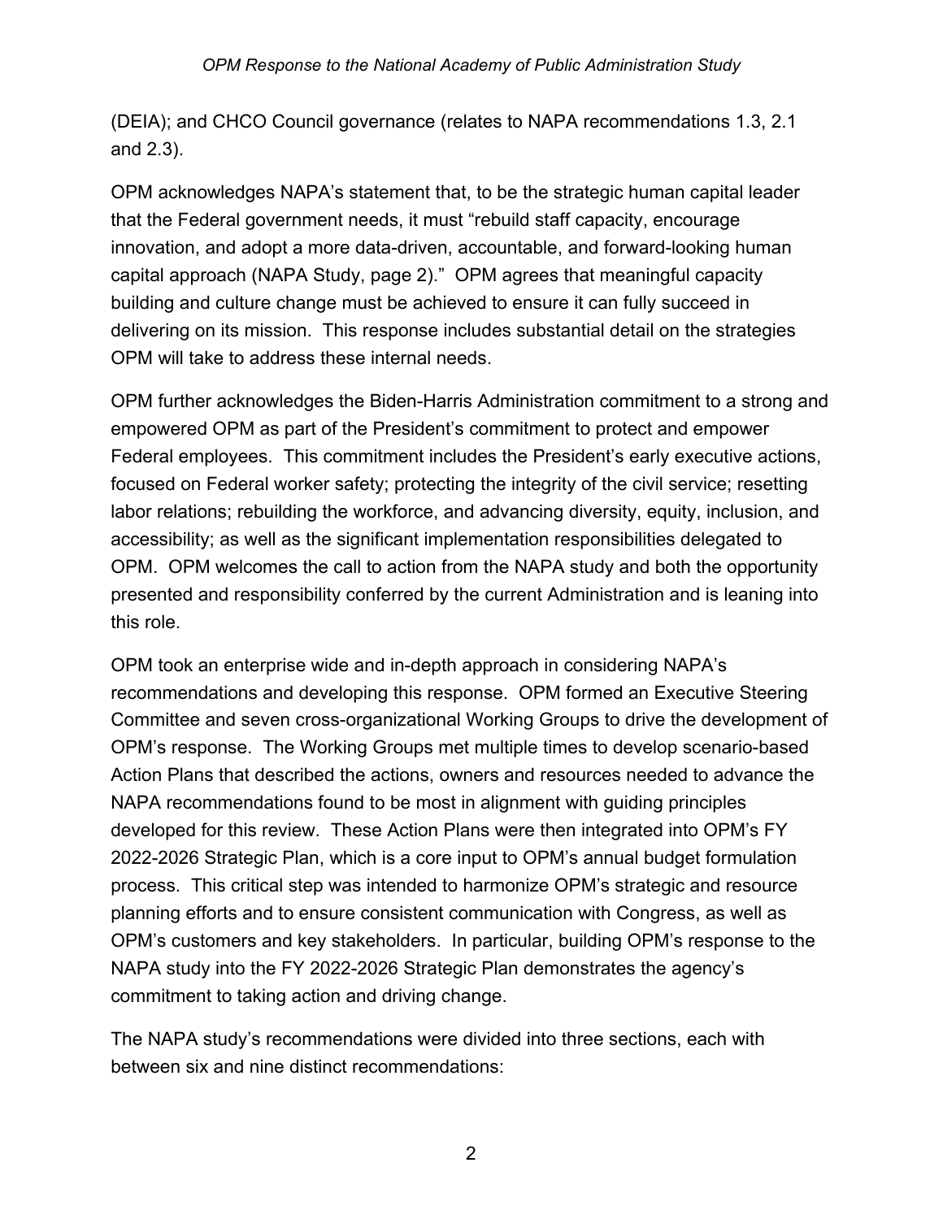(DEIA); and CHCO Council governance (relates to NAPA recommendations 1.3, 2.1 and 2.3).

OPM acknowledges NAPA's statement that, to be the strategic human capital leader that the Federal government needs, it must "rebuild staff capacity, encourage innovation, and adopt a more data-driven, accountable, and forward-looking human capital approach (NAPA Study, page 2)." OPM agrees that meaningful capacity building and culture change must be achieved to ensure it can fully succeed in delivering on its mission. This response includes substantial detail on the strategies OPM will take to address these internal needs.

OPM further acknowledges the Biden-Harris Administration commitment to a strong and empowered OPM as part of the President's commitment to protect and empower Federal employees. This commitment includes the President's early executive actions, focused on Federal worker safety; protecting the integrity of the civil service; resetting labor relations; rebuilding the workforce, and advancing diversity, equity, inclusion, and accessibility; as well as the significant implementation responsibilities delegated to OPM. OPM welcomes the call to action from the NAPA study and both the opportunity presented and responsibility conferred by the current Administration and is leaning into this role.

OPM took an enterprise wide and in-depth approach in considering NAPA's recommendations and developing this response. OPM formed an Executive Steering Committee and seven cross-organizational Working Groups to drive the development of OPM's response. The Working Groups met multiple times to develop scenario-based Action Plans that described the actions, owners and resources needed to advance the NAPA recommendations found to be most in alignment with guiding principles developed for this review. These Action Plans were then integrated into OPM's FY 2022-2026 Strategic Plan, which is a core input to OPM's annual budget formulation process. This critical step was intended to harmonize OPM's strategic and resource planning efforts and to ensure consistent communication with Congress, as well as OPM's customers and key stakeholders. In particular, building OPM's response to the NAPA study into the FY 2022-2026 Strategic Plan demonstrates the agency's commitment to taking action and driving change.

The NAPA study's recommendations were divided into three sections, each with between six and nine distinct recommendations: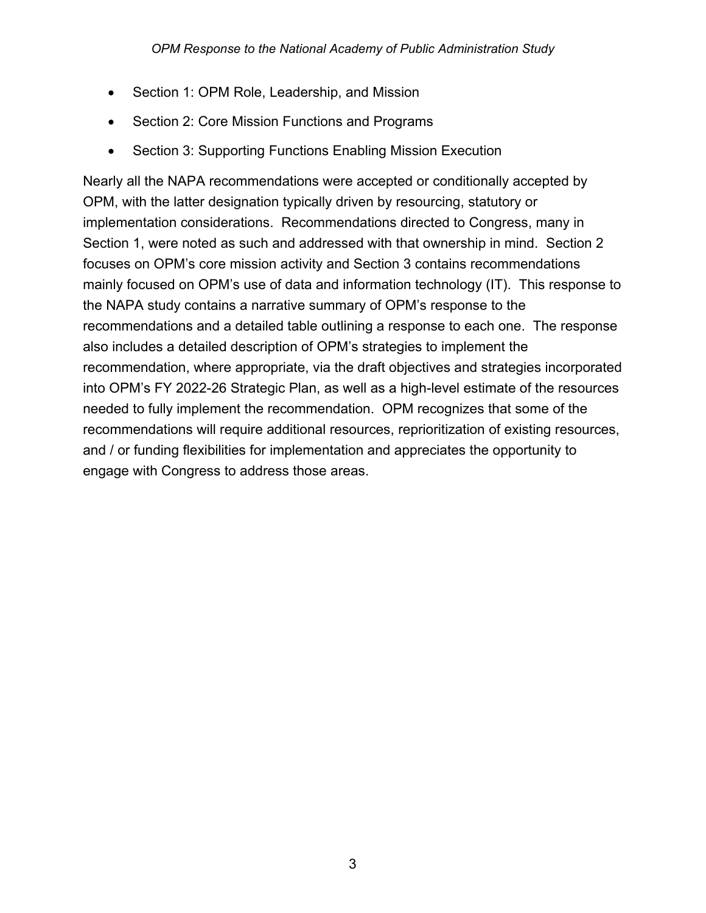- Section 1: OPM Role, Leadership, and Mission
- Section 2: Core Mission Functions and Programs
- Section 3: Supporting Functions Enabling Mission Execution

Nearly all the NAPA recommendations were accepted or conditionally accepted by OPM, with the latter designation typically driven by resourcing, statutory or implementation considerations. Recommendations directed to Congress, many in Section 1, were noted as such and addressed with that ownership in mind. Section 2 focuses on OPM's core mission activity and Section 3 contains recommendations mainly focused on OPM's use of data and information technology (IT). This response to the NAPA study contains a narrative summary of OPM's response to the recommendations and a detailed table outlining a response to each one. The response also includes a detailed description of OPM's strategies to implement the recommendation, where appropriate, via the draft objectives and strategies incorporated into OPM's FY 2022-26 Strategic Plan, as well as a high-level estimate of the resources needed to fully implement the recommendation. OPM recognizes that some of the recommendations will require additional resources, reprioritization of existing resources, and / or funding flexibilities for implementation and appreciates the opportunity to engage with Congress to address those areas.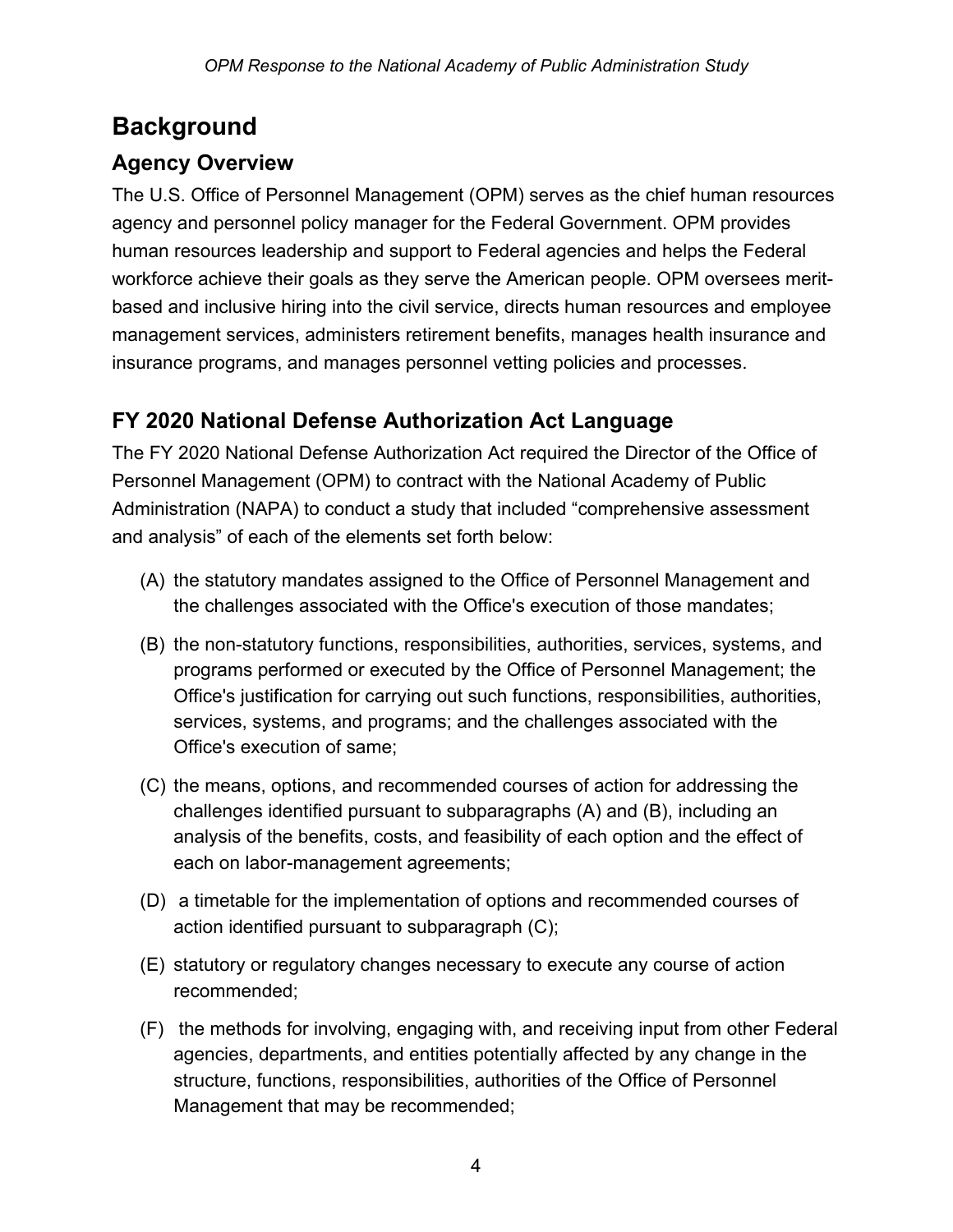# Background

## Agency Overview

The U.S. Office of Personnel Management (OPM) serves as the chief human resources agency and personnel policy manager for the Federal Government. OPM provides human resources leadership and support to Federal agencies and helps the Federal workforce achieve their goals as they serve the American people. OPM oversees merit-based and inclusive hiring into the civil service, directs human resources and employee management services, administers retirement benefits, manages health insurance and insurance programs, and manages personnel vetting policies and processes.

## FY 2020 National Defense Authorization Act Language

The FY 2020 National Defense Authorization Act required the Director of the Office of Personnel Management (OPM) to contract with the National Academy of Public Administration (NAPA) to conduct a study that included "comprehensive assessment and analysis" of each of the elements set forth below:

(A) the statutory mandates assigned to the Office of Personnel Management and the challenges associated with the Office's execution of those mandates;

(B) the non-statutory functions, responsibilities, authorities, services, systems, and programs performed or executed by the Office of Personnel Management; the Office's justification for carrying out such functions, responsibilities, authorities, services, systems, and programs; and the challenges associated with the Office's execution of same;

(C) the means, options, and recommended courses of action for addressing the challenges identified pursuant to subparagraphs (A) and (B), including an analysis of the benefits, costs, and feasibility of each option and the effect of each on labor-management agreements;

(D) a timetable for the implementation of options and recommended courses of action identified pursuant to subparagraph (C);

(E) statutory or regulatory changes necessary to execute any course of action recommended;

(F) the methods for involving, engaging with, and receiving input from other Federal agencies, departments, and entities potentially affected by any change in the structure, functions, responsibilities, authorities of the Office of Personnel Management that may be recommended;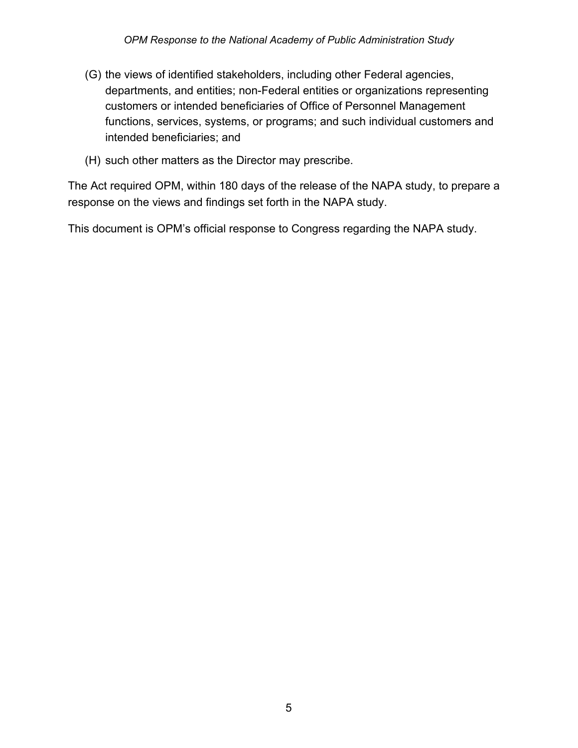(G) the views of identified stakeholders, including other Federal agencies, departments, and entities; non-Federal entities or organizations representing customers or intended beneficiaries of Office of Personnel Management functions, services, systems, or programs; and such individual customers and intended beneficiaries; and

(H) such other matters as the Director may prescribe.

The Act required OPM, within 180 days of the release of the NAPA study, to prepare a response on the views and findings set forth in the NAPA study.

This document is OPM's official response to Congress regarding the NAPA study.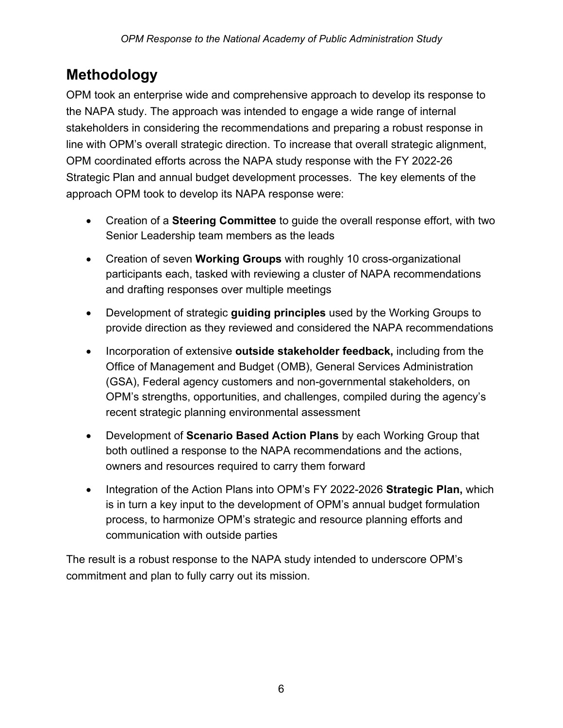## Methodology

OPM took an enterprise wide and comprehensive approach to develop its response to the NAPA study. The approach was intended to engage a wide range of internal stakeholders in considering the recommendations and preparing a robust response in line with OPM's overall strategic direction. To increase that overall strategic alignment, OPM coordinated efforts across the NAPA study response with the FY 2022-26 Strategic Plan and annual budget development processes. The key elements of the approach OPM took to develop its NAPA response were:

- Creation of a **Steering Committee** to guide the overall response effort, with two Senior Leadership team members as the leads
- Creation of seven **Working Groups** with roughly 10 cross-organizational participants each, tasked with reviewing a cluster of NAPA recommendations and drafting responses over multiple meetings
- Development of strategic **guiding principles** used by the Working Groups to provide direction as they reviewed and considered the NAPA recommendations
- Incorporation of extensive **outside stakeholder feedback,** including from the Office of Management and Budget (OMB), General Services Administration (GSA), Federal agency customers and non-governmental stakeholders, on OPM's strengths, opportunities, and challenges, compiled during the agency's recent strategic planning environmental assessment
- Development of **Scenario Based Action Plans** by each Working Group that both outlined a response to the NAPA recommendations and the actions, owners and resources required to carry them forward
- Integration of the Action Plans into OPM's FY 2022-2026 **Strategic Plan,** which is in turn a key input to the development of OPM's annual budget formulation process, to harmonize OPM's strategic and resource planning efforts and communication with outside parties

The result is a robust response to the NAPA study intended to underscore OPM's commitment and plan to fully carry out its mission.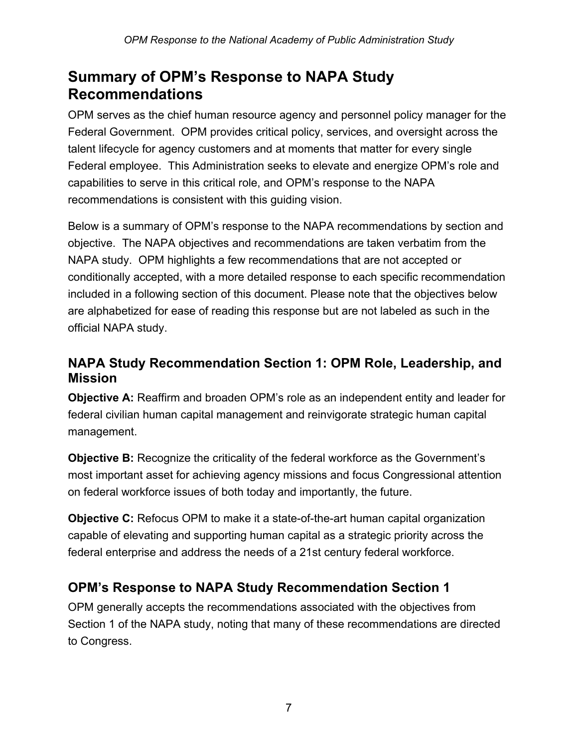## Summary of OPM's Response to NAPA Study Recommendations

OPM serves as the chief human resource agency and personnel policy manager for the Federal Government. OPM provides critical policy, services, and oversight across the talent lifecycle for agency customers and at moments that matter for every single Federal employee. This Administration seeks to elevate and energize OPM's role and capabilities to serve in this critical role, and OPM's response to the NAPA recommendations is consistent with this guiding vision.

Below is a summary of OPM's response to the NAPA recommendations by section and objective. The NAPA objectives and recommendations are taken verbatim from the NAPA study. OPM highlights a few recommendations that are not accepted or conditionally accepted, with a more detailed response to each specific recommendation included in a following section of this document. Please note that the objectives below are alphabetized for ease of reading this response but are not labeled as such in the official NAPA study.

### NAPA Study Recommendation Section 1: OPM Role, Leadership, and Mission

**Objective A:** Reaffirm and broaden OPM's role as an independent entity and leader for federal civilian human capital management and reinvigorate strategic human capital management.

**Objective B:** Recognize the criticality of the federal workforce as the Government's most important asset for achieving agency missions and focus Congressional attention on federal workforce issues of both today and importantly, the future.

**Objective C:** Refocus OPM to make it a state-of-the-art human capital organization capable of elevating and supporting human capital as a strategic priority across the federal enterprise and address the needs of a 21st century federal workforce.

### OPM's Response to NAPA Study Recommendation Section 1

OPM generally accepts the recommendations associated with the objectives from Section 1 of the NAPA study, noting that many of these recommendations are directed to Congress.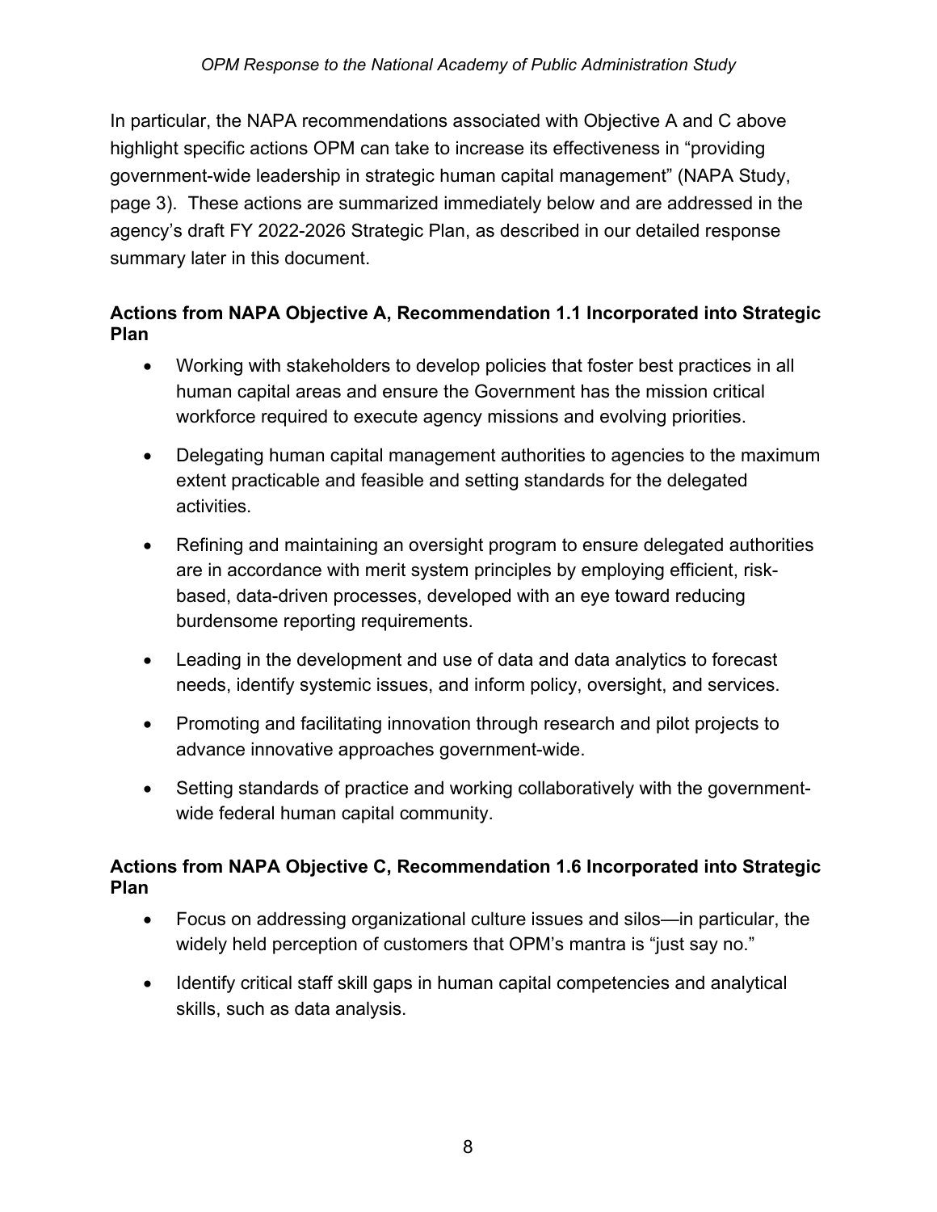In particular, the NAPA recommendations associated with Objective A and C above highlight specific actions OPM can take to increase its effectiveness in "providing government-wide leadership in strategic human capital management" (NAPA Study, page 3). These actions are summarized immediately below and are addressed in the agency's draft FY 2022-2026 Strategic Plan, as described in our detailed response summary later in this document.

**Actions from NAPA Objective A, Recommendation 1.1 Incorporated into Strategic Plan**

- Working with stakeholders to develop policies that foster best practices in all human capital areas and ensure the Government has the mission critical workforce required to execute agency missions and evolving priorities.
- Delegating human capital management authorities to agencies to the maximum extent practicable and feasible and setting standards for the delegated activities.
- Refining and maintaining an oversight program to ensure delegated authorities are in accordance with merit system principles by employing efficient, risk-based, data-driven processes, developed with an eye toward reducing burdensome reporting requirements.
- Leading in the development and use of data and data analytics to forecast needs, identify systemic issues, and inform policy, oversight, and services.
- Promoting and facilitating innovation through research and pilot projects to advance innovative approaches government-wide.
- Setting standards of practice and working collaboratively with the government-wide federal human capital community.

**Actions from NAPA Objective C, Recommendation 1.6 Incorporated into Strategic Plan**

- Focus on addressing organizational culture issues and silos—in particular, the widely held perception of customers that OPM's mantra is "just say no."
- Identify critical staff skill gaps in human capital competencies and analytical skills, such as data analysis.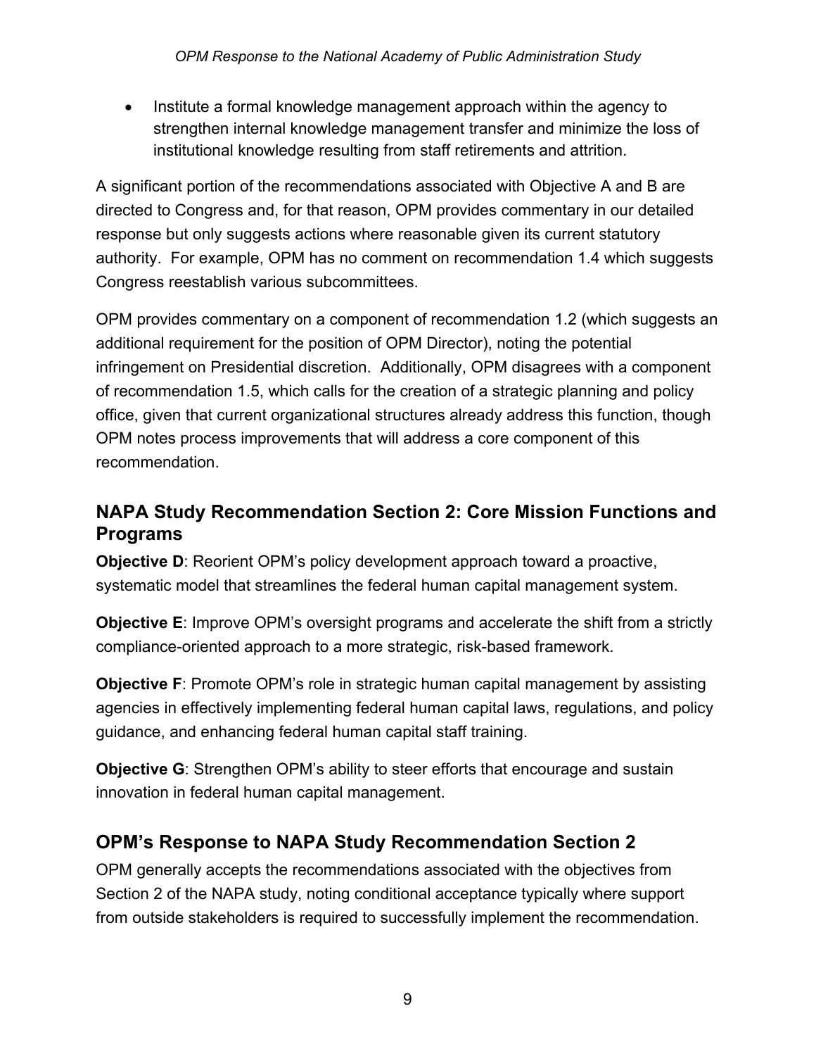- Institute a formal knowledge management approach within the agency to strengthen internal knowledge management transfer and minimize the loss of institutional knowledge resulting from staff retirements and attrition.

A significant portion of the recommendations associated with Objective A and B are directed to Congress and, for that reason, OPM provides commentary in our detailed response but only suggests actions where reasonable given its current statutory authority. For example, OPM has no comment on recommendation 1.4 which suggests Congress reestablish various subcommittees.

OPM provides commentary on a component of recommendation 1.2 (which suggests an additional requirement for the position of OPM Director), noting the potential infringement on Presidential discretion. Additionally, OPM disagrees with a component of recommendation 1.5, which calls for the creation of a strategic planning and policy office, given that current organizational structures already address this function, though OPM notes process improvements that will address a core component of this recommendation.

## NAPA Study Recommendation Section 2: Core Mission Functions and Programs

**Objective D**: Reorient OPM's policy development approach toward a proactive, systematic model that streamlines the federal human capital management system.

**Objective E**: Improve OPM's oversight programs and accelerate the shift from a strictly compliance-oriented approach to a more strategic, risk-based framework.

**Objective F**: Promote OPM's role in strategic human capital management by assisting agencies in effectively implementing federal human capital laws, regulations, and policy guidance, and enhancing federal human capital staff training.

**Objective G**: Strengthen OPM's ability to steer efforts that encourage and sustain innovation in federal human capital management.

## OPM's Response to NAPA Study Recommendation Section 2

OPM generally accepts the recommendations associated with the objectives from Section 2 of the NAPA study, noting conditional acceptance typically where support from outside stakeholders is required to successfully implement the recommendation.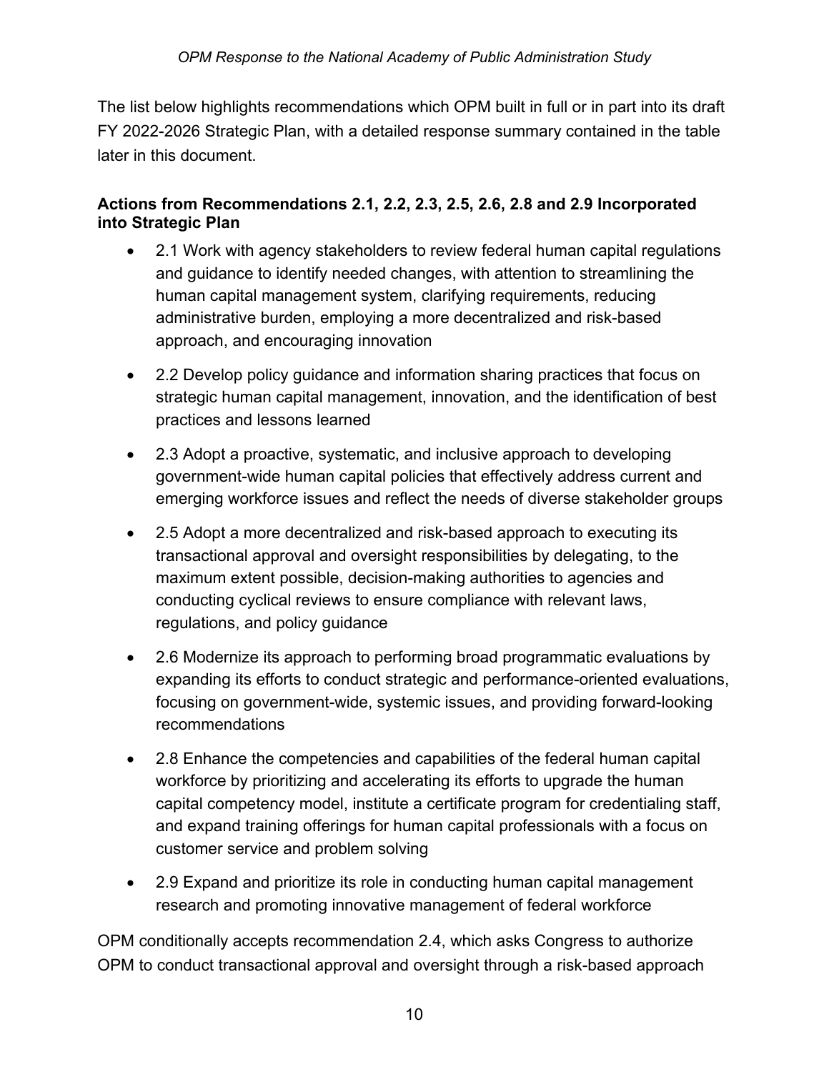The list below highlights recommendations which OPM built in full or in part into its draft FY 2022-2026 Strategic Plan, with a detailed response summary contained in the table later in this document.

**Actions from Recommendations 2.1, 2.2, 2.3, 2.5, 2.6, 2.8 and 2.9 Incorporated into Strategic Plan**

- 2.1 Work with agency stakeholders to review federal human capital regulations and guidance to identify needed changes, with attention to streamlining the human capital management system, clarifying requirements, reducing administrative burden, employing a more decentralized and risk-based approach, and encouraging innovation
- 2.2 Develop policy guidance and information sharing practices that focus on strategic human capital management, innovation, and the identification of best practices and lessons learned
- 2.3 Adopt a proactive, systematic, and inclusive approach to developing government-wide human capital policies that effectively address current and emerging workforce issues and reflect the needs of diverse stakeholder groups
- 2.5 Adopt a more decentralized and risk-based approach to executing its transactional approval and oversight responsibilities by delegating, to the maximum extent possible, decision-making authorities to agencies and conducting cyclical reviews to ensure compliance with relevant laws, regulations, and policy guidance
- 2.6 Modernize its approach to performing broad programmatic evaluations by expanding its efforts to conduct strategic and performance-oriented evaluations, focusing on government-wide, systemic issues, and providing forward-looking recommendations
- 2.8 Enhance the competencies and capabilities of the federal human capital workforce by prioritizing and accelerating its efforts to upgrade the human capital competency model, institute a certificate program for credentialing staff, and expand training offerings for human capital professionals with a focus on customer service and problem solving
- 2.9 Expand and prioritize its role in conducting human capital management research and promoting innovative management of federal workforce

OPM conditionally accepts recommendation 2.4, which asks Congress to authorize OPM to conduct transactional approval and oversight through a risk-based approach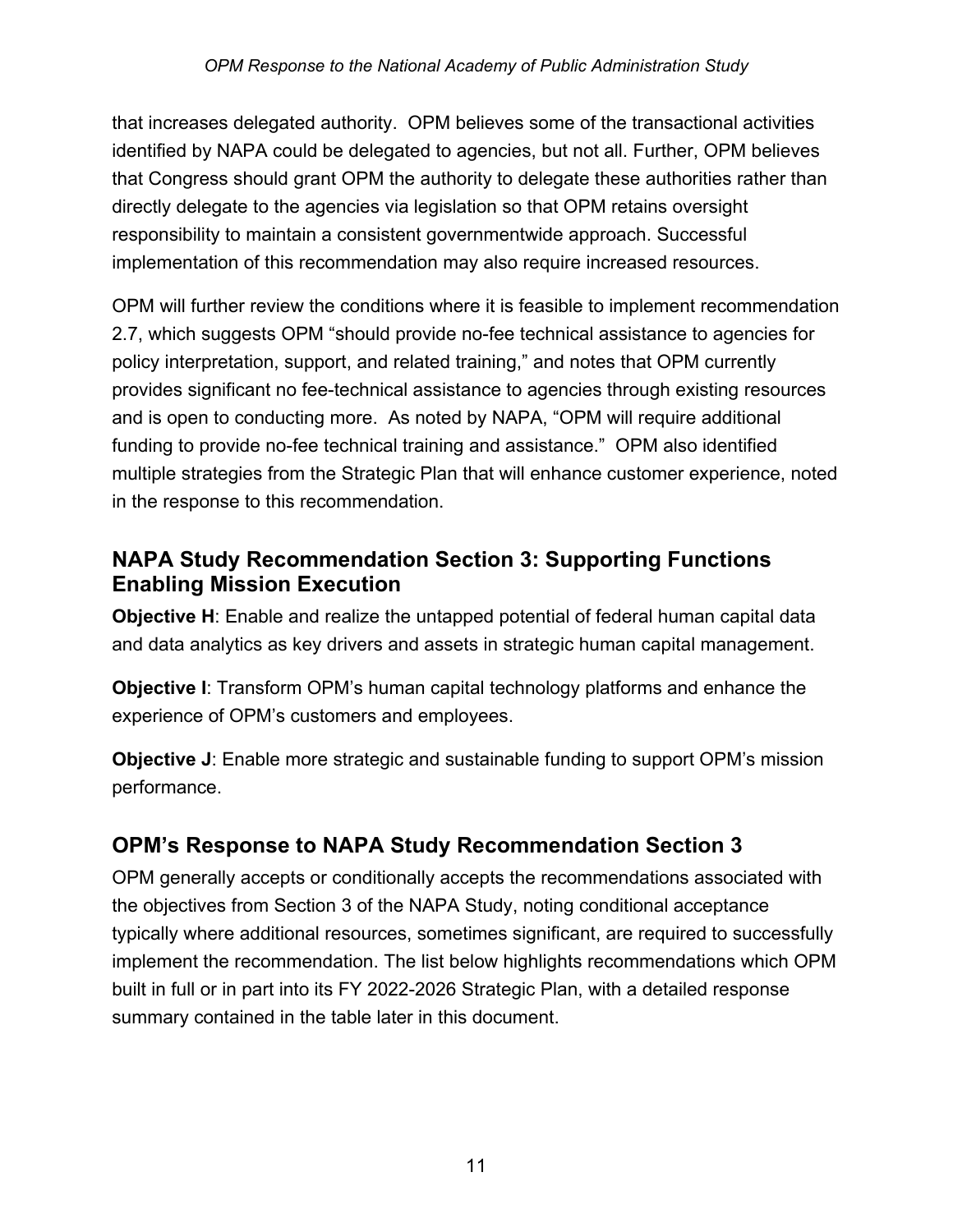that increases delegated authority.  OPM believes some of the transactional activities identified by NAPA could be delegated to agencies, but not all. Further, OPM believes that Congress should grant OPM the authority to delegate these authorities rather than directly delegate to the agencies via legislation so that OPM retains oversight responsibility to maintain a consistent governmentwide approach. Successful implementation of this recommendation may also require increased resources.

OPM will further review the conditions where it is feasible to implement recommendation 2.7, which suggests OPM "should provide no-fee technical assistance to agencies for policy interpretation, support, and related training," and notes that OPM currently provides significant no fee-technical assistance to agencies through existing resources and is open to conducting more.  As noted by NAPA, "OPM will require additional funding to provide no-fee technical training and assistance."  OPM also identified multiple strategies from the Strategic Plan that will enhance customer experience, noted in the response to this recommendation.

## NAPA Study Recommendation Section 3: Supporting Functions Enabling Mission Execution

**Objective H**: Enable and realize the untapped potential of federal human capital data and data analytics as key drivers and assets in strategic human capital management.

**Objective I**: Transform OPM's human capital technology platforms and enhance the experience of OPM's customers and employees.

**Objective J**: Enable more strategic and sustainable funding to support OPM's mission performance.

## OPM's Response to NAPA Study Recommendation Section 3

OPM generally accepts or conditionally accepts the recommendations associated with the objectives from Section 3 of the NAPA Study, noting conditional acceptance typically where additional resources, sometimes significant, are required to successfully implement the recommendation. The list below highlights recommendations which OPM built in full or in part into its FY 2022-2026 Strategic Plan, with a detailed response summary contained in the table later in this document.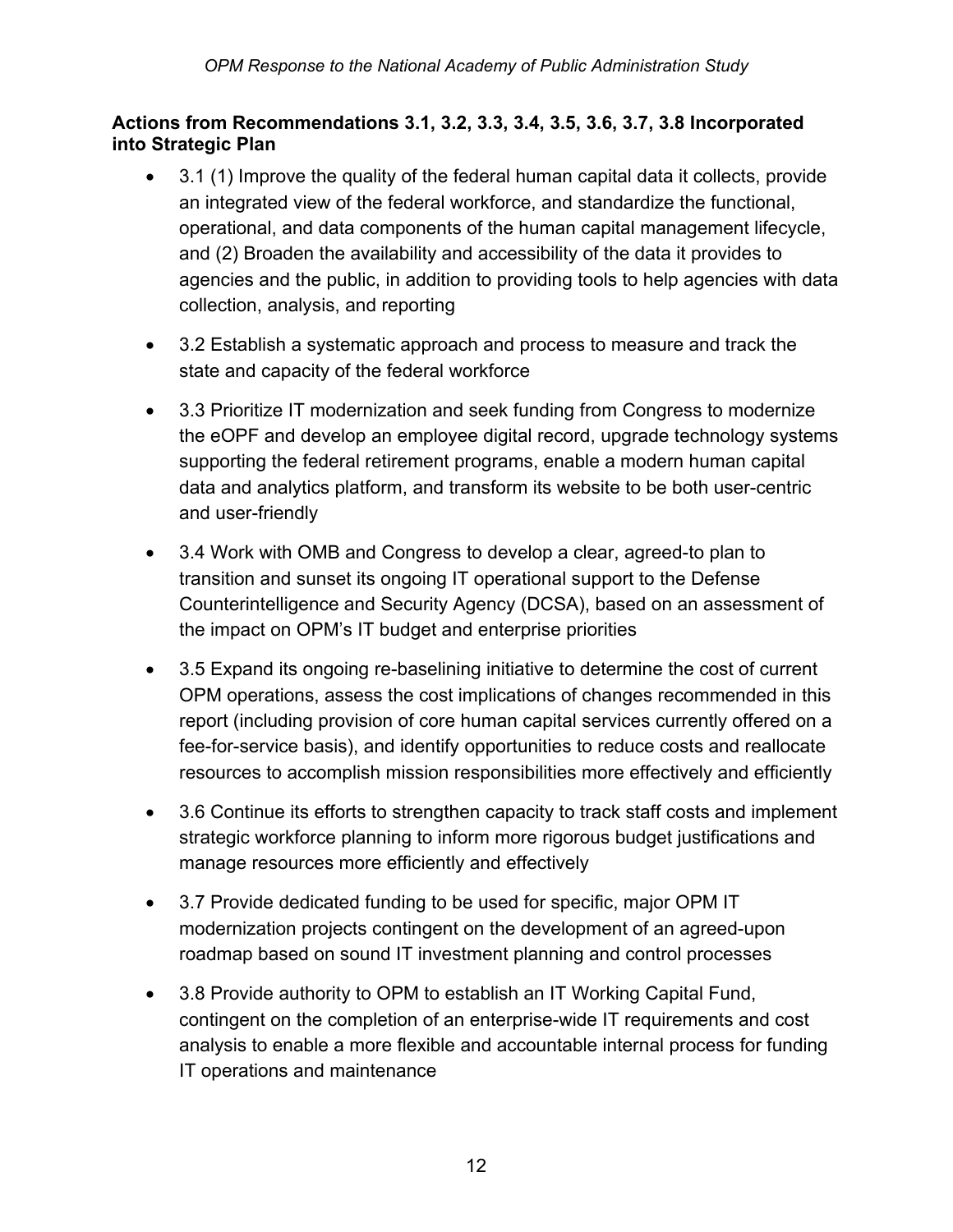**Actions from Recommendations 3.1, 3.2, 3.3, 3.4, 3.5, 3.6, 3.7, 3.8 Incorporated into Strategic Plan**

- 3.1 (1) Improve the quality of the federal human capital data it collects, provide an integrated view of the federal workforce, and standardize the functional, operational, and data components of the human capital management lifecycle, and (2) Broaden the availability and accessibility of the data it provides to agencies and the public, in addition to providing tools to help agencies with data collection, analysis, and reporting
- 3.2 Establish a systematic approach and process to measure and track the state and capacity of the federal workforce
- 3.3 Prioritize IT modernization and seek funding from Congress to modernize the eOPF and develop an employee digital record, upgrade technology systems supporting the federal retirement programs, enable a modern human capital data and analytics platform, and transform its website to be both user-centric and user-friendly
- 3.4 Work with OMB and Congress to develop a clear, agreed-to plan to transition and sunset its ongoing IT operational support to the Defense Counterintelligence and Security Agency (DCSA), based on an assessment of the impact on OPM's IT budget and enterprise priorities
- 3.5 Expand its ongoing re-baselining initiative to determine the cost of current OPM operations, assess the cost implications of changes recommended in this report (including provision of core human capital services currently offered on a fee-for-service basis), and identify opportunities to reduce costs and reallocate resources to accomplish mission responsibilities more effectively and efficiently
- 3.6 Continue its efforts to strengthen capacity to track staff costs and implement strategic workforce planning to inform more rigorous budget justifications and manage resources more efficiently and effectively
- 3.7 Provide dedicated funding to be used for specific, major OPM IT modernization projects contingent on the development of an agreed-upon roadmap based on sound IT investment planning and control processes
- 3.8 Provide authority to OPM to establish an IT Working Capital Fund, contingent on the completion of an enterprise-wide IT requirements and cost analysis to enable a more flexible and accountable internal process for funding IT operations and maintenance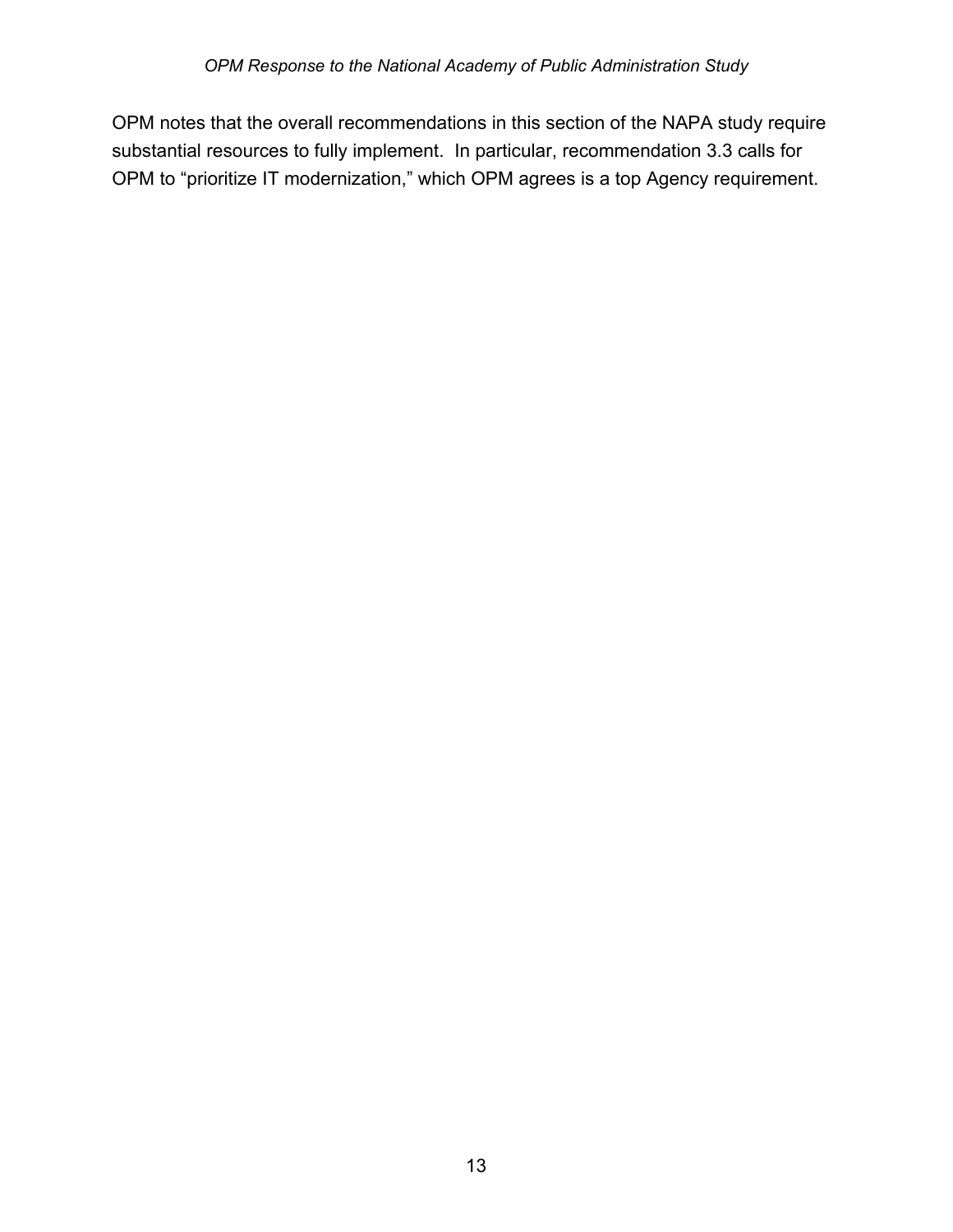OPM notes that the overall recommendations in this section of the NAPA study require substantial resources to fully implement. In particular, recommendation 3.3 calls for OPM to “prioritize IT modernization,” which OPM agrees is a top Agency requirement.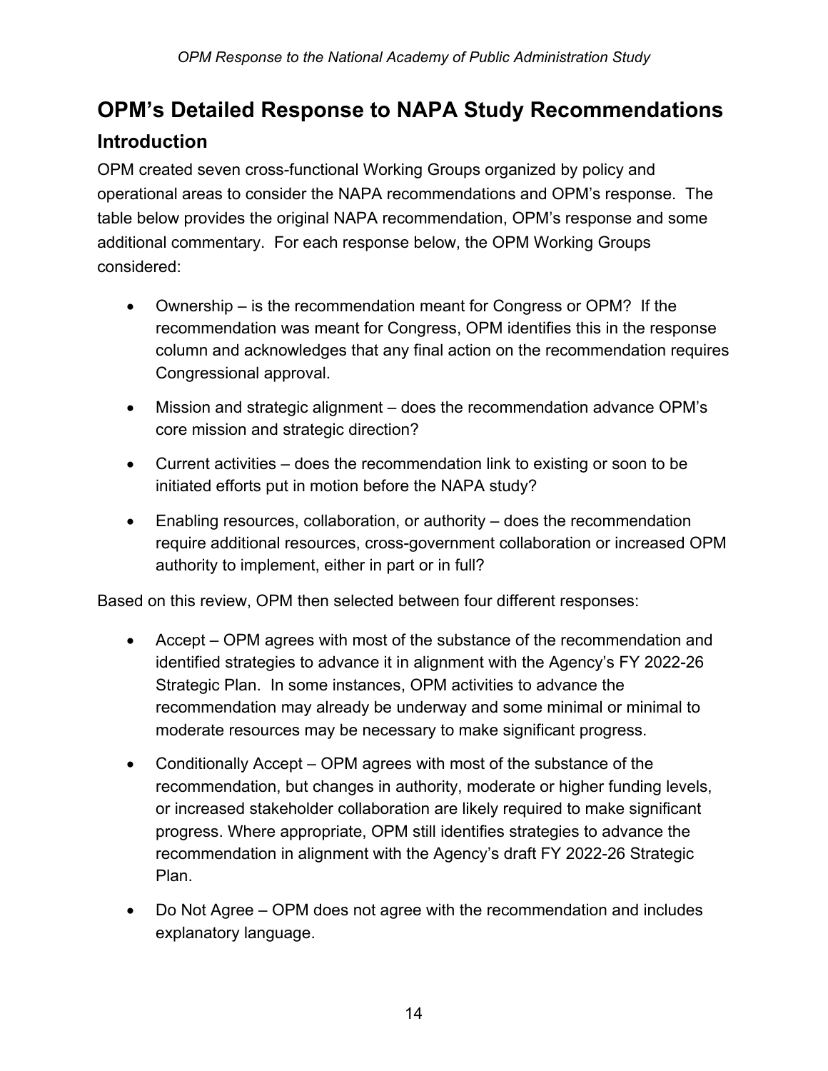# OPM's Detailed Response to NAPA Study Recommendations

## Introduction

OPM created seven cross-functional Working Groups organized by policy and operational areas to consider the NAPA recommendations and OPM's response. The table below provides the original NAPA recommendation, OPM's response and some additional commentary. For each response below, the OPM Working Groups considered:

- Ownership – is the recommendation meant for Congress or OPM? If the recommendation was meant for Congress, OPM identifies this in the response column and acknowledges that any final action on the recommendation requires Congressional approval.
- Mission and strategic alignment – does the recommendation advance OPM's core mission and strategic direction?
- Current activities – does the recommendation link to existing or soon to be initiated efforts put in motion before the NAPA study?
- Enabling resources, collaboration, or authority – does the recommendation require additional resources, cross-government collaboration or increased OPM authority to implement, either in part or in full?

Based on this review, OPM then selected between four different responses:

- Accept – OPM agrees with most of the substance of the recommendation and identified strategies to advance it in alignment with the Agency's FY 2022-26 Strategic Plan. In some instances, OPM activities to advance the recommendation may already be underway and some minimal or minimal to moderate resources may be necessary to make significant progress.
- Conditionally Accept – OPM agrees with most of the substance of the recommendation, but changes in authority, moderate or higher funding levels, or increased stakeholder collaboration are likely required to make significant progress. Where appropriate, OPM still identifies strategies to advance the recommendation in alignment with the Agency's draft FY 2022-26 Strategic Plan.
- Do Not Agree – OPM does not agree with the recommendation and includes explanatory language.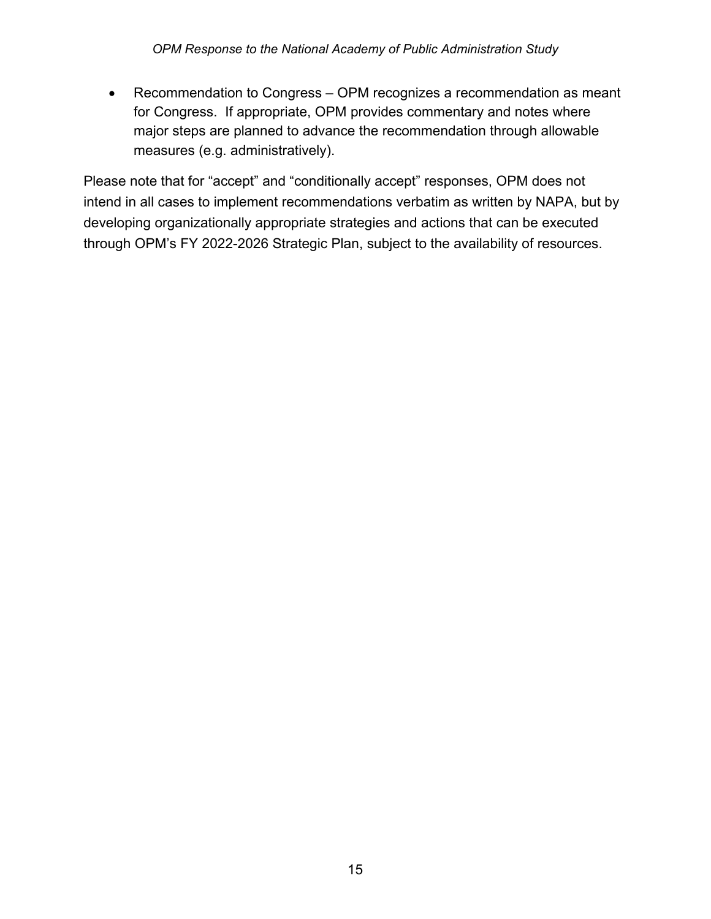- Recommendation to Congress – OPM recognizes a recommendation as meant for Congress. If appropriate, OPM provides commentary and notes where major steps are planned to advance the recommendation through allowable measures (e.g. administratively).

Please note that for "accept" and "conditionally accept" responses, OPM does not intend in all cases to implement recommendations verbatim as written by NAPA, but by developing organizationally appropriate strategies and actions that can be executed through OPM's FY 2022-2026 Strategic Plan, subject to the availability of resources.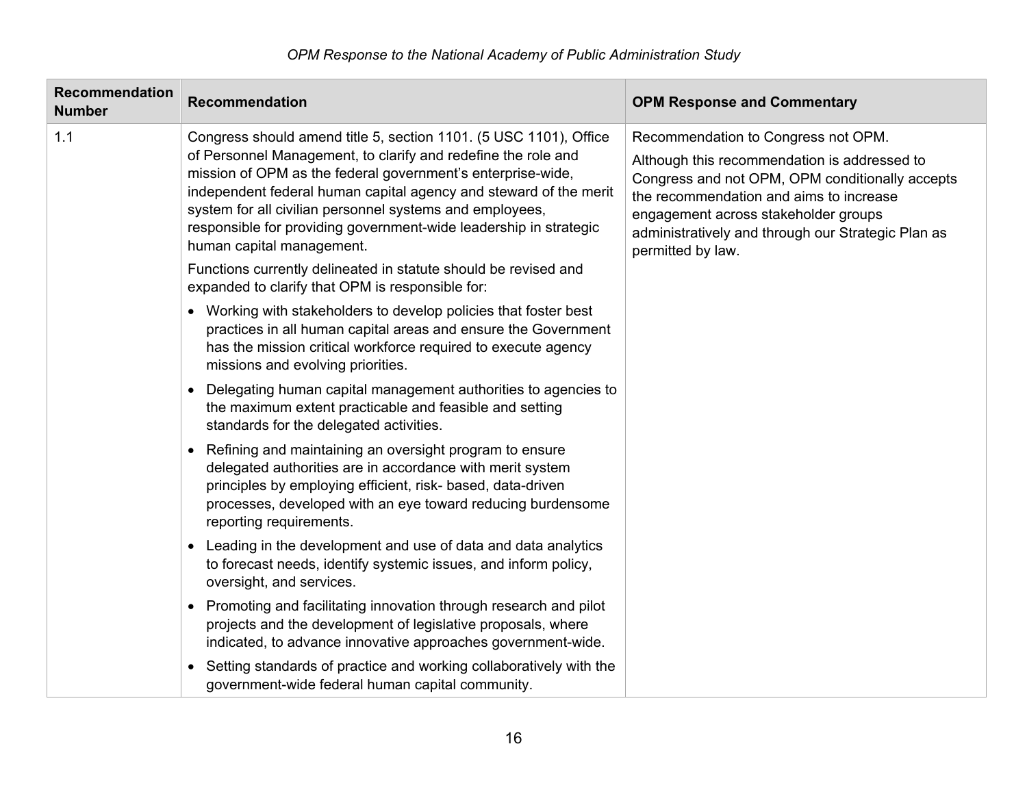| Recommendation Number | Recommendation | OPM Response and Commentary |
| --- | --- | --- |
| 1.1 | Congress should amend title 5, section 1101. (5 USC 1101), Office of Personnel Management, to clarify and redefine the role and mission of OPM as the federal government's enterprise-wide, independent federal human capital agency and steward of the merit system for all civilian personnel systems and employees, responsible for providing government-wide leadership in strategic human capital management.<br><br>Functions currently delineated in statute should be revised and expanded to clarify that OPM is responsible for:<br><br>• Working with stakeholders to develop policies that foster best practices in all human capital areas and ensure the Government has the mission critical workforce required to execute agency missions and evolving priorities.<br>• Delegating human capital management authorities to agencies to the maximum extent practicable and feasible and setting standards for the delegated activities.<br>• Refining and maintaining an oversight program to ensure delegated authorities are in accordance with merit system principles by employing efficient, risk- based, data-driven processes, developed with an eye toward reducing burdensome reporting requirements.<br>• Leading in the development and use of data and data analytics to forecast needs, identify systemic issues, and inform policy, oversight, and services.<br>• Promoting and facilitating innovation through research and pilot projects and the development of legislative proposals, where indicated, to advance innovative approaches government-wide.<br>• Setting standards of practice and working collaboratively with the government-wide federal human capital community. | Recommendation to Congress not OPM.<br><br>Although this recommendation is addressed to Congress and not OPM, OPM conditionally accepts the recommendation and aims to increase engagement across stakeholder groups administratively and through our Strategic Plan as permitted by law. |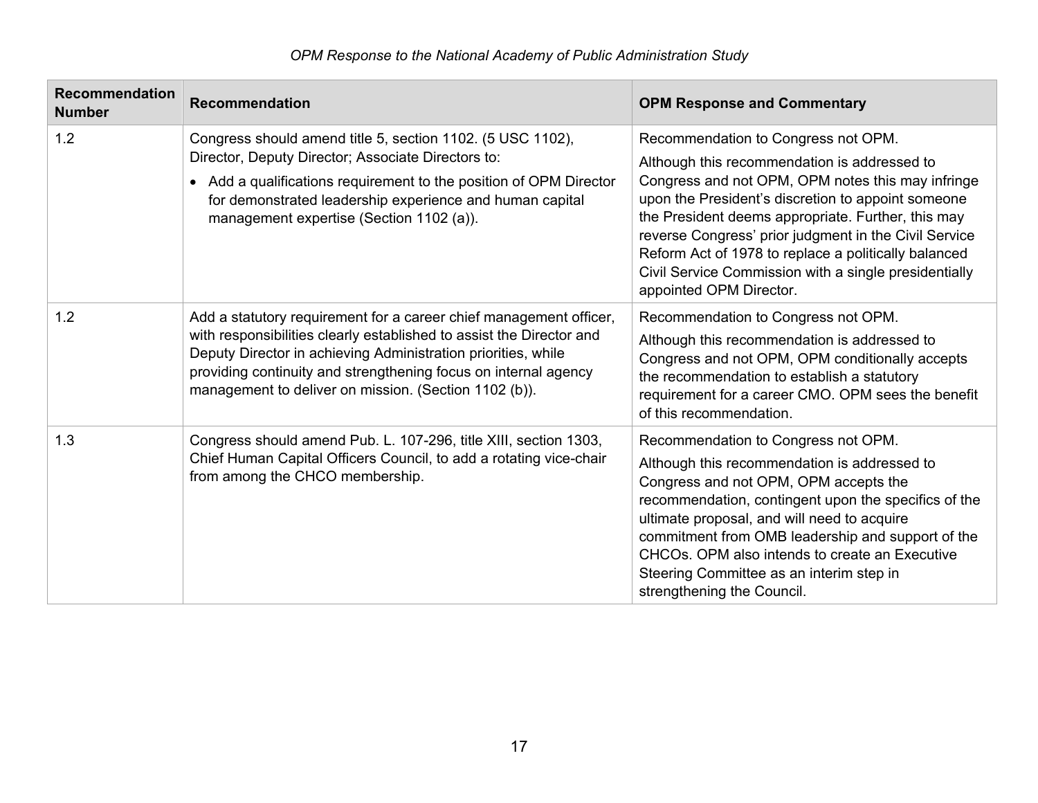| Recommendation Number | Recommendation | OPM Response and Commentary |
|---|---|---|
| 1.2 | Congress should amend title 5, section 1102. (5 USC 1102), Director, Deputy Director; Associate Directors to:<br>• Add a qualifications requirement to the position of OPM Director for demonstrated leadership experience and human capital management expertise (Section 1102 (a)). | Recommendation to Congress not OPM.<br>Although this recommendation is addressed to Congress and not OPM, OPM notes this may infringe upon the President's discretion to appoint someone the President deems appropriate. Further, this may reverse Congress' prior judgment in the Civil Service Reform Act of 1978 to replace a politically balanced Civil Service Commission with a single presidentially appointed OPM Director. |
| 1.2 | Add a statutory requirement for a career chief management officer, with responsibilities clearly established to assist the Director and Deputy Director in achieving Administration priorities, while providing continuity and strengthening focus on internal agency management to deliver on mission. (Section 1102 (b)). | Recommendation to Congress not OPM.<br>Although this recommendation is addressed to Congress and not OPM, OPM conditionally accepts the recommendation to establish a statutory requirement for a career CMO. OPM sees the benefit of this recommendation. |
| 1.3 | Congress should amend Pub. L. 107-296, title XIII, section 1303, Chief Human Capital Officers Council, to add a rotating vice-chair from among the CHCO membership. | Recommendation to Congress not OPM.<br>Although this recommendation is addressed to Congress and not OPM, OPM accepts the recommendation, contingent upon the specifics of the ultimate proposal, and will need to acquire commitment from OMB leadership and support of the CHCOs. OPM also intends to create an Executive Steering Committee as an interim step in strengthening the Council. |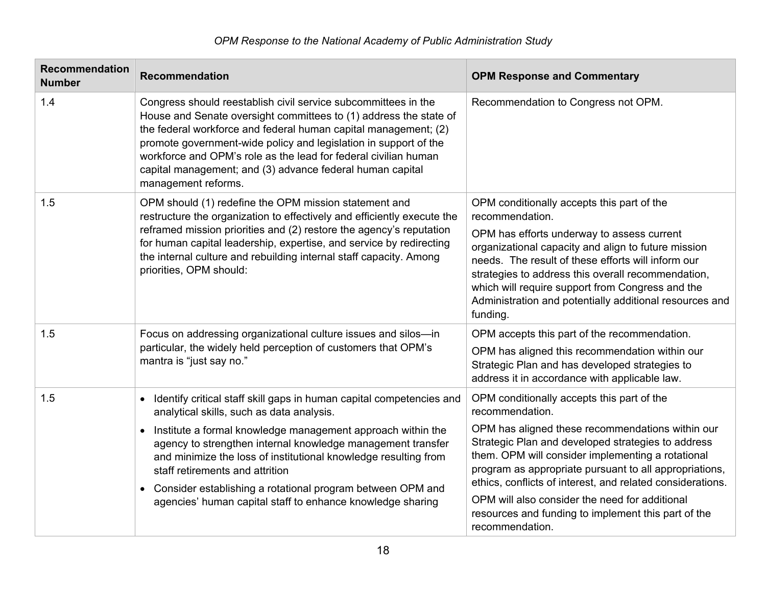| Recommendation Number | Recommendation | OPM Response and Commentary |
|---|---|---|
| 1.4 | Congress should reestablish civil service subcommittees in the House and Senate oversight committees to (1) address the state of the federal workforce and federal human capital management; (2) promote government-wide policy and legislation in support of the workforce and OPM's role as the lead for federal civilian human capital management; and (3) advance federal human capital management reforms. | Recommendation to Congress not OPM. |
| 1.5 | OPM should (1) redefine the OPM mission statement and restructure the organization to effectively and efficiently execute the reframed mission priorities and (2) restore the agency's reputation for human capital leadership, expertise, and service by redirecting the internal culture and rebuilding internal staff capacity. Among priorities, OPM should: | OPM conditionally accepts this part of the recommendation.<br><br>OPM has efforts underway to assess current organizational capacity and align to future mission needs. The result of these efforts will inform our strategies to address this overall recommendation, which will require support from Congress and the Administration and potentially additional resources and funding. |
| 1.5 | Focus on addressing organizational culture issues and silos—in particular, the widely held perception of customers that OPM's mantra is "just say no." | OPM accepts this part of the recommendation.<br><br>OPM has aligned this recommendation within our Strategic Plan and has developed strategies to address it in accordance with applicable law. |
| 1.5 | • Identify critical staff skill gaps in human capital competencies and analytical skills, such as data analysis.<br>• Institute a formal knowledge management approach within the agency to strengthen internal knowledge management transfer and minimize the loss of institutional knowledge resulting from staff retirements and attrition<br>• Consider establishing a rotational program between OPM and agencies' human capital staff to enhance knowledge sharing | OPM conditionally accepts this part of the recommendation.<br><br>OPM has aligned these recommendations within our Strategic Plan and developed strategies to address them. OPM will consider implementing a rotational program as appropriate pursuant to all appropriations, ethics, conflicts of interest, and related considerations.<br><br>OPM will also consider the need for additional resources and funding to implement this part of the recommendation. |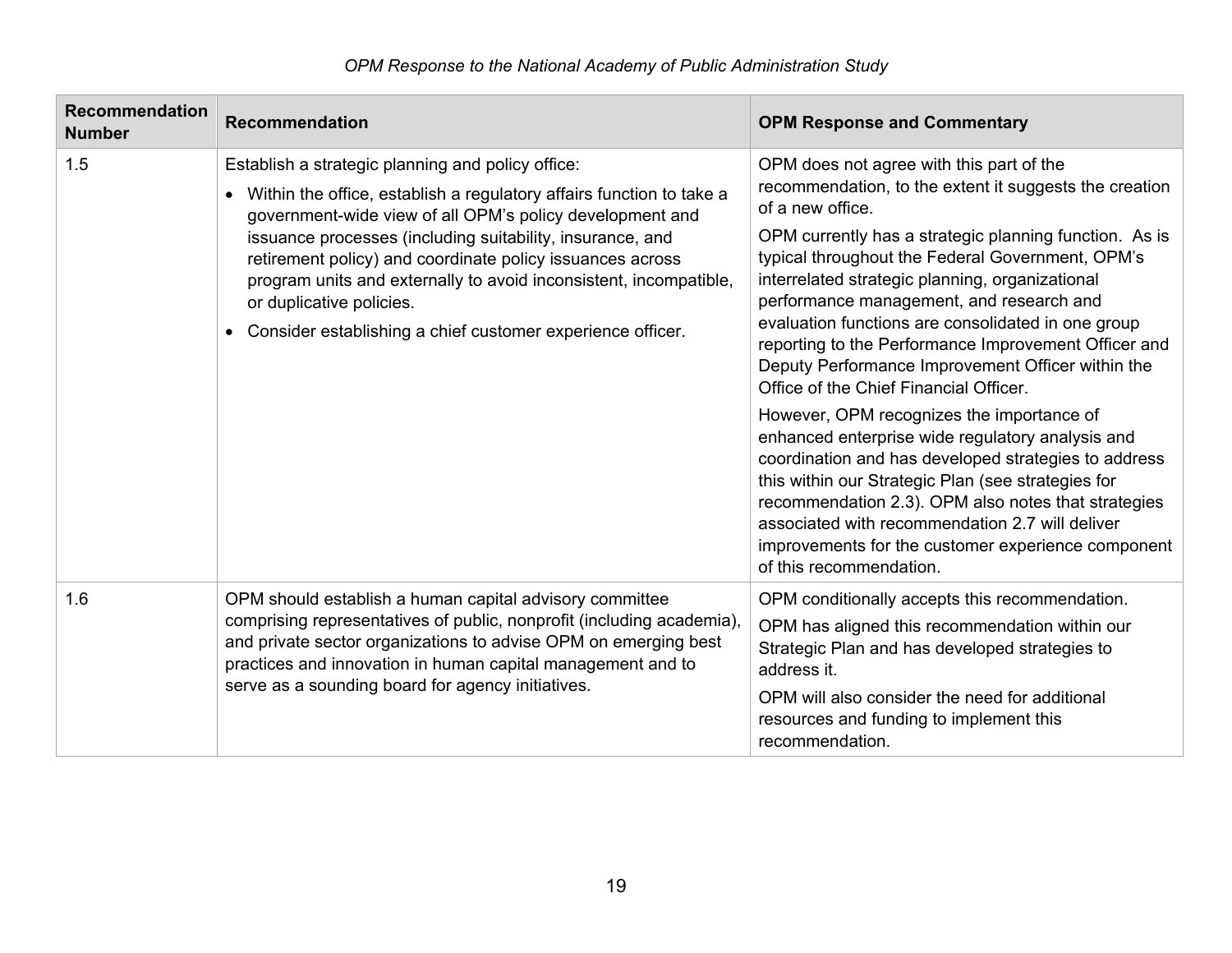| Recommendation Number | Recommendation | OPM Response and Commentary |
|---|---|---|
| 1.5 | Establish a strategic planning and policy office:<br>• Within the office, establish a regulatory affairs function to take a government-wide view of all OPM's policy development and issuance processes (including suitability, insurance, and retirement policy) and coordinate policy issuances across program units and externally to avoid inconsistent, incompatible, or duplicative policies.<br>• Consider establishing a chief customer experience officer. | OPM does not agree with this part of the recommendation, to the extent it suggests the creation of a new office.<br>OPM currently has a strategic planning function. As is typical throughout the Federal Government, OPM's interrelated strategic planning, organizational performance management, and research and evaluation functions are consolidated in one group reporting to the Performance Improvement Officer and Deputy Performance Improvement Officer within the Office of the Chief Financial Officer.<br>However, OPM recognizes the importance of enhanced enterprise wide regulatory analysis and coordination and has developed strategies to address this within our Strategic Plan (see strategies for recommendation 2.3). OPM also notes that strategies associated with recommendation 2.7 will deliver improvements for the customer experience component of this recommendation. |
| 1.6 | OPM should establish a human capital advisory committee comprising representatives of public, nonprofit (including academia), and private sector organizations to advise OPM on emerging best practices and innovation in human capital management and to serve as a sounding board for agency initiatives. | OPM conditionally accepts this recommendation.<br>OPM has aligned this recommendation within our Strategic Plan and has developed strategies to address it.<br>OPM will also consider the need for additional resources and funding to implement this recommendation. |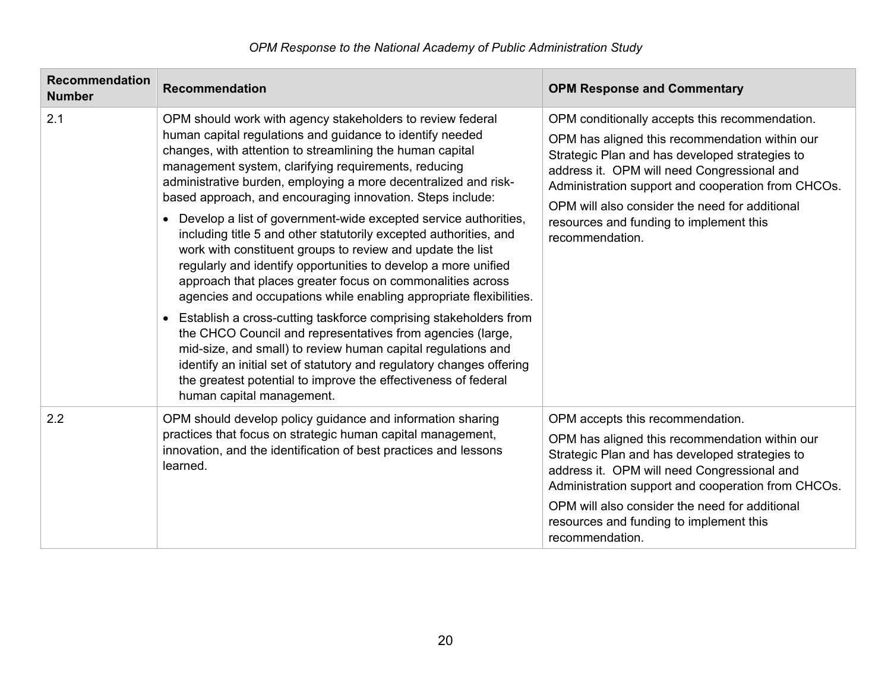| Recommendation Number | Recommendation | OPM Response and Commentary |
| --- | --- | --- |
| 2.1 | OPM should work with agency stakeholders to review federal human capital regulations and guidance to identify needed changes, with attention to streamlining the human capital management system, clarifying requirements, reducing administrative burden, employing a more decentralized and risk-based approach, and encouraging innovation. Steps include:<br>• Develop a list of government-wide excepted service authorities, including title 5 and other statutorily excepted authorities, and work with constituent groups to review and update the list regularly and identify opportunities to develop a more unified approach that places greater focus on commonalities across agencies and occupations while enabling appropriate flexibilities.<br>• Establish a cross-cutting taskforce comprising stakeholders from the CHCO Council and representatives from agencies (large, mid-size, and small) to review human capital regulations and identify an initial set of statutory and regulatory changes offering the greatest potential to improve the effectiveness of federal human capital management. | OPM conditionally accepts this recommendation.<br>OPM has aligned this recommendation within our Strategic Plan and has developed strategies to address it. OPM will need Congressional and Administration support and cooperation from CHCOs.<br>OPM will also consider the need for additional resources and funding to implement this recommendation. |
| 2.2 | OPM should develop policy guidance and information sharing practices that focus on strategic human capital management, innovation, and the identification of best practices and lessons learned. | OPM accepts this recommendation.<br>OPM has aligned this recommendation within our Strategic Plan and has developed strategies to address it. OPM will need Congressional and Administration support and cooperation from CHCOs.<br>OPM will also consider the need for additional resources and funding to implement this recommendation. |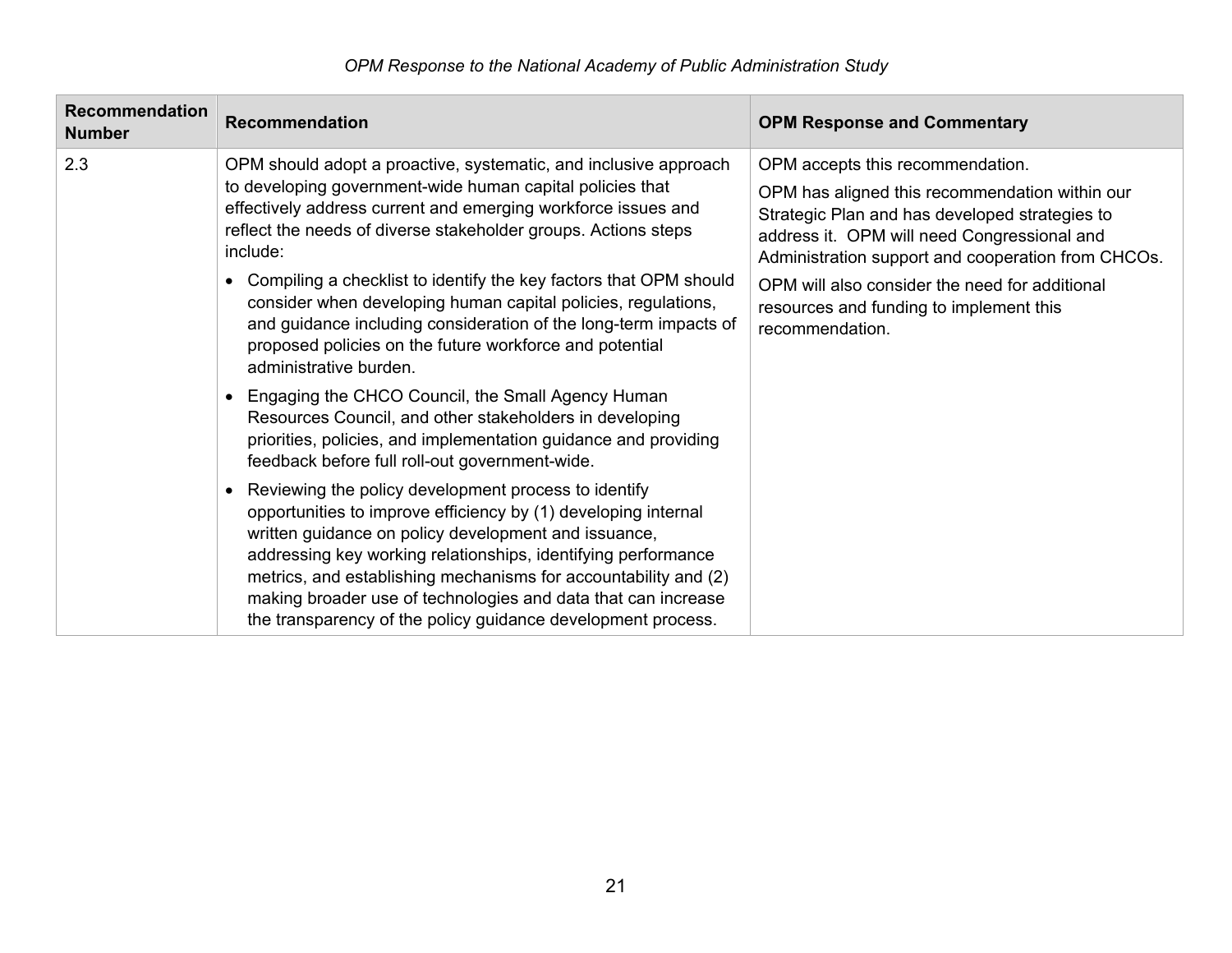| Recommendation Number | Recommendation | OPM Response and Commentary |
|---|---|---|
| 2.3 | OPM should adopt a proactive, systematic, and inclusive approach to developing government-wide human capital policies that effectively address current and emerging workforce issues and reflect the needs of diverse stakeholder groups. Actions steps include:<br>• Compiling a checklist to identify the key factors that OPM should consider when developing human capital policies, regulations, and guidance including consideration of the long-term impacts of proposed policies on the future workforce and potential administrative burden.<br>• Engaging the CHCO Council, the Small Agency Human Resources Council, and other stakeholders in developing priorities, policies, and implementation guidance and providing feedback before full roll-out government-wide.<br>• Reviewing the policy development process to identify opportunities to improve efficiency by (1) developing internal written guidance on policy development and issuance, addressing key working relationships, identifying performance metrics, and establishing mechanisms for accountability and (2) making broader use of technologies and data that can increase the transparency of the policy guidance development process. | OPM accepts this recommendation.<br>OPM has aligned this recommendation within our Strategic Plan and has developed strategies to address it. OPM will need Congressional and Administration support and cooperation from CHCOs.<br>OPM will also consider the need for additional resources and funding to implement this recommendation. |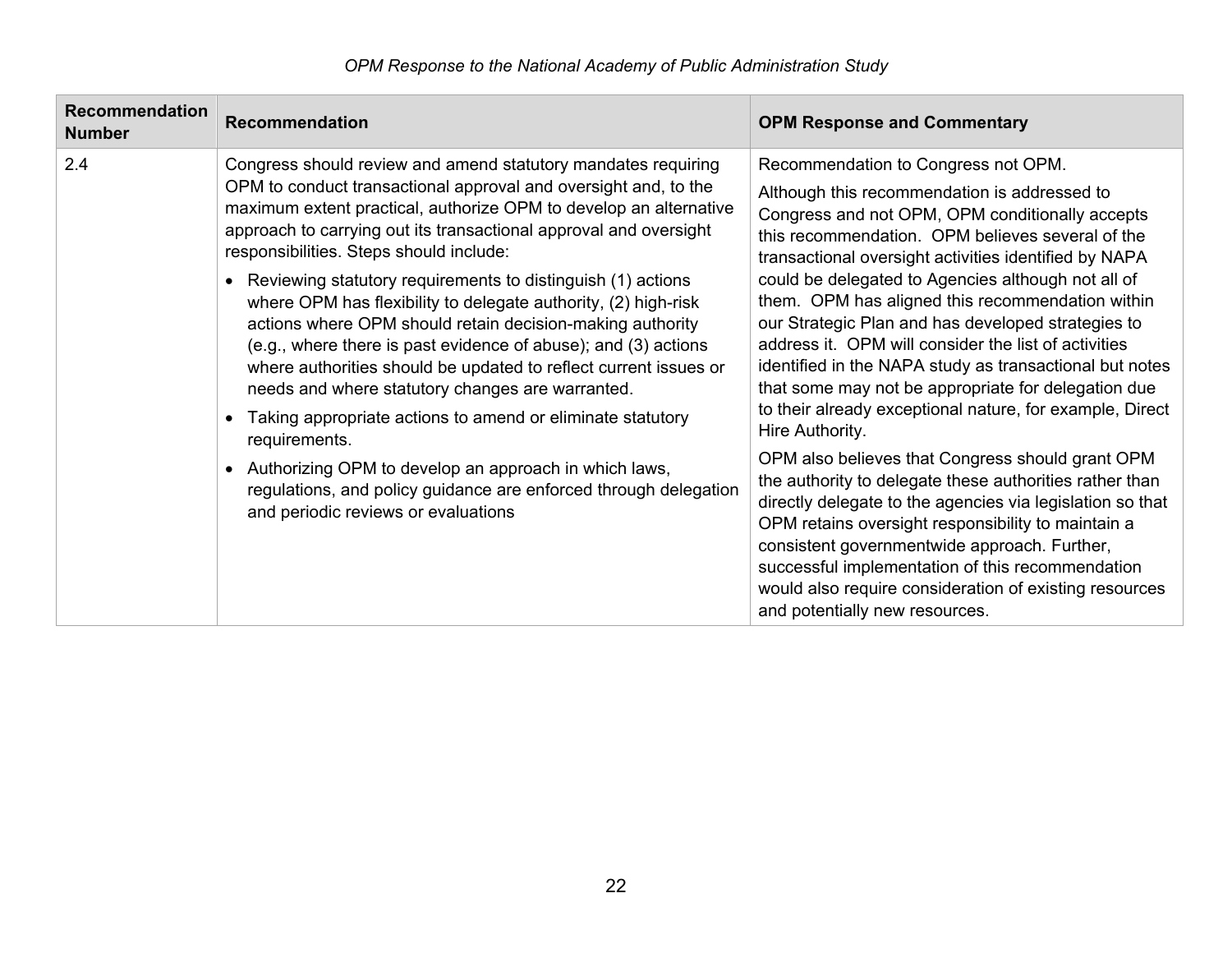| Recommendation Number | Recommendation | OPM Response and Commentary |
|---|---|---|
| 2.4 | Congress should review and amend statutory mandates requiring OPM to conduct transactional approval and oversight and, to the maximum extent practical, authorize OPM to develop an alternative approach to carrying out its transactional approval and oversight responsibilities. Steps should include:<br><br>• Reviewing statutory requirements to distinguish (1) actions where OPM has flexibility to delegate authority, (2) high-risk actions where OPM should retain decision-making authority (e.g., where there is past evidence of abuse); and (3) actions where authorities should be updated to reflect current issues or needs and where statutory changes are warranted.<br>• Taking appropriate actions to amend or eliminate statutory requirements.<br>• Authorizing OPM to develop an approach in which laws, regulations, and policy guidance are enforced through delegation and periodic reviews or evaluations | Recommendation to Congress not OPM.<br><br>Although this recommendation is addressed to Congress and not OPM, OPM conditionally accepts this recommendation. OPM believes several of the transactional oversight activities identified by NAPA could be delegated to Agencies although not all of them. OPM has aligned this recommendation within our Strategic Plan and has developed strategies to address it. OPM will consider the list of activities identified in the NAPA study as transactional but notes that some may not be appropriate for delegation due to their already exceptional nature, for example, Direct Hire Authority.<br><br>OPM also believes that Congress should grant OPM the authority to delegate these authorities rather than directly delegate to the agencies via legislation so that OPM retains oversight responsibility to maintain a consistent governmentwide approach. Further, successful implementation of this recommendation would also require consideration of existing resources and potentially new resources. |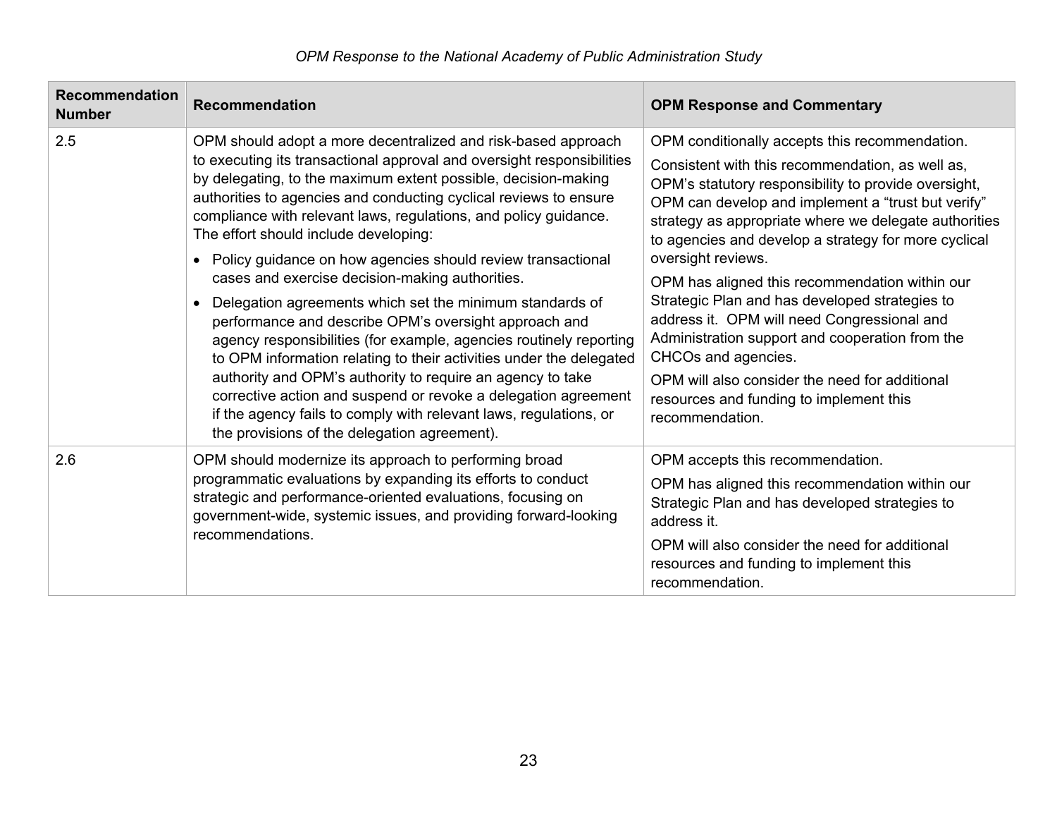| Recommendation Number | Recommendation | OPM Response and Commentary |
| --- | --- | --- |
| 2.5 | OPM should adopt a more decentralized and risk-based approach to executing its transactional approval and oversight responsibilities by delegating, to the maximum extent possible, decision-making authorities to agencies and conducting cyclical reviews to ensure compliance with relevant laws, regulations, and policy guidance. The effort should include developing: <br>• Policy guidance on how agencies should review transactional cases and exercise decision-making authorities. <br>• Delegation agreements which set the minimum standards of performance and describe OPM's oversight approach and agency responsibilities (for example, agencies routinely reporting to OPM information relating to their activities under the delegated authority and OPM's authority to require an agency to take corrective action and suspend or revoke a delegation agreement if the agency fails to comply with relevant laws, regulations, or the provisions of the delegation agreement). | OPM conditionally accepts this recommendation. <br>Consistent with this recommendation, as well as, OPM's statutory responsibility to provide oversight, OPM can develop and implement a "trust but verify" strategy as appropriate where we delegate authorities to agencies and develop a strategy for more cyclical oversight reviews. <br>OPM has aligned this recommendation within our Strategic Plan and has developed strategies to address it. OPM will need Congressional and Administration support and cooperation from the CHCOs and agencies. <br>OPM will also consider the need for additional resources and funding to implement this recommendation. |
| 2.6 | OPM should modernize its approach to performing broad programmatic evaluations by expanding its efforts to conduct strategic and performance-oriented evaluations, focusing on government-wide, systemic issues, and providing forward-looking recommendations. | OPM accepts this recommendation. <br>OPM has aligned this recommendation within our Strategic Plan and has developed strategies to address it. <br>OPM will also consider the need for additional resources and funding to implement this recommendation. |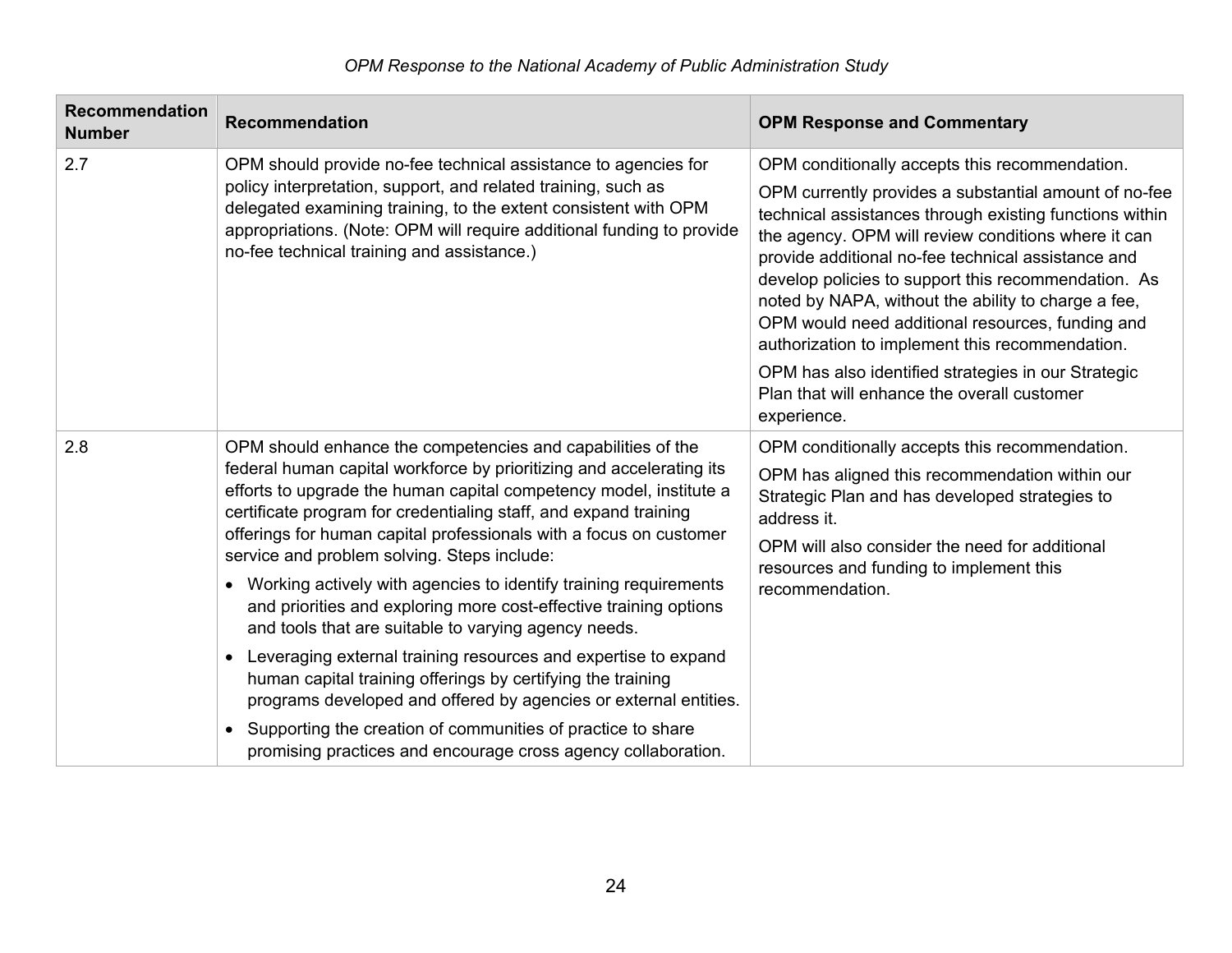| Recommendation Number | Recommendation | OPM Response and Commentary |
|---|---|---|
| 2.7 | OPM should provide no-fee technical assistance to agencies for policy interpretation, support, and related training, such as delegated examining training, to the extent consistent with OPM appropriations. (Note: OPM will require additional funding to provide no-fee technical training and assistance.) | OPM conditionally accepts this recommendation.<br><br>OPM currently provides a substantial amount of no-fee technical assistances through existing functions within the agency. OPM will review conditions where it can provide additional no-fee technical assistance and develop policies to support this recommendation. As noted by NAPA, without the ability to charge a fee, OPM would need additional resources, funding and authorization to implement this recommendation.<br><br>OPM has also identified strategies in our Strategic Plan that will enhance the overall customer experience. |
| 2.8 | OPM should enhance the competencies and capabilities of the federal human capital workforce by prioritizing and accelerating its efforts to upgrade the human capital competency model, institute a certificate program for credentialing staff, and expand training offerings for human capital professionals with a focus on customer service and problem solving. Steps include:<br><br>• Working actively with agencies to identify training requirements and priorities and exploring more cost-effective training options and tools that are suitable to varying agency needs.<br><br>• Leveraging external training resources and expertise to expand human capital training offerings by certifying the training programs developed and offered by agencies or external entities.<br><br>• Supporting the creation of communities of practice to share promising practices and encourage cross agency collaboration. | OPM conditionally accepts this recommendation.<br><br>OPM has aligned this recommendation within our Strategic Plan and has developed strategies to address it.<br><br>OPM will also consider the need for additional resources and funding to implement this recommendation. |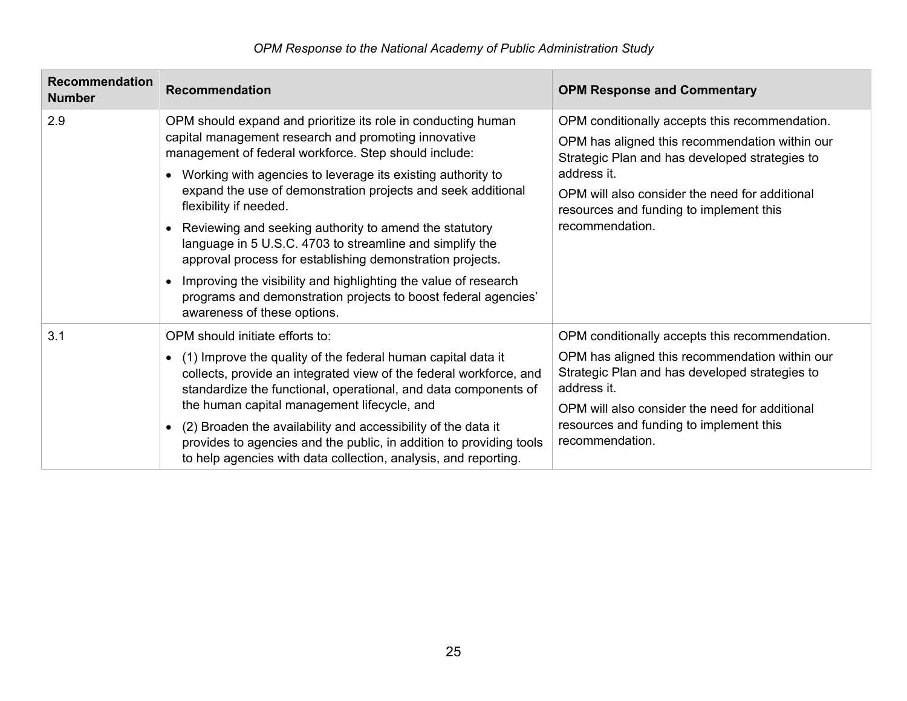| Recommendation Number | Recommendation | OPM Response and Commentary |
|---|---|---|
| 2.9 | OPM should expand and prioritize its role in conducting human capital management research and promoting innovative management of federal workforce. Step should include:<br>• Working with agencies to leverage its existing authority to expand the use of demonstration projects and seek additional flexibility if needed.<br>• Reviewing and seeking authority to amend the statutory language in 5 U.S.C. 4703 to streamline and simplify the approval process for establishing demonstration projects.<br>• Improving the visibility and highlighting the value of research programs and demonstration projects to boost federal agencies' awareness of these options. | OPM conditionally accepts this recommendation.<br>OPM has aligned this recommendation within our Strategic Plan and has developed strategies to address it.<br>OPM will also consider the need for additional resources and funding to implement this recommendation. |
| 3.1 | OPM should initiate efforts to:<br>• (1) Improve the quality of the federal human capital data it collects, provide an integrated view of the federal workforce, and standardize the functional, operational, and data components of the human capital management lifecycle, and<br>• (2) Broaden the availability and accessibility of the data it provides to agencies and the public, in addition to providing tools to help agencies with data collection, analysis, and reporting. | OPM conditionally accepts this recommendation.<br>OPM has aligned this recommendation within our Strategic Plan and has developed strategies to address it.<br>OPM will also consider the need for additional resources and funding to implement this recommendation. |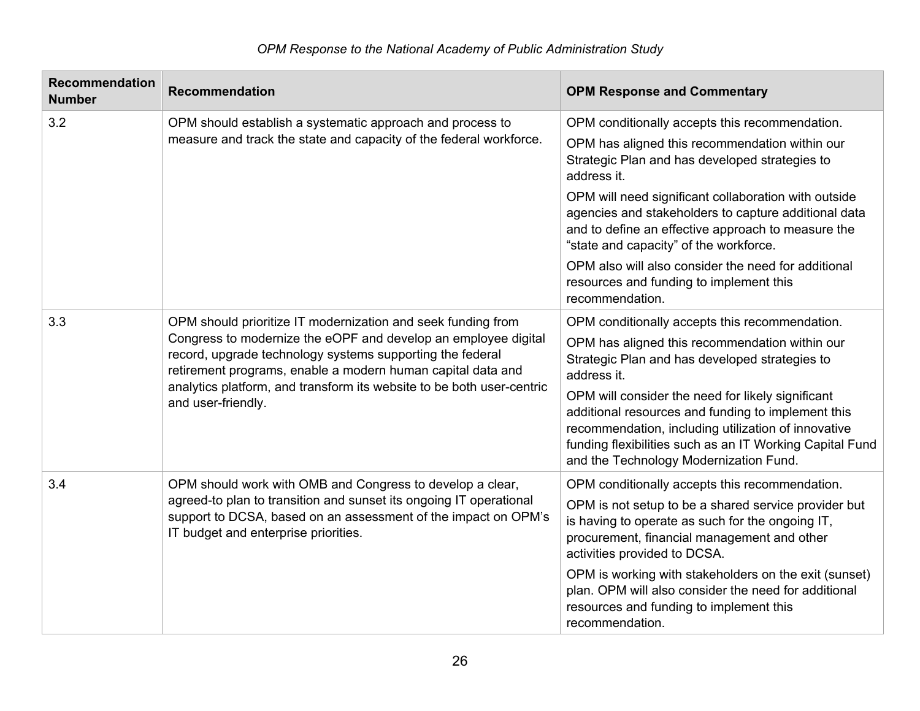| Recommendation Number | Recommendation | OPM Response and Commentary |
|---|---|---|
| 3.2 | OPM should establish a systematic approach and process to measure and track the state and capacity of the federal workforce. | OPM conditionally accepts this recommendation.<br>OPM has aligned this recommendation within our Strategic Plan and has developed strategies to address it.<br>OPM will need significant collaboration with outside agencies and stakeholders to capture additional data and to define an effective approach to measure the "state and capacity" of the workforce.<br>OPM also will also consider the need for additional resources and funding to implement this recommendation. |
| 3.3 | OPM should prioritize IT modernization and seek funding from Congress to modernize the eOPF and develop an employee digital record, upgrade technology systems supporting the federal retirement programs, enable a modern human capital data and analytics platform, and transform its website to be both user-centric and user-friendly. | OPM conditionally accepts this recommendation.<br>OPM has aligned this recommendation within our Strategic Plan and has developed strategies to address it.<br>OPM will consider the need for likely significant additional resources and funding to implement this recommendation, including utilization of innovative funding flexibilities such as an IT Working Capital Fund and the Technology Modernization Fund. |
| 3.4 | OPM should work with OMB and Congress to develop a clear, agreed-to plan to transition and sunset its ongoing IT operational support to DCSA, based on an assessment of the impact on OPM's IT budget and enterprise priorities. | OPM conditionally accepts this recommendation.<br>OPM is not setup to be a shared service provider but is having to operate as such for the ongoing IT, procurement, financial management and other activities provided to DCSA.<br>OPM is working with stakeholders on the exit (sunset) plan. OPM will also consider the need for additional resources and funding to implement this recommendation. |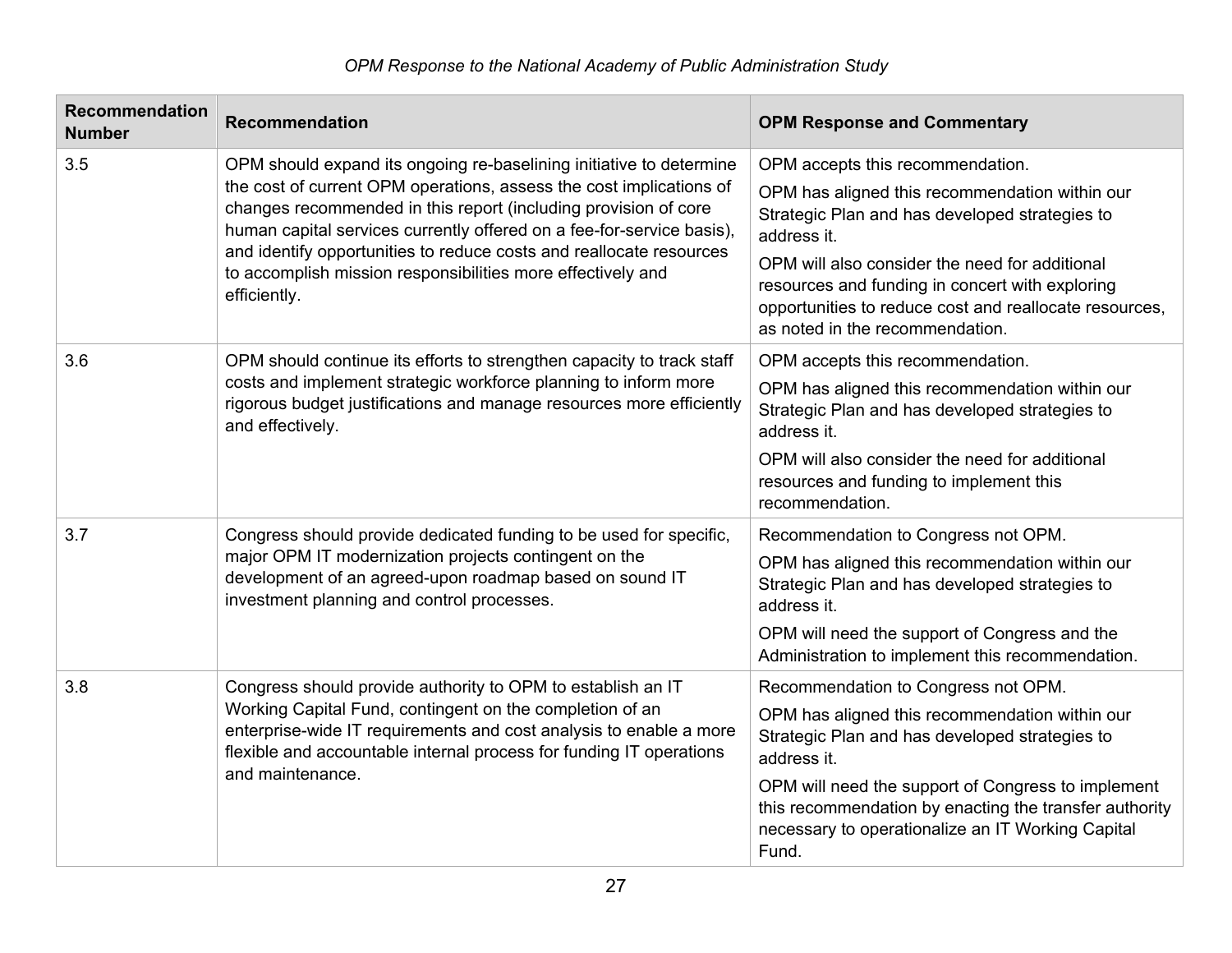| Recommendation Number | Recommendation | OPM Response and Commentary |
|---|---|---|
| 3.5 | OPM should expand its ongoing re-baselining initiative to determine the cost of current OPM operations, assess the cost implications of changes recommended in this report (including provision of core human capital services currently offered on a fee-for-service basis), and identify opportunities to reduce costs and reallocate resources to accomplish mission responsibilities more effectively and efficiently. | OPM accepts this recommendation.<br>OPM has aligned this recommendation within our Strategic Plan and has developed strategies to address it.<br>OPM will also consider the need for additional resources and funding in concert with exploring opportunities to reduce cost and reallocate resources, as noted in the recommendation. |
| 3.6 | OPM should continue its efforts to strengthen capacity to track staff costs and implement strategic workforce planning to inform more rigorous budget justifications and manage resources more efficiently and effectively. | OPM accepts this recommendation.<br>OPM has aligned this recommendation within our Strategic Plan and has developed strategies to address it.<br>OPM will also consider the need for additional resources and funding to implement this recommendation. |
| 3.7 | Congress should provide dedicated funding to be used for specific, major OPM IT modernization projects contingent on the development of an agreed-upon roadmap based on sound IT investment planning and control processes. | Recommendation to Congress not OPM.<br>OPM has aligned this recommendation within our Strategic Plan and has developed strategies to address it.<br>OPM will need the support of Congress and the Administration to implement this recommendation. |
| 3.8 | Congress should provide authority to OPM to establish an IT Working Capital Fund, contingent on the completion of an enterprise-wide IT requirements and cost analysis to enable a more flexible and accountable internal process for funding IT operations and maintenance. | Recommendation to Congress not OPM.<br>OPM has aligned this recommendation within our Strategic Plan and has developed strategies to address it.<br>OPM will need the support of Congress to implement this recommendation by enacting the transfer authority necessary to operationalize an IT Working Capital Fund. |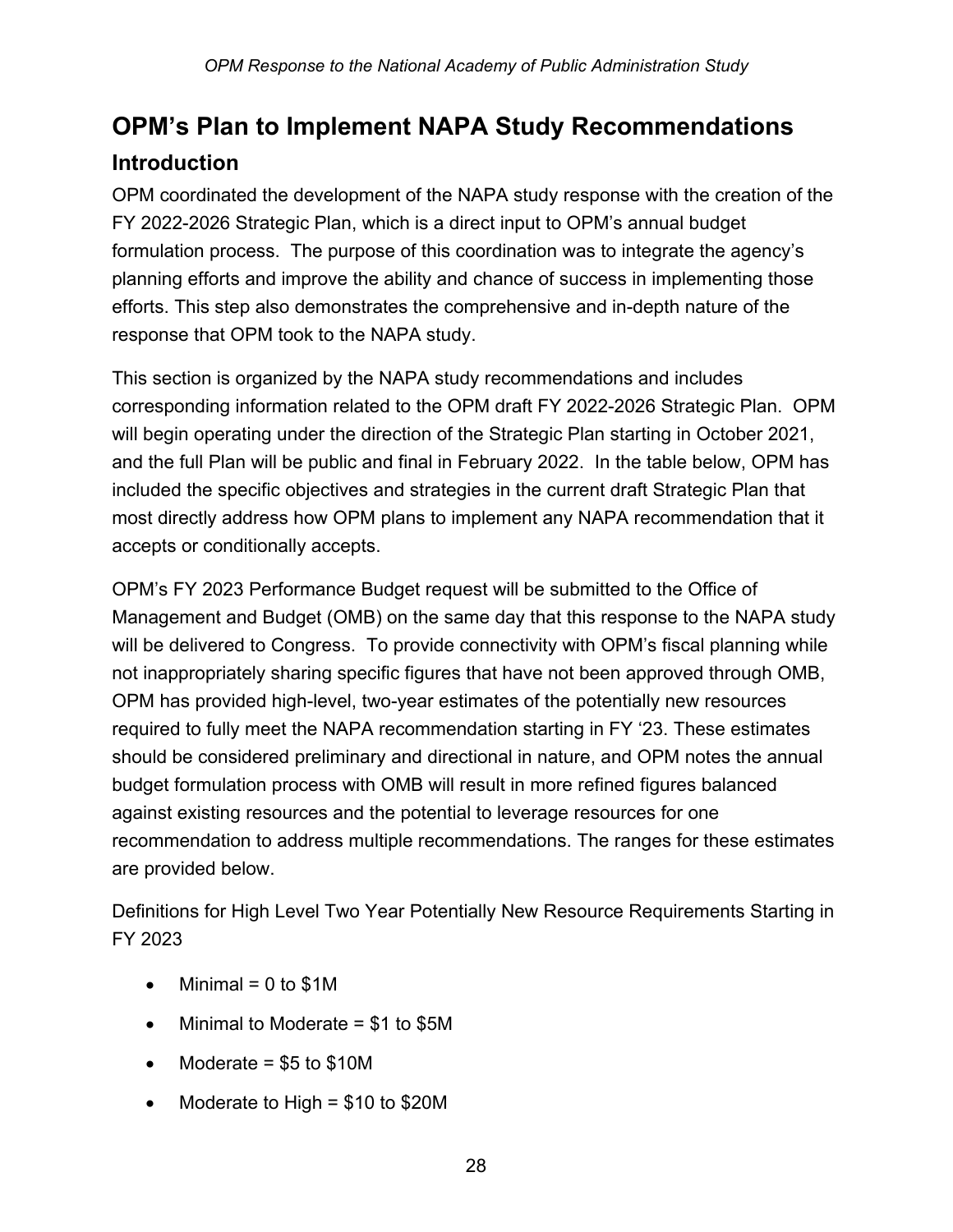# OPM's Plan to Implement NAPA Study Recommendations

## Introduction

OPM coordinated the development of the NAPA study response with the creation of the FY 2022-2026 Strategic Plan, which is a direct input to OPM's annual budget formulation process. The purpose of this coordination was to integrate the agency's planning efforts and improve the ability and chance of success in implementing those efforts. This step also demonstrates the comprehensive and in-depth nature of the response that OPM took to the NAPA study.

This section is organized by the NAPA study recommendations and includes corresponding information related to the OPM draft FY 2022-2026 Strategic Plan. OPM will begin operating under the direction of the Strategic Plan starting in October 2021, and the full Plan will be public and final in February 2022. In the table below, OPM has included the specific objectives and strategies in the current draft Strategic Plan that most directly address how OPM plans to implement any NAPA recommendation that it accepts or conditionally accepts.

OPM's FY 2023 Performance Budget request will be submitted to the Office of Management and Budget (OMB) on the same day that this response to the NAPA study will be delivered to Congress. To provide connectivity with OPM's fiscal planning while not inappropriately sharing specific figures that have not been approved through OMB, OPM has provided high-level, two-year estimates of the potentially new resources required to fully meet the NAPA recommendation starting in FY '23. These estimates should be considered preliminary and directional in nature, and OPM notes the annual budget formulation process with OMB will result in more refined figures balanced against existing resources and the potential to leverage resources for one recommendation to address multiple recommendations. The ranges for these estimates are provided below.

Definitions for High Level Two Year Potentially New Resource Requirements Starting in FY 2023

- Minimal = 0 to $1M
- Minimal to Moderate = $1 to $5M
- Moderate = $5 to $10M
- Moderate to High = $10 to $20M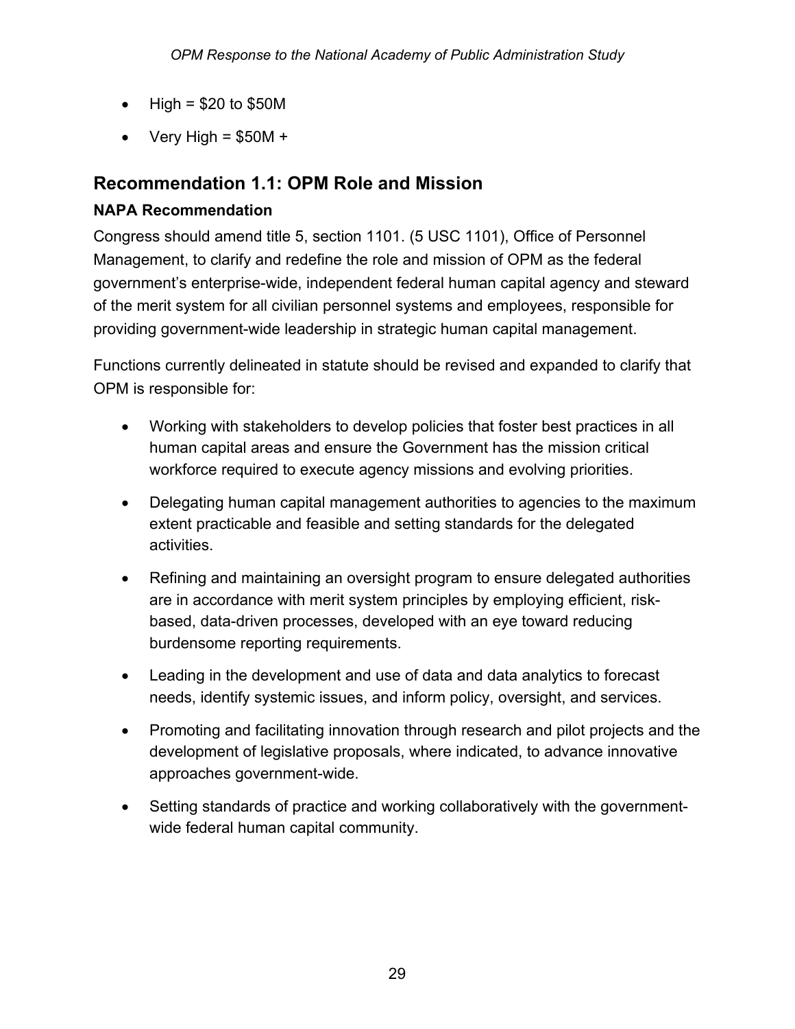- High = $20 to $50M
- Very High = $50M +

## Recommendation 1.1: OPM Role and Mission

### NAPA Recommendation

Congress should amend title 5, section 1101. (5 USC 1101), Office of Personnel Management, to clarify and redefine the role and mission of OPM as the federal government's enterprise-wide, independent federal human capital agency and steward of the merit system for all civilian personnel systems and employees, responsible for providing government-wide leadership in strategic human capital management.

Functions currently delineated in statute should be revised and expanded to clarify that OPM is responsible for:

- Working with stakeholders to develop policies that foster best practices in all human capital areas and ensure the Government has the mission critical workforce required to execute agency missions and evolving priorities.
- Delegating human capital management authorities to agencies to the maximum extent practicable and feasible and setting standards for the delegated activities.
- Refining and maintaining an oversight program to ensure delegated authorities are in accordance with merit system principles by employing efficient, risk-based, data-driven processes, developed with an eye toward reducing burdensome reporting requirements.
- Leading in the development and use of data and data analytics to forecast needs, identify systemic issues, and inform policy, oversight, and services.
- Promoting and facilitating innovation through research and pilot projects and the development of legislative proposals, where indicated, to advance innovative approaches government-wide.
- Setting standards of practice and working collaboratively with the government-wide federal human capital community.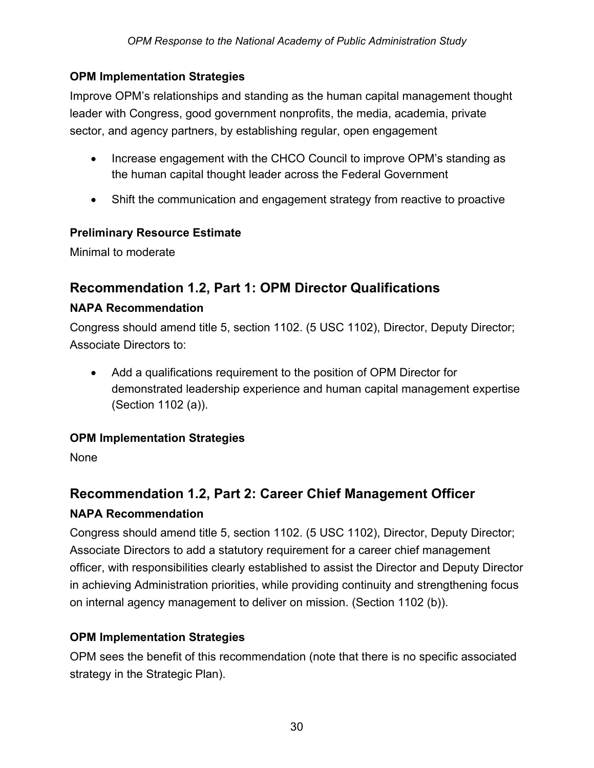### OPM Implementation Strategies

Improve OPM’s relationships and standing as the human capital management thought leader with Congress, good government nonprofits, the media, academia, private sector, and agency partners, by establishing regular, open engagement

- Increase engagement with the CHCO Council to improve OPM’s standing as the human capital thought leader across the Federal Government
- Shift the communication and engagement strategy from reactive to proactive

### Preliminary Resource Estimate

Minimal to moderate

## Recommendation 1.2, Part 1: OPM Director Qualifications

### NAPA Recommendation

Congress should amend title 5, section 1102. (5 USC 1102), Director, Deputy Director; Associate Directors to:

- Add a qualifications requirement to the position of OPM Director for demonstrated leadership experience and human capital management expertise (Section 1102 (a)).

### OPM Implementation Strategies

None

## Recommendation 1.2, Part 2: Career Chief Management Officer

### NAPA Recommendation

Congress should amend title 5, section 1102. (5 USC 1102), Director, Deputy Director; Associate Directors to add a statutory requirement for a career chief management officer, with responsibilities clearly established to assist the Director and Deputy Director in achieving Administration priorities, while providing continuity and strengthening focus on internal agency management to deliver on mission. (Section 1102 (b)).

### OPM Implementation Strategies

OPM sees the benefit of this recommendation (note that there is no specific associated strategy in the Strategic Plan).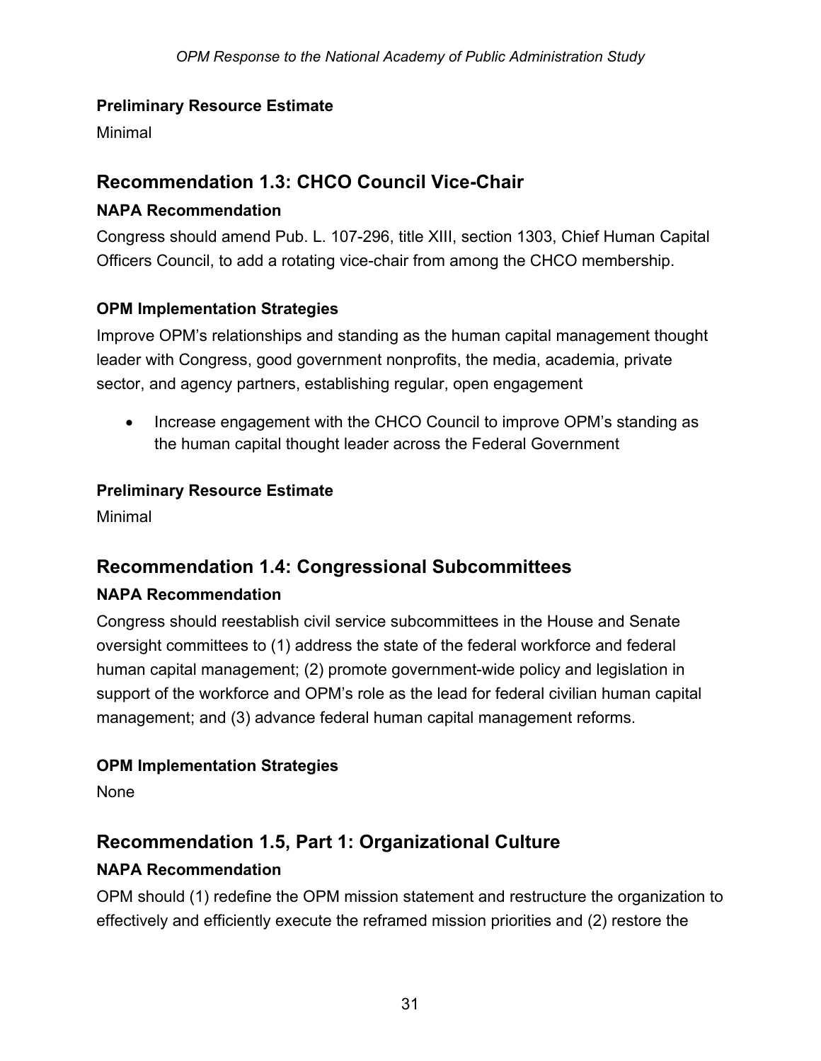### Preliminary Resource Estimate

Minimal

## Recommendation 1.3: CHCO Council Vice-Chair

### NAPA Recommendation

Congress should amend Pub. L. 107-296, title XIII, section 1303, Chief Human Capital Officers Council, to add a rotating vice-chair from among the CHCO membership.

### OPM Implementation Strategies

Improve OPM's relationships and standing as the human capital management thought leader with Congress, good government nonprofits, the media, academia, private sector, and agency partners, establishing regular, open engagement

- Increase engagement with the CHCO Council to improve OPM's standing as the human capital thought leader across the Federal Government

### Preliminary Resource Estimate

Minimal

## Recommendation 1.4: Congressional Subcommittees

### NAPA Recommendation

Congress should reestablish civil service subcommittees in the House and Senate oversight committees to (1) address the state of the federal workforce and federal human capital management; (2) promote government-wide policy and legislation in support of the workforce and OPM's role as the lead for federal civilian human capital management; and (3) advance federal human capital management reforms.

### OPM Implementation Strategies

None

## Recommendation 1.5, Part 1: Organizational Culture

### NAPA Recommendation

OPM should (1) redefine the OPM mission statement and restructure the organization to effectively and efficiently execute the reframed mission priorities and (2) restore the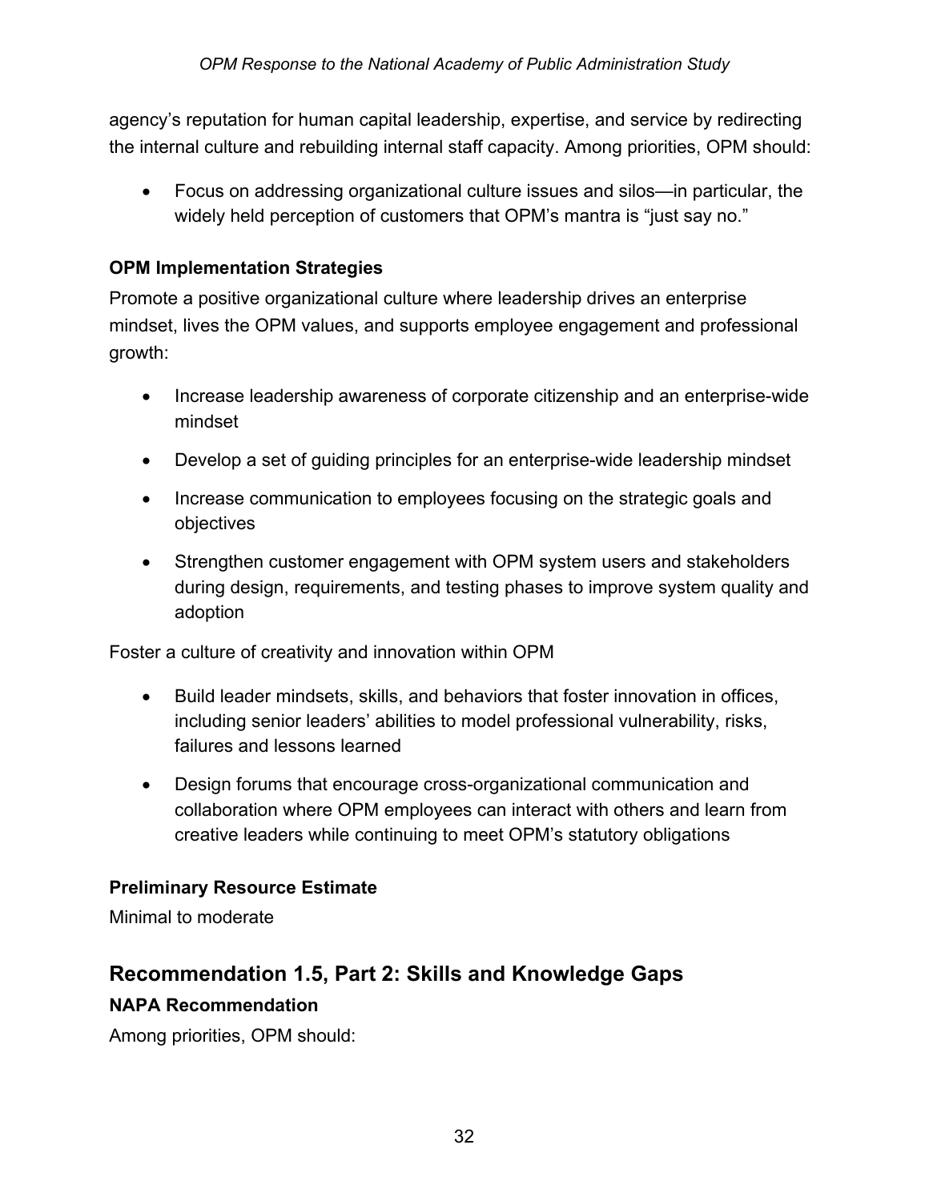agency's reputation for human capital leadership, expertise, and service by redirecting the internal culture and rebuilding internal staff capacity. Among priorities, OPM should:

- Focus on addressing organizational culture issues and silos—in particular, the widely held perception of customers that OPM's mantra is "just say no."

**OPM Implementation Strategies**

Promote a positive organizational culture where leadership drives an enterprise mindset, lives the OPM values, and supports employee engagement and professional growth:

- Increase leadership awareness of corporate citizenship and an enterprise-wide mindset
- Develop a set of guiding principles for an enterprise-wide leadership mindset
- Increase communication to employees focusing on the strategic goals and objectives
- Strengthen customer engagement with OPM system users and stakeholders during design, requirements, and testing phases to improve system quality and adoption

Foster a culture of creativity and innovation within OPM

- Build leader mindsets, skills, and behaviors that foster innovation in offices, including senior leaders' abilities to model professional vulnerability, risks, failures and lessons learned
- Design forums that encourage cross-organizational communication and collaboration where OPM employees can interact with others and learn from creative leaders while continuing to meet OPM's statutory obligations

**Preliminary Resource Estimate**

Minimal to moderate

## Recommendation 1.5, Part 2: Skills and Knowledge Gaps

**NAPA Recommendation**

Among priorities, OPM should: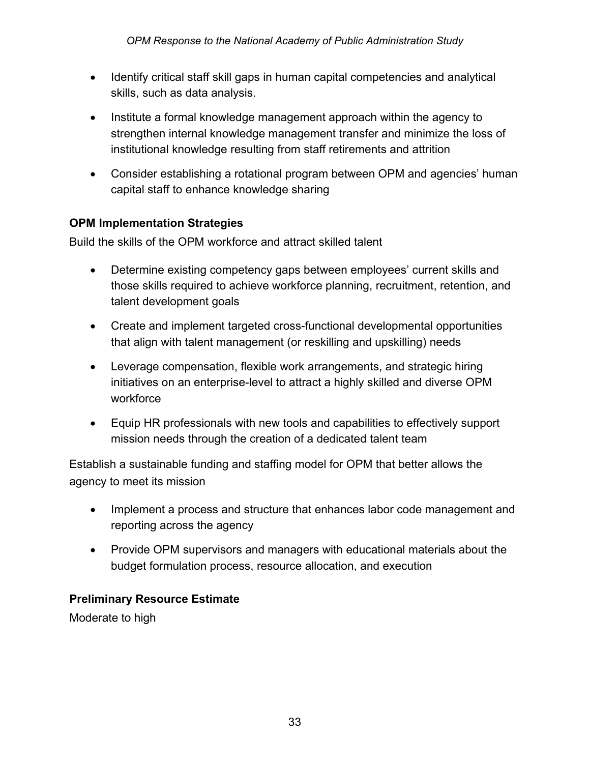- Identify critical staff skill gaps in human capital competencies and analytical skills, such as data analysis.
- Institute a formal knowledge management approach within the agency to strengthen internal knowledge management transfer and minimize the loss of institutional knowledge resulting from staff retirements and attrition
- Consider establishing a rotational program between OPM and agencies' human capital staff to enhance knowledge sharing

**OPM Implementation Strategies**

Build the skills of the OPM workforce and attract skilled talent

- Determine existing competency gaps between employees' current skills and those skills required to achieve workforce planning, recruitment, retention, and talent development goals
- Create and implement targeted cross-functional developmental opportunities that align with talent management (or reskilling and upskilling) needs
- Leverage compensation, flexible work arrangements, and strategic hiring initiatives on an enterprise-level to attract a highly skilled and diverse OPM workforce
- Equip HR professionals with new tools and capabilities to effectively support mission needs through the creation of a dedicated talent team

Establish a sustainable funding and staffing model for OPM that better allows the agency to meet its mission

- Implement a process and structure that enhances labor code management and reporting across the agency
- Provide OPM supervisors and managers with educational materials about the budget formulation process, resource allocation, and execution

**Preliminary Resource Estimate**

Moderate to high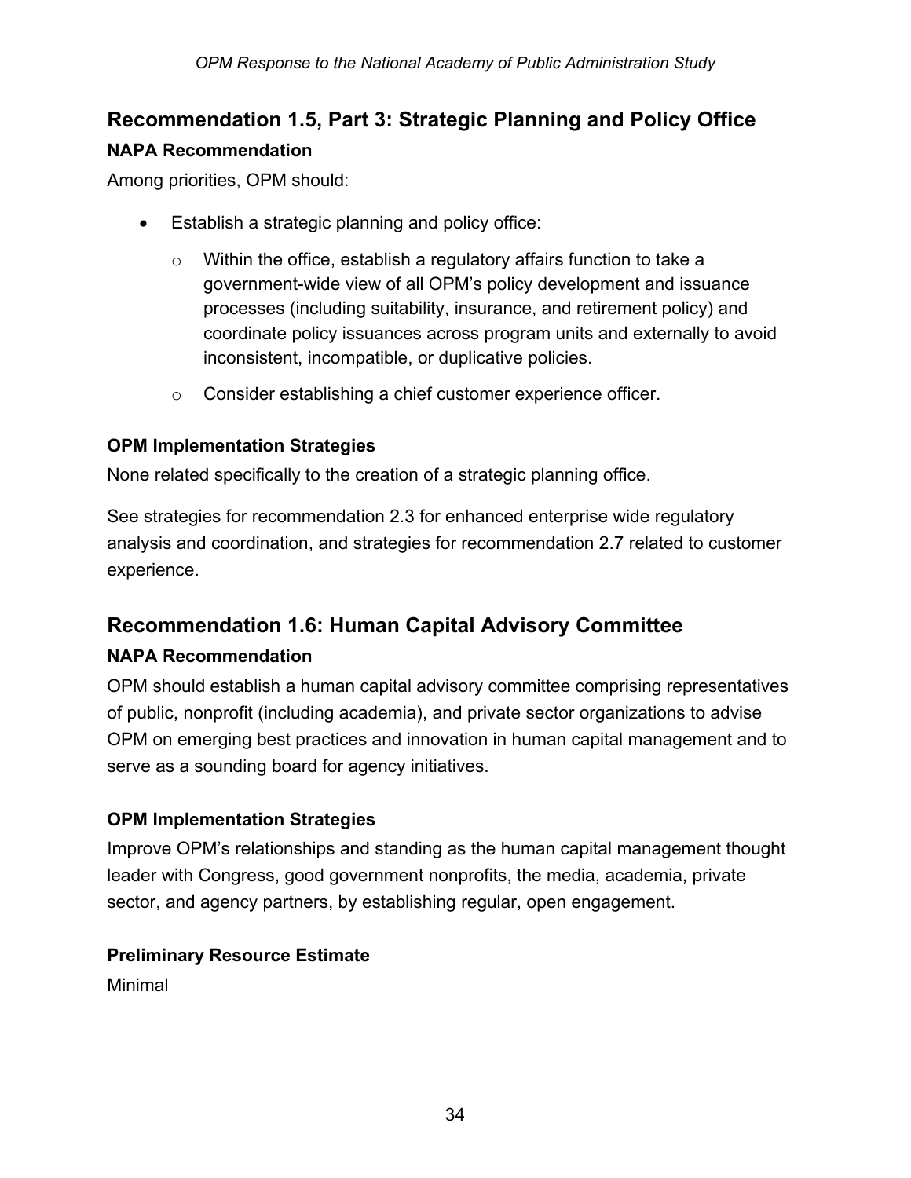## Recommendation 1.5, Part 3: Strategic Planning and Policy Office

### NAPA Recommendation

Among priorities, OPM should:

- Establish a strategic planning and policy office:
  - Within the office, establish a regulatory affairs function to take a government-wide view of all OPM's policy development and issuance processes (including suitability, insurance, and retirement policy) and coordinate policy issuances across program units and externally to avoid inconsistent, incompatible, or duplicative policies.
  - Consider establishing a chief customer experience officer.

### OPM Implementation Strategies

None related specifically to the creation of a strategic planning office.

See strategies for recommendation 2.3 for enhanced enterprise wide regulatory analysis and coordination, and strategies for recommendation 2.7 related to customer experience.

## Recommendation 1.6: Human Capital Advisory Committee

### NAPA Recommendation

OPM should establish a human capital advisory committee comprising representatives of public, nonprofit (including academia), and private sector organizations to advise OPM on emerging best practices and innovation in human capital management and to serve as a sounding board for agency initiatives.

### OPM Implementation Strategies

Improve OPM's relationships and standing as the human capital management thought leader with Congress, good government nonprofits, the media, academia, private sector, and agency partners, by establishing regular, open engagement.

### Preliminary Resource Estimate

Minimal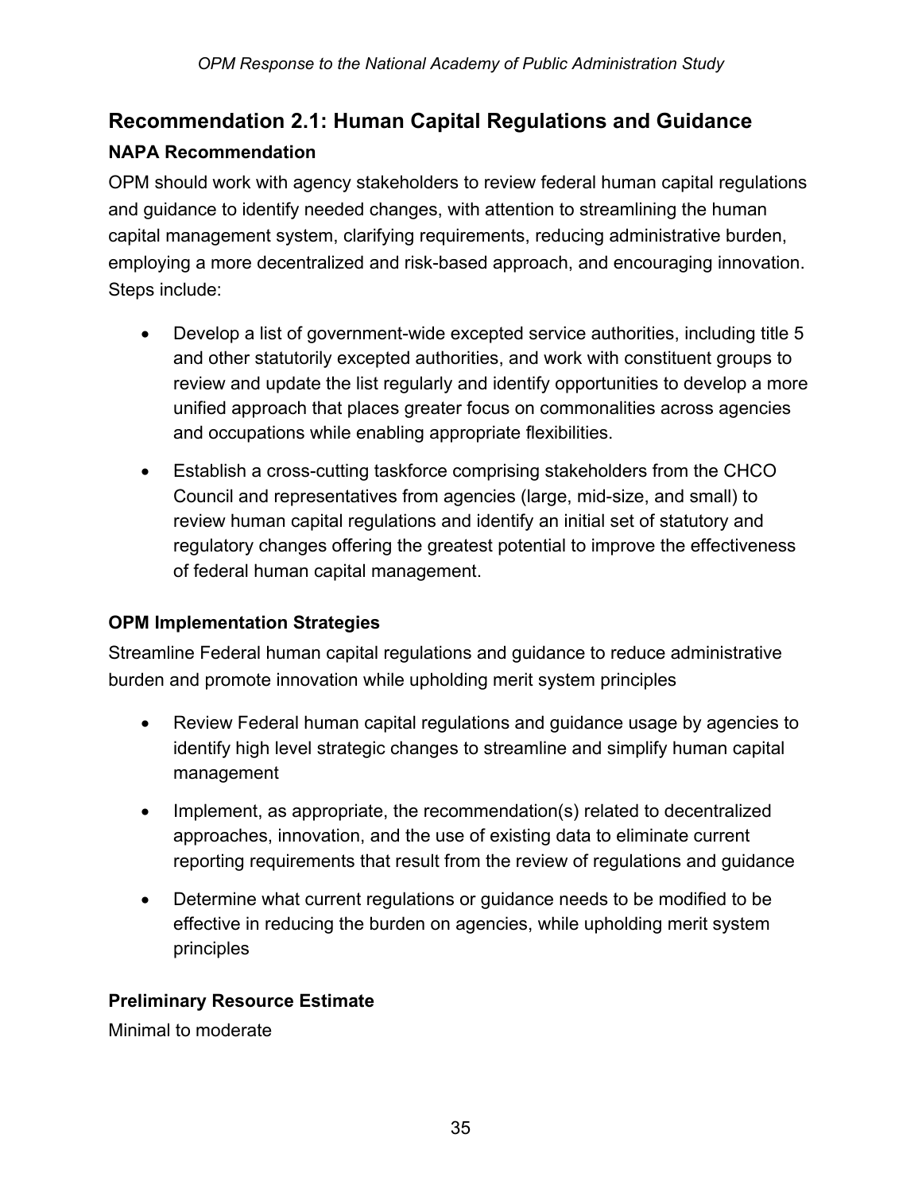## Recommendation 2.1: Human Capital Regulations and Guidance

### NAPA Recommendation

OPM should work with agency stakeholders to review federal human capital regulations and guidance to identify needed changes, with attention to streamlining the human capital management system, clarifying requirements, reducing administrative burden, employing a more decentralized and risk-based approach, and encouraging innovation. Steps include:

- Develop a list of government-wide excepted service authorities, including title 5 and other statutorily excepted authorities, and work with constituent groups to review and update the list regularly and identify opportunities to develop a more unified approach that places greater focus on commonalities across agencies and occupations while enabling appropriate flexibilities.
- Establish a cross-cutting taskforce comprising stakeholders from the CHCO Council and representatives from agencies (large, mid-size, and small) to review human capital regulations and identify an initial set of statutory and regulatory changes offering the greatest potential to improve the effectiveness of federal human capital management.

### OPM Implementation Strategies

Streamline Federal human capital regulations and guidance to reduce administrative burden and promote innovation while upholding merit system principles

- Review Federal human capital regulations and guidance usage by agencies to identify high level strategic changes to streamline and simplify human capital management
- Implement, as appropriate, the recommendation(s) related to decentralized approaches, innovation, and the use of existing data to eliminate current reporting requirements that result from the review of regulations and guidance
- Determine what current regulations or guidance needs to be modified to be effective in reducing the burden on agencies, while upholding merit system principles

### Preliminary Resource Estimate

Minimal to moderate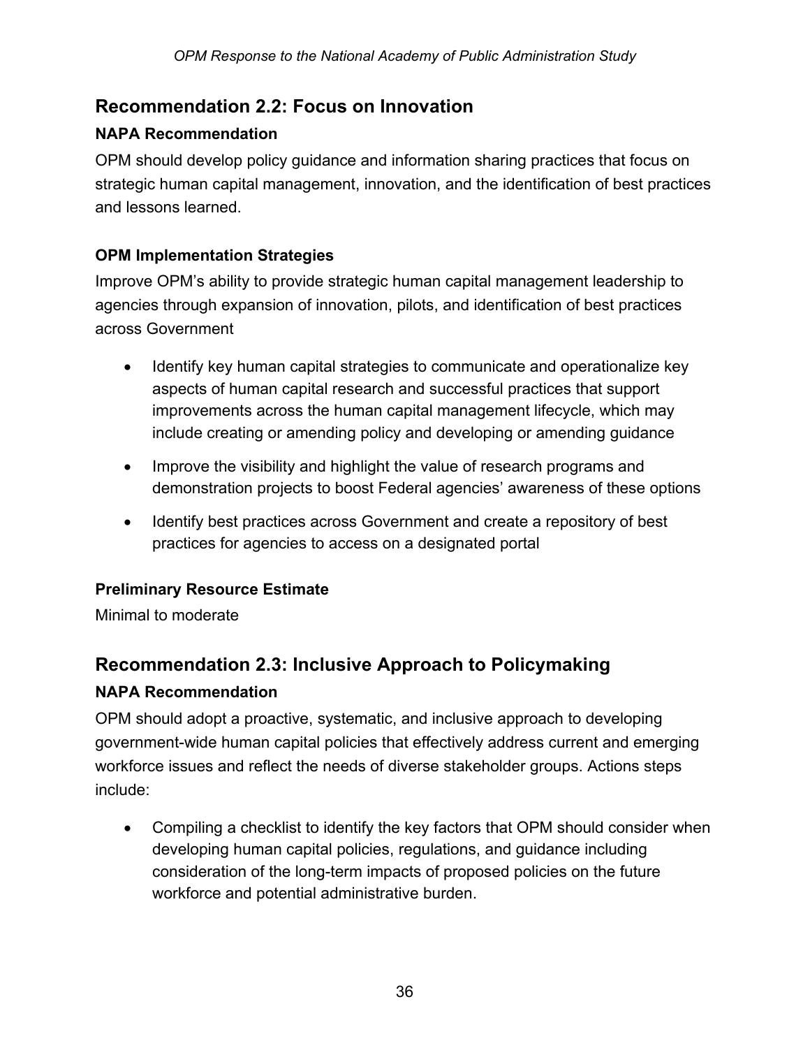## Recommendation 2.2: Focus on Innovation

### NAPA Recommendation

OPM should develop policy guidance and information sharing practices that focus on strategic human capital management, innovation, and the identification of best practices and lessons learned.

### OPM Implementation Strategies

Improve OPM's ability to provide strategic human capital management leadership to agencies through expansion of innovation, pilots, and identification of best practices across Government

- Identify key human capital strategies to communicate and operationalize key aspects of human capital research and successful practices that support improvements across the human capital management lifecycle, which may include creating or amending policy and developing or amending guidance
- Improve the visibility and highlight the value of research programs and demonstration projects to boost Federal agencies' awareness of these options
- Identify best practices across Government and create a repository of best practices for agencies to access on a designated portal

### Preliminary Resource Estimate

Minimal to moderate

## Recommendation 2.3: Inclusive Approach to Policymaking

### NAPA Recommendation

OPM should adopt a proactive, systematic, and inclusive approach to developing government-wide human capital policies that effectively address current and emerging workforce issues and reflect the needs of diverse stakeholder groups. Actions steps include:

- Compiling a checklist to identify the key factors that OPM should consider when developing human capital policies, regulations, and guidance including consideration of the long-term impacts of proposed policies on the future workforce and potential administrative burden.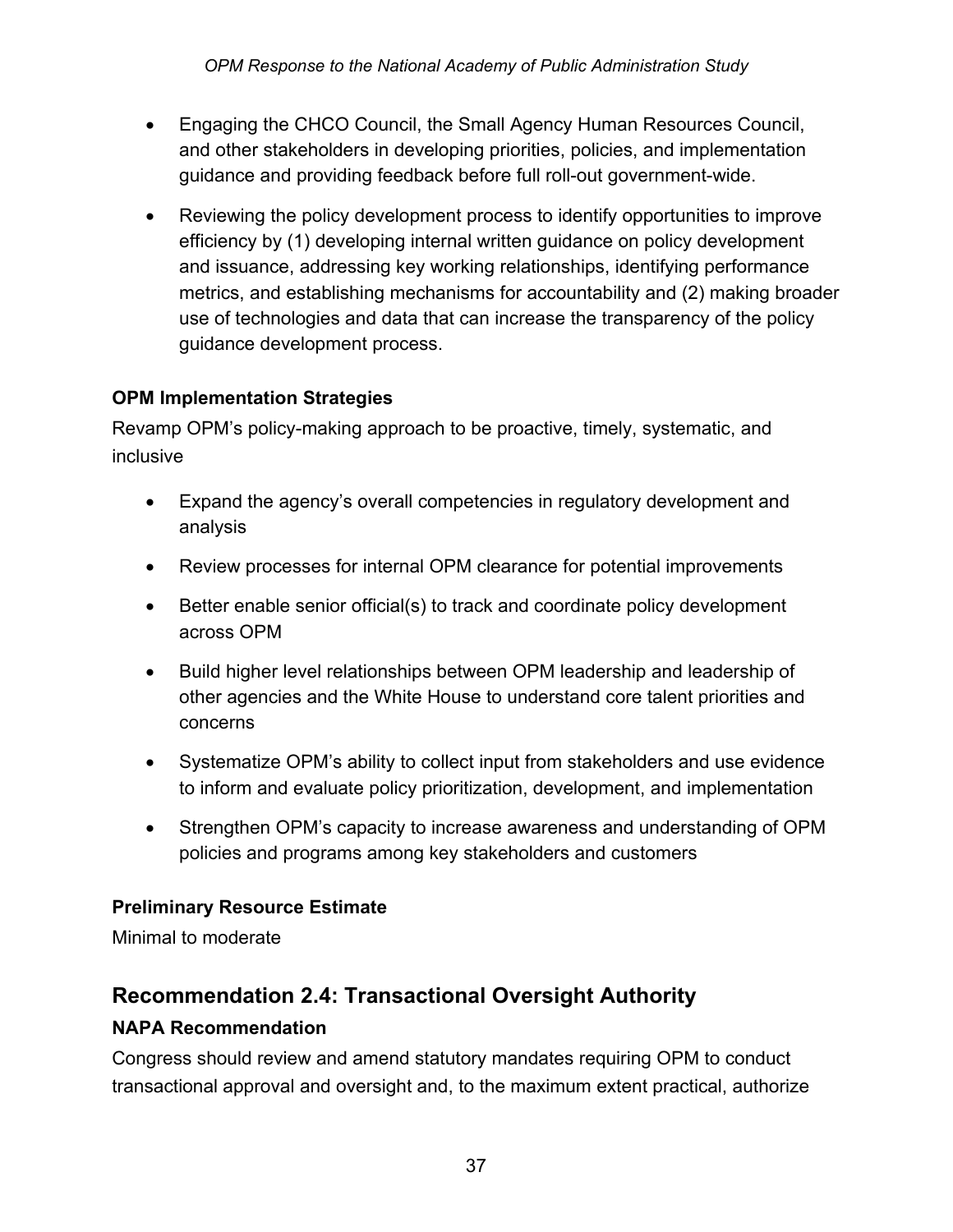- Engaging the CHCO Council, the Small Agency Human Resources Council, and other stakeholders in developing priorities, policies, and implementation guidance and providing feedback before full roll-out government-wide.
- Reviewing the policy development process to identify opportunities to improve efficiency by (1) developing internal written guidance on policy development and issuance, addressing key working relationships, identifying performance metrics, and establishing mechanisms for accountability and (2) making broader use of technologies and data that can increase the transparency of the policy guidance development process.

**OPM Implementation Strategies**

Revamp OPM's policy-making approach to be proactive, timely, systematic, and inclusive

- Expand the agency's overall competencies in regulatory development and analysis
- Review processes for internal OPM clearance for potential improvements
- Better enable senior official(s) to track and coordinate policy development across OPM
- Build higher level relationships between OPM leadership and leadership of other agencies and the White House to understand core talent priorities and concerns
- Systematize OPM's ability to collect input from stakeholders and use evidence to inform and evaluate policy prioritization, development, and implementation
- Strengthen OPM's capacity to increase awareness and understanding of OPM policies and programs among key stakeholders and customers

**Preliminary Resource Estimate**

Minimal to moderate

## Recommendation 2.4: Transactional Oversight Authority

**NAPA Recommendation**

Congress should review and amend statutory mandates requiring OPM to conduct transactional approval and oversight and, to the maximum extent practical, authorize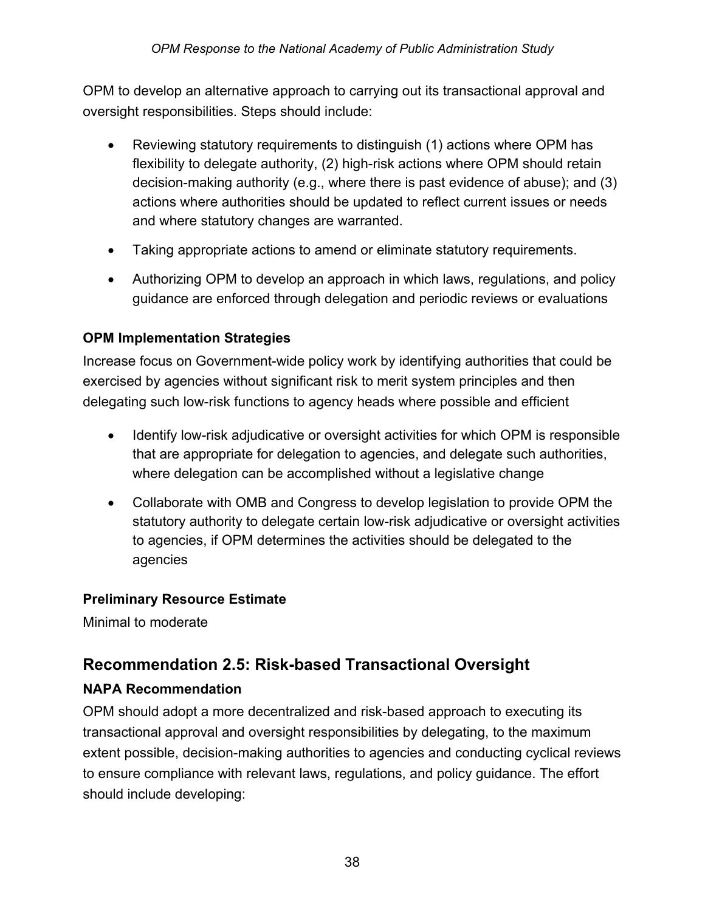OPM to develop an alternative approach to carrying out its transactional approval and oversight responsibilities. Steps should include:

- Reviewing statutory requirements to distinguish (1) actions where OPM has flexibility to delegate authority, (2) high-risk actions where OPM should retain decision-making authority (e.g., where there is past evidence of abuse); and (3) actions where authorities should be updated to reflect current issues or needs and where statutory changes are warranted.
- Taking appropriate actions to amend or eliminate statutory requirements.
- Authorizing OPM to develop an approach in which laws, regulations, and policy guidance are enforced through delegation and periodic reviews or evaluations

**OPM Implementation Strategies**

Increase focus on Government-wide policy work by identifying authorities that could be exercised by agencies without significant risk to merit system principles and then delegating such low-risk functions to agency heads where possible and efficient

- Identify low-risk adjudicative or oversight activities for which OPM is responsible that are appropriate for delegation to agencies, and delegate such authorities, where delegation can be accomplished without a legislative change
- Collaborate with OMB and Congress to develop legislation to provide OPM the statutory authority to delegate certain low-risk adjudicative or oversight activities to agencies, if OPM determines the activities should be delegated to the agencies

**Preliminary Resource Estimate**

Minimal to moderate

## Recommendation 2.5: Risk-based Transactional Oversight

**NAPA Recommendation**

OPM should adopt a more decentralized and risk-based approach to executing its transactional approval and oversight responsibilities by delegating, to the maximum extent possible, decision-making authorities to agencies and conducting cyclical reviews to ensure compliance with relevant laws, regulations, and policy guidance. The effort should include developing: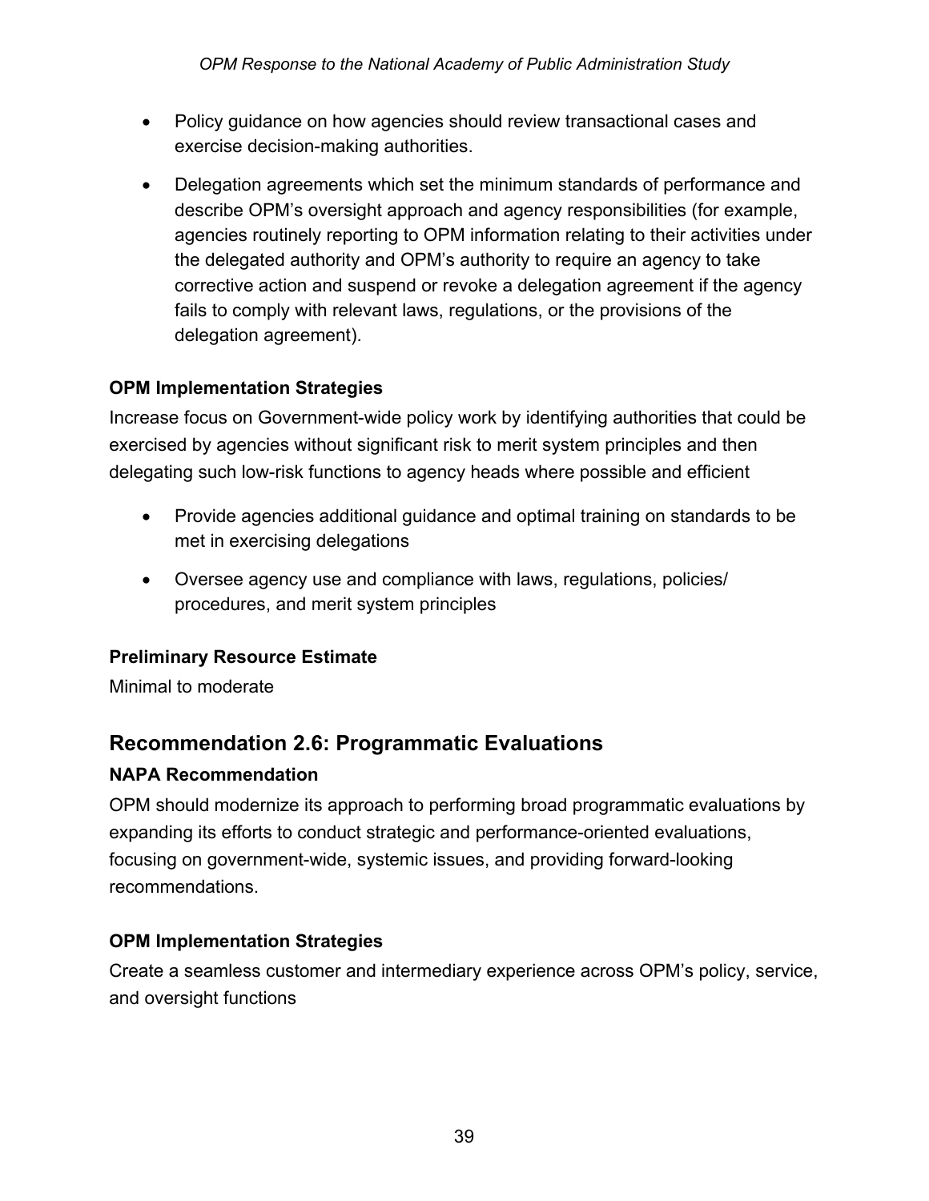- Policy guidance on how agencies should review transactional cases and exercise decision-making authorities.
- Delegation agreements which set the minimum standards of performance and describe OPM's oversight approach and agency responsibilities (for example, agencies routinely reporting to OPM information relating to their activities under the delegated authority and OPM's authority to require an agency to take corrective action and suspend or revoke a delegation agreement if the agency fails to comply with relevant laws, regulations, or the provisions of the delegation agreement).

### OPM Implementation Strategies

Increase focus on Government-wide policy work by identifying authorities that could be exercised by agencies without significant risk to merit system principles and then delegating such low-risk functions to agency heads where possible and efficient

- Provide agencies additional guidance and optimal training on standards to be met in exercising delegations
- Oversee agency use and compliance with laws, regulations, policies/ procedures, and merit system principles

### Preliminary Resource Estimate

Minimal to moderate

## Recommendation 2.6: Programmatic Evaluations

### NAPA Recommendation

OPM should modernize its approach to performing broad programmatic evaluations by expanding its efforts to conduct strategic and performance-oriented evaluations, focusing on government-wide, systemic issues, and providing forward-looking recommendations.

### OPM Implementation Strategies

Create a seamless customer and intermediary experience across OPM's policy, service, and oversight functions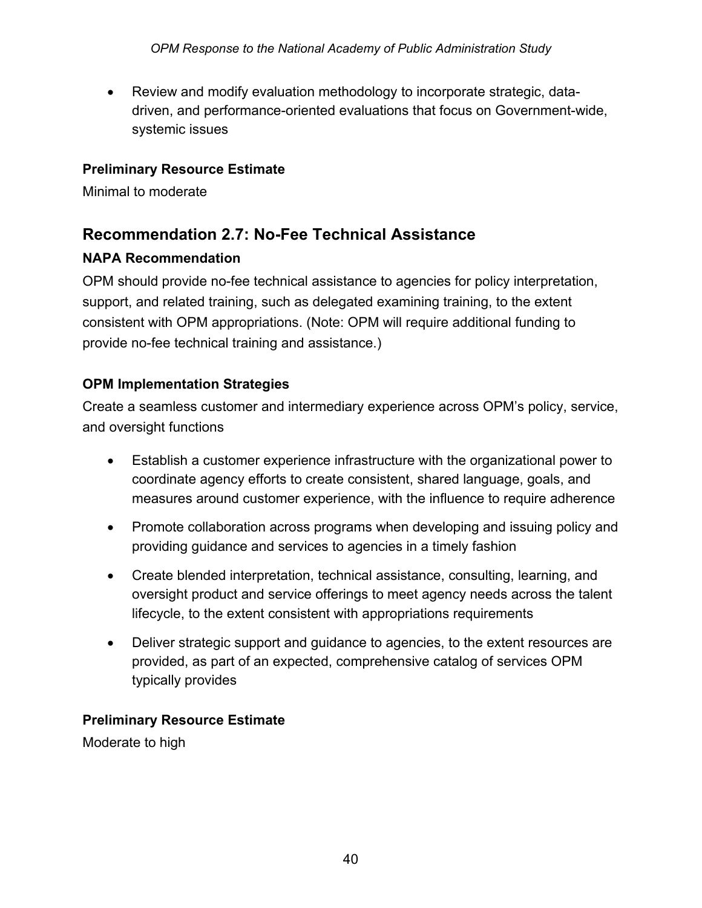- Review and modify evaluation methodology to incorporate strategic, data-driven, and performance-oriented evaluations that focus on Government-wide, systemic issues

**Preliminary Resource Estimate**

Minimal to moderate

## Recommendation 2.7: No-Fee Technical Assistance

**NAPA Recommendation**

OPM should provide no-fee technical assistance to agencies for policy interpretation, support, and related training, such as delegated examining training, to the extent consistent with OPM appropriations. (Note: OPM will require additional funding to provide no-fee technical training and assistance.)

**OPM Implementation Strategies**

Create a seamless customer and intermediary experience across OPM's policy, service, and oversight functions

- Establish a customer experience infrastructure with the organizational power to coordinate agency efforts to create consistent, shared language, goals, and measures around customer experience, with the influence to require adherence
- Promote collaboration across programs when developing and issuing policy and providing guidance and services to agencies in a timely fashion
- Create blended interpretation, technical assistance, consulting, learning, and oversight product and service offerings to meet agency needs across the talent lifecycle, to the extent consistent with appropriations requirements
- Deliver strategic support and guidance to agencies, to the extent resources are provided, as part of an expected, comprehensive catalog of services OPM typically provides

**Preliminary Resource Estimate**

Moderate to high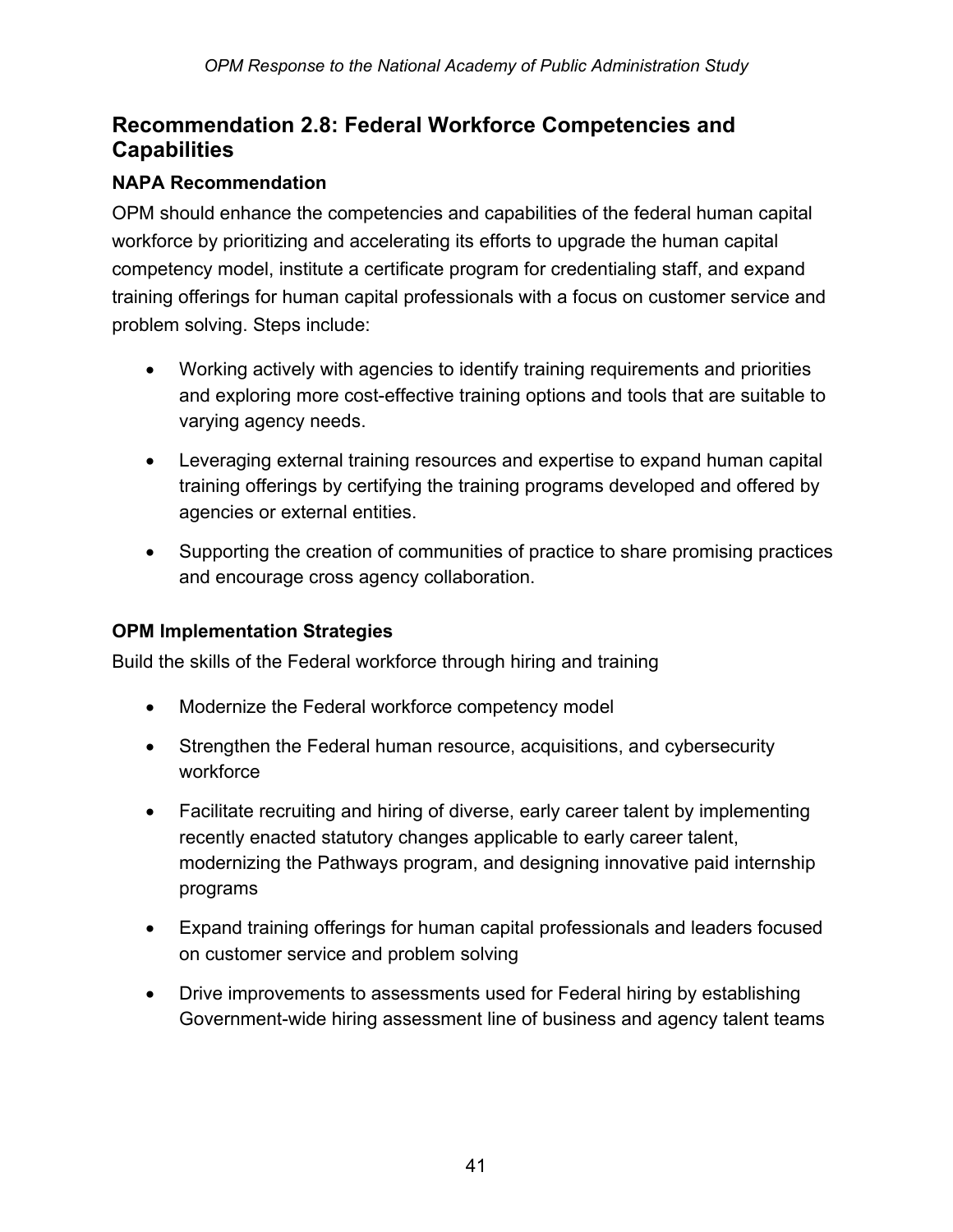## Recommendation 2.8: Federal Workforce Competencies and Capabilities

### NAPA Recommendation

OPM should enhance the competencies and capabilities of the federal human capital workforce by prioritizing and accelerating its efforts to upgrade the human capital competency model, institute a certificate program for credentialing staff, and expand training offerings for human capital professionals with a focus on customer service and problem solving. Steps include:

- Working actively with agencies to identify training requirements and priorities and exploring more cost-effective training options and tools that are suitable to varying agency needs.
- Leveraging external training resources and expertise to expand human capital training offerings by certifying the training programs developed and offered by agencies or external entities.
- Supporting the creation of communities of practice to share promising practices and encourage cross agency collaboration.

### OPM Implementation Strategies

Build the skills of the Federal workforce through hiring and training

- Modernize the Federal workforce competency model
- Strengthen the Federal human resource, acquisitions, and cybersecurity workforce
- Facilitate recruiting and hiring of diverse, early career talent by implementing recently enacted statutory changes applicable to early career talent, modernizing the Pathways program, and designing innovative paid internship programs
- Expand training offerings for human capital professionals and leaders focused on customer service and problem solving
- Drive improvements to assessments used for Federal hiring by establishing Government-wide hiring assessment line of business and agency talent teams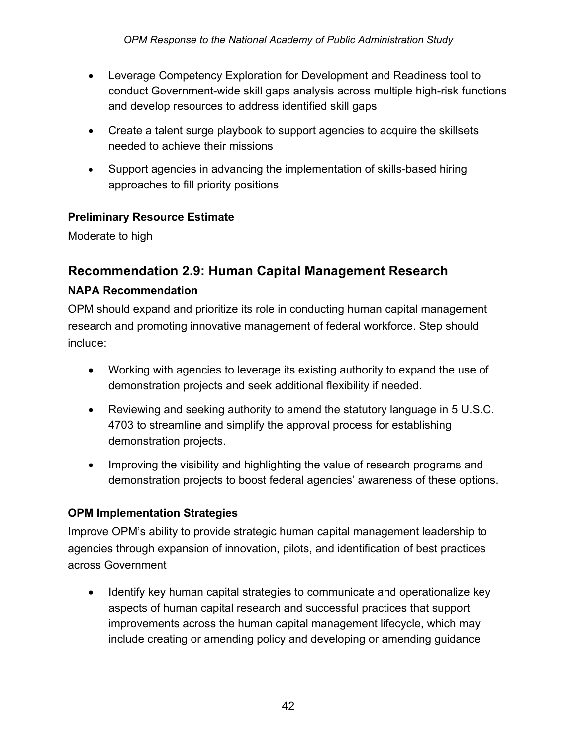- Leverage Competency Exploration for Development and Readiness tool to conduct Government-wide skill gaps analysis across multiple high-risk functions and develop resources to address identified skill gaps
- Create a talent surge playbook to support agencies to acquire the skillsets needed to achieve their missions
- Support agencies in advancing the implementation of skills-based hiring approaches to fill priority positions

### Preliminary Resource Estimate

Moderate to high

## Recommendation 2.9: Human Capital Management Research

### NAPA Recommendation

OPM should expand and prioritize its role in conducting human capital management research and promoting innovative management of federal workforce. Step should include:

- Working with agencies to leverage its existing authority to expand the use of demonstration projects and seek additional flexibility if needed.
- Reviewing and seeking authority to amend the statutory language in 5 U.S.C. 4703 to streamline and simplify the approval process for establishing demonstration projects.
- Improving the visibility and highlighting the value of research programs and demonstration projects to boost federal agencies' awareness of these options.

### OPM Implementation Strategies

Improve OPM's ability to provide strategic human capital management leadership to agencies through expansion of innovation, pilots, and identification of best practices across Government

- Identify key human capital strategies to communicate and operationalize key aspects of human capital research and successful practices that support improvements across the human capital management lifecycle, which may include creating or amending policy and developing or amending guidance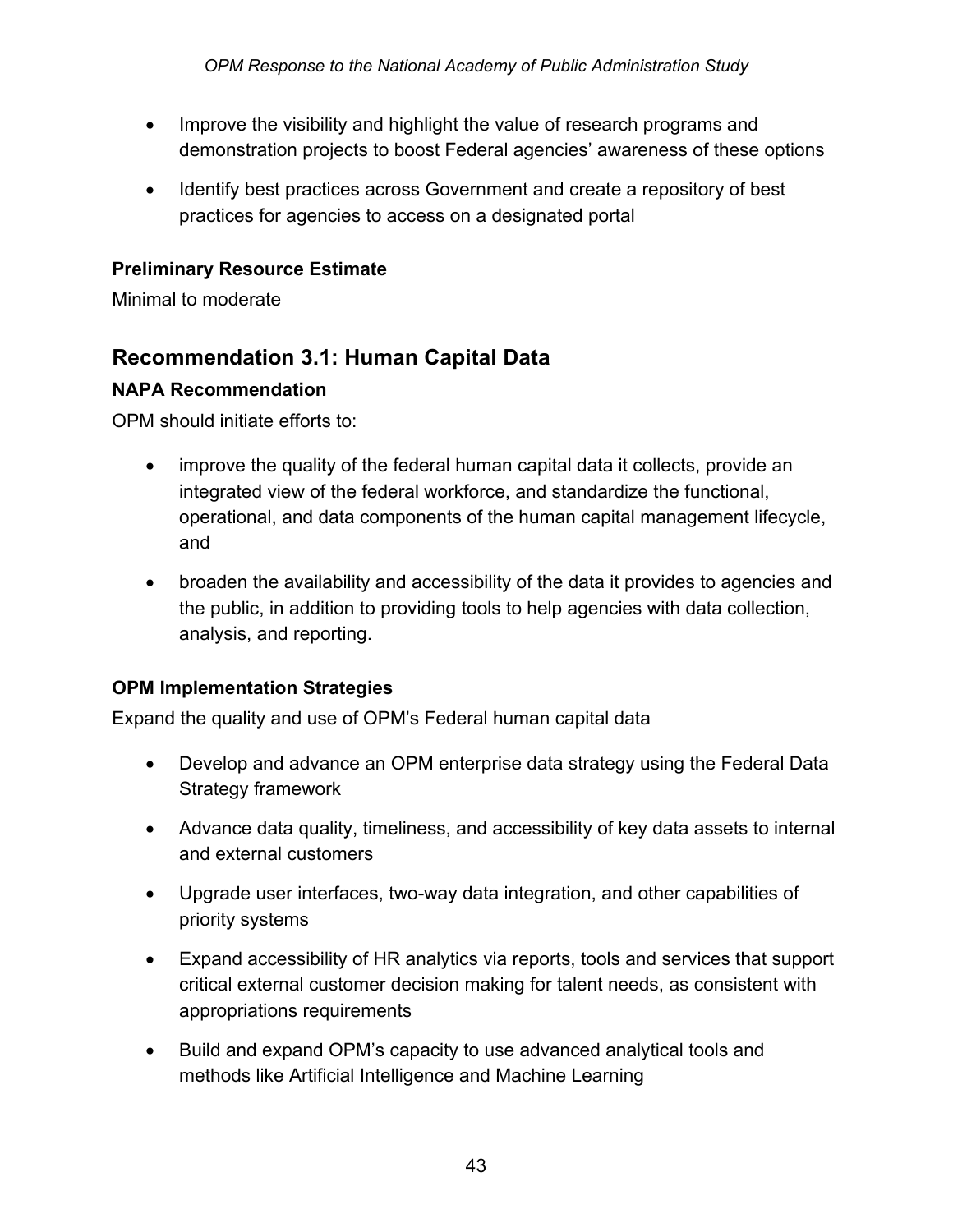- Improve the visibility and highlight the value of research programs and demonstration projects to boost Federal agencies' awareness of these options
- Identify best practices across Government and create a repository of best practices for agencies to access on a designated portal

**Preliminary Resource Estimate**

Minimal to moderate

## Recommendation 3.1: Human Capital Data

**NAPA Recommendation**

OPM should initiate efforts to:

- improve the quality of the federal human capital data it collects, provide an integrated view of the federal workforce, and standardize the functional, operational, and data components of the human capital management lifecycle, and
- broaden the availability and accessibility of the data it provides to agencies and the public, in addition to providing tools to help agencies with data collection, analysis, and reporting.

**OPM Implementation Strategies**

Expand the quality and use of OPM's Federal human capital data

- Develop and advance an OPM enterprise data strategy using the Federal Data Strategy framework
- Advance data quality, timeliness, and accessibility of key data assets to internal and external customers
- Upgrade user interfaces, two-way data integration, and other capabilities of priority systems
- Expand accessibility of HR analytics via reports, tools and services that support critical external customer decision making for talent needs, as consistent with appropriations requirements
- Build and expand OPM's capacity to use advanced analytical tools and methods like Artificial Intelligence and Machine Learning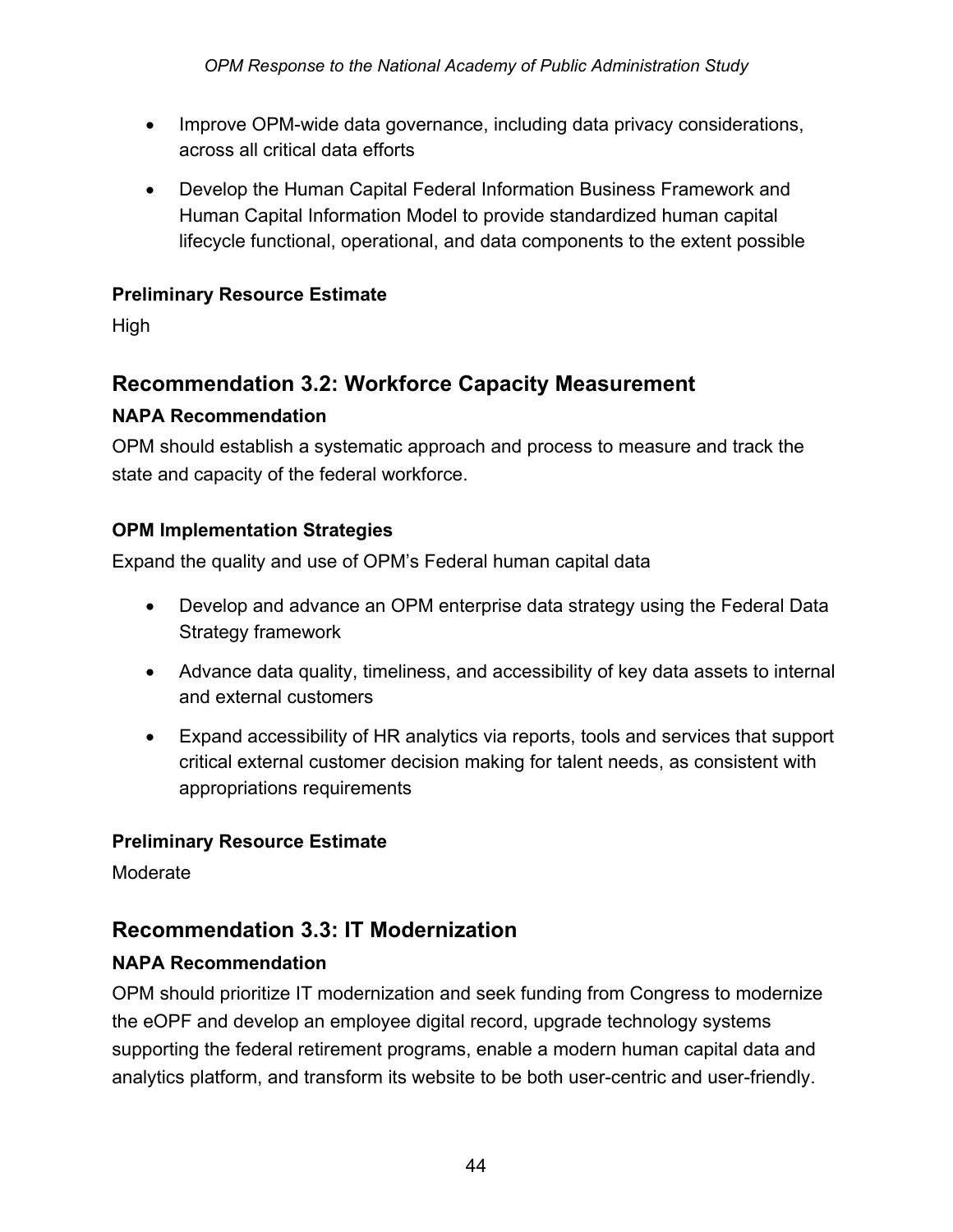- Improve OPM-wide data governance, including data privacy considerations, across all critical data efforts
- Develop the Human Capital Federal Information Business Framework and Human Capital Information Model to provide standardized human capital lifecycle functional, operational, and data components to the extent possible

**Preliminary Resource Estimate**

High

## Recommendation 3.2: Workforce Capacity Measurement

**NAPA Recommendation**

OPM should establish a systematic approach and process to measure and track the state and capacity of the federal workforce.

**OPM Implementation Strategies**

Expand the quality and use of OPM's Federal human capital data

- Develop and advance an OPM enterprise data strategy using the Federal Data Strategy framework
- Advance data quality, timeliness, and accessibility of key data assets to internal and external customers
- Expand accessibility of HR analytics via reports, tools and services that support critical external customer decision making for talent needs, as consistent with appropriations requirements

**Preliminary Resource Estimate**

Moderate

## Recommendation 3.3: IT Modernization

**NAPA Recommendation**

OPM should prioritize IT modernization and seek funding from Congress to modernize the eOPF and develop an employee digital record, upgrade technology systems supporting the federal retirement programs, enable a modern human capital data and analytics platform, and transform its website to be both user-centric and user-friendly.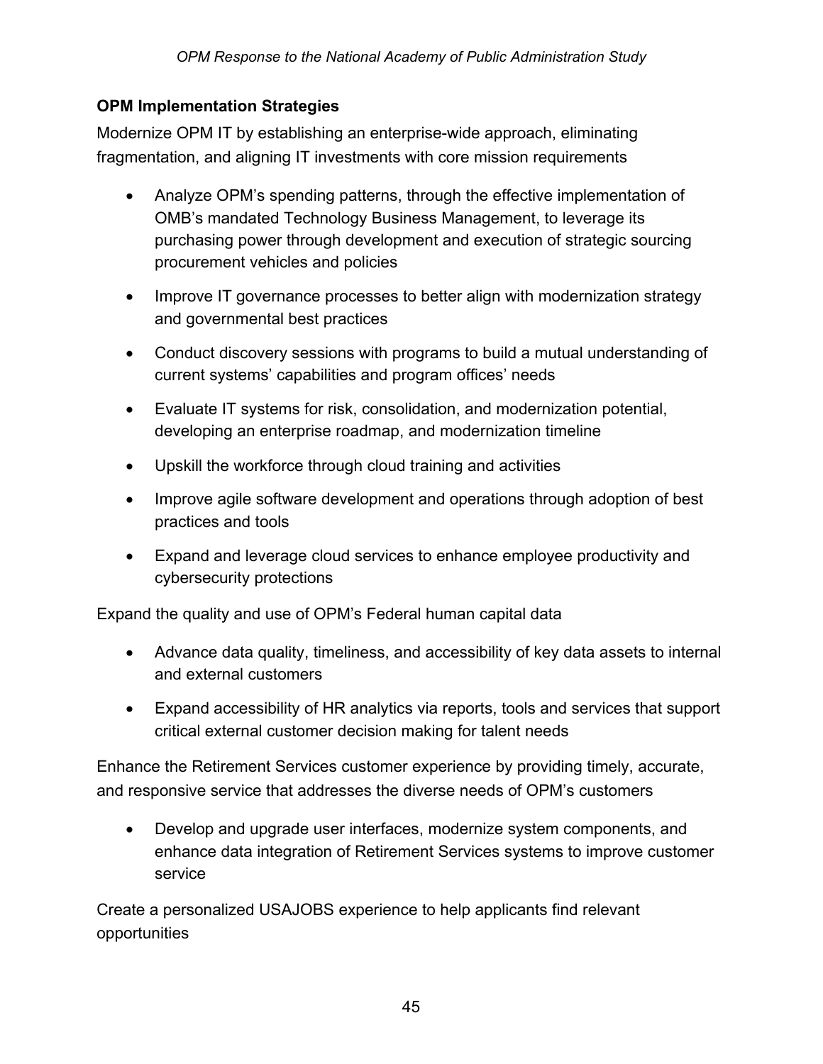**OPM Implementation Strategies**

Modernize OPM IT by establishing an enterprise-wide approach, eliminating fragmentation, and aligning IT investments with core mission requirements

- Analyze OPM's spending patterns, through the effective implementation of OMB's mandated Technology Business Management, to leverage its purchasing power through development and execution of strategic sourcing procurement vehicles and policies
- Improve IT governance processes to better align with modernization strategy and governmental best practices
- Conduct discovery sessions with programs to build a mutual understanding of current systems' capabilities and program offices' needs
- Evaluate IT systems for risk, consolidation, and modernization potential, developing an enterprise roadmap, and modernization timeline
- Upskill the workforce through cloud training and activities
- Improve agile software development and operations through adoption of best practices and tools
- Expand and leverage cloud services to enhance employee productivity and cybersecurity protections

Expand the quality and use of OPM's Federal human capital data

- Advance data quality, timeliness, and accessibility of key data assets to internal and external customers
- Expand accessibility of HR analytics via reports, tools and services that support critical external customer decision making for talent needs

Enhance the Retirement Services customer experience by providing timely, accurate, and responsive service that addresses the diverse needs of OPM's customers

- Develop and upgrade user interfaces, modernize system components, and enhance data integration of Retirement Services systems to improve customer service

Create a personalized USAJOBS experience to help applicants find relevant opportunities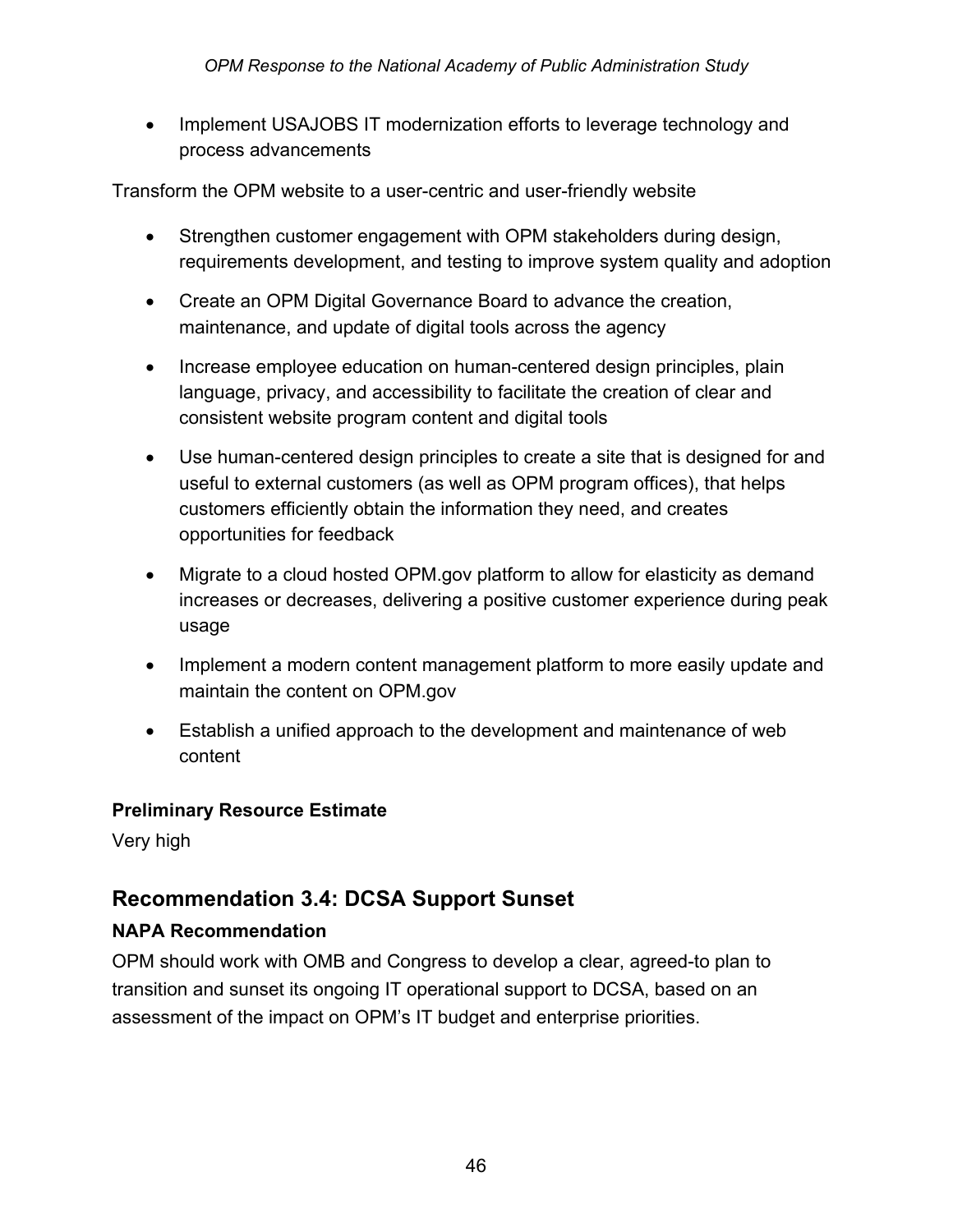- Implement USAJOBS IT modernization efforts to leverage technology and process advancements

Transform the OPM website to a user-centric and user-friendly website

- Strengthen customer engagement with OPM stakeholders during design, requirements development, and testing to improve system quality and adoption
- Create an OPM Digital Governance Board to advance the creation, maintenance, and update of digital tools across the agency
- Increase employee education on human-centered design principles, plain language, privacy, and accessibility to facilitate the creation of clear and consistent website program content and digital tools
- Use human-centered design principles to create a site that is designed for and useful to external customers (as well as OPM program offices), that helps customers efficiently obtain the information they need, and creates opportunities for feedback
- Migrate to a cloud hosted OPM.gov platform to allow for elasticity as demand increases or decreases, delivering a positive customer experience during peak usage
- Implement a modern content management platform to more easily update and maintain the content on OPM.gov
- Establish a unified approach to the development and maintenance of web content

**Preliminary Resource Estimate**

Very high

## Recommendation 3.4: DCSA Support Sunset

**NAPA Recommendation**

OPM should work with OMB and Congress to develop a clear, agreed-to plan to transition and sunset its ongoing IT operational support to DCSA, based on an assessment of the impact on OPM's IT budget and enterprise priorities.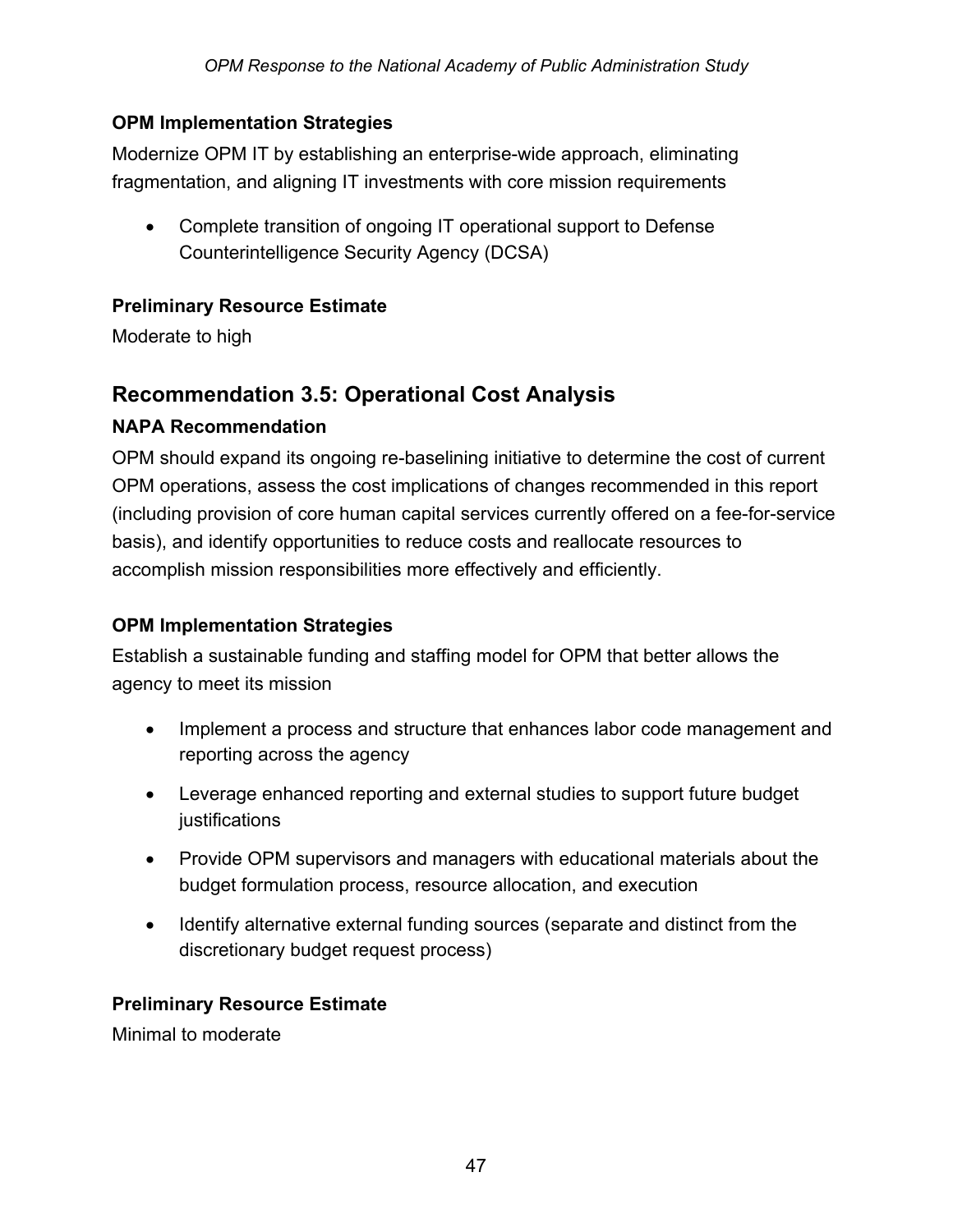**OPM Implementation Strategies**

Modernize OPM IT by establishing an enterprise-wide approach, eliminating fragmentation, and aligning IT investments with core mission requirements

- Complete transition of ongoing IT operational support to Defense Counterintelligence Security Agency (DCSA)

**Preliminary Resource Estimate**

Moderate to high

## Recommendation 3.5: Operational Cost Analysis

**NAPA Recommendation**

OPM should expand its ongoing re-baselining initiative to determine the cost of current OPM operations, assess the cost implications of changes recommended in this report (including provision of core human capital services currently offered on a fee-for-service basis), and identify opportunities to reduce costs and reallocate resources to accomplish mission responsibilities more effectively and efficiently.

**OPM Implementation Strategies**

Establish a sustainable funding and staffing model for OPM that better allows the agency to meet its mission

- Implement a process and structure that enhances labor code management and reporting across the agency
- Leverage enhanced reporting and external studies to support future budget justifications
- Provide OPM supervisors and managers with educational materials about the budget formulation process, resource allocation, and execution
- Identify alternative external funding sources (separate and distinct from the discretionary budget request process)

**Preliminary Resource Estimate**

Minimal to moderate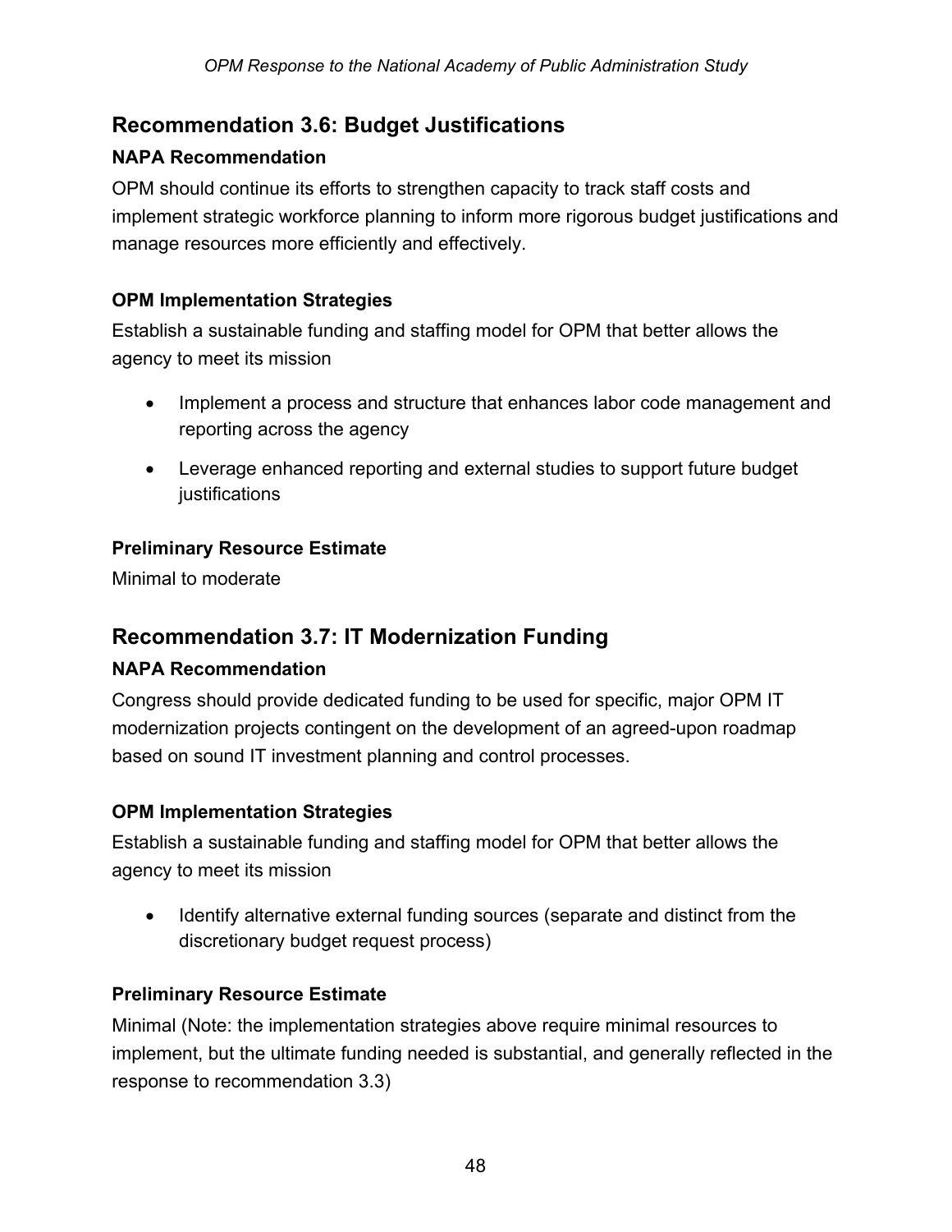## Recommendation 3.6: Budget Justifications

### NAPA Recommendation

OPM should continue its efforts to strengthen capacity to track staff costs and implement strategic workforce planning to inform more rigorous budget justifications and manage resources more efficiently and effectively.

### OPM Implementation Strategies

Establish a sustainable funding and staffing model for OPM that better allows the agency to meet its mission

- Implement a process and structure that enhances labor code management and reporting across the agency
- Leverage enhanced reporting and external studies to support future budget justifications

### Preliminary Resource Estimate

Minimal to moderate

## Recommendation 3.7: IT Modernization Funding

### NAPA Recommendation

Congress should provide dedicated funding to be used for specific, major OPM IT modernization projects contingent on the development of an agreed-upon roadmap based on sound IT investment planning and control processes.

### OPM Implementation Strategies

Establish a sustainable funding and staffing model for OPM that better allows the agency to meet its mission

- Identify alternative external funding sources (separate and distinct from the discretionary budget request process)

### Preliminary Resource Estimate

Minimal (Note: the implementation strategies above require minimal resources to implement, but the ultimate funding needed is substantial, and generally reflected in the response to recommendation 3.3)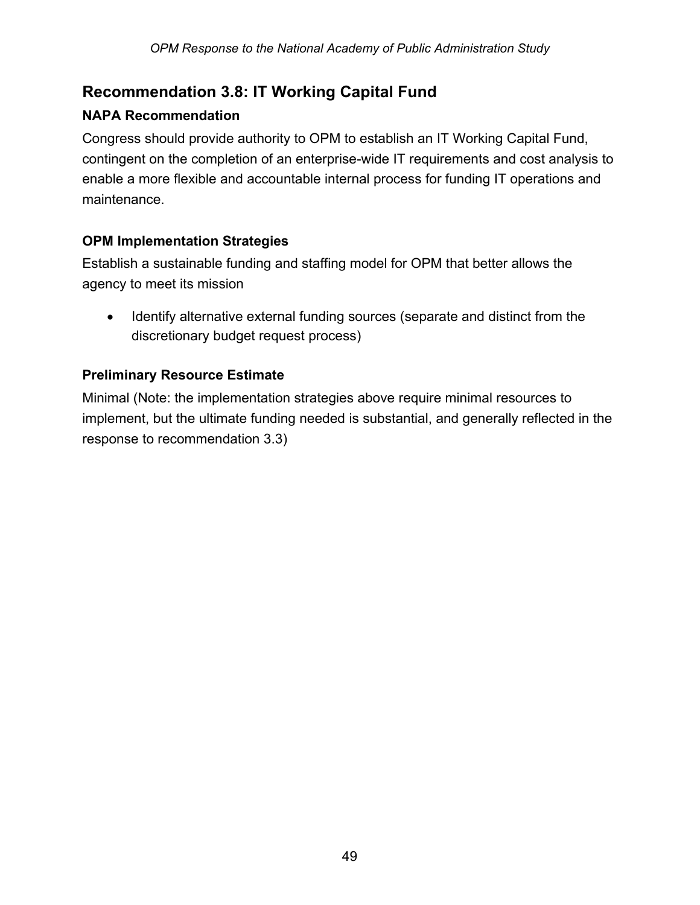## Recommendation 3.8: IT Working Capital Fund

### NAPA Recommendation

Congress should provide authority to OPM to establish an IT Working Capital Fund, contingent on the completion of an enterprise-wide IT requirements and cost analysis to enable a more flexible and accountable internal process for funding IT operations and maintenance.

### OPM Implementation Strategies

Establish a sustainable funding and staffing model for OPM that better allows the agency to meet its mission

- Identify alternative external funding sources (separate and distinct from the discretionary budget request process)

### Preliminary Resource Estimate

Minimal (Note: the implementation strategies above require minimal resources to implement, but the ultimate funding needed is substantial, and generally reflected in the response to recommendation 3.3)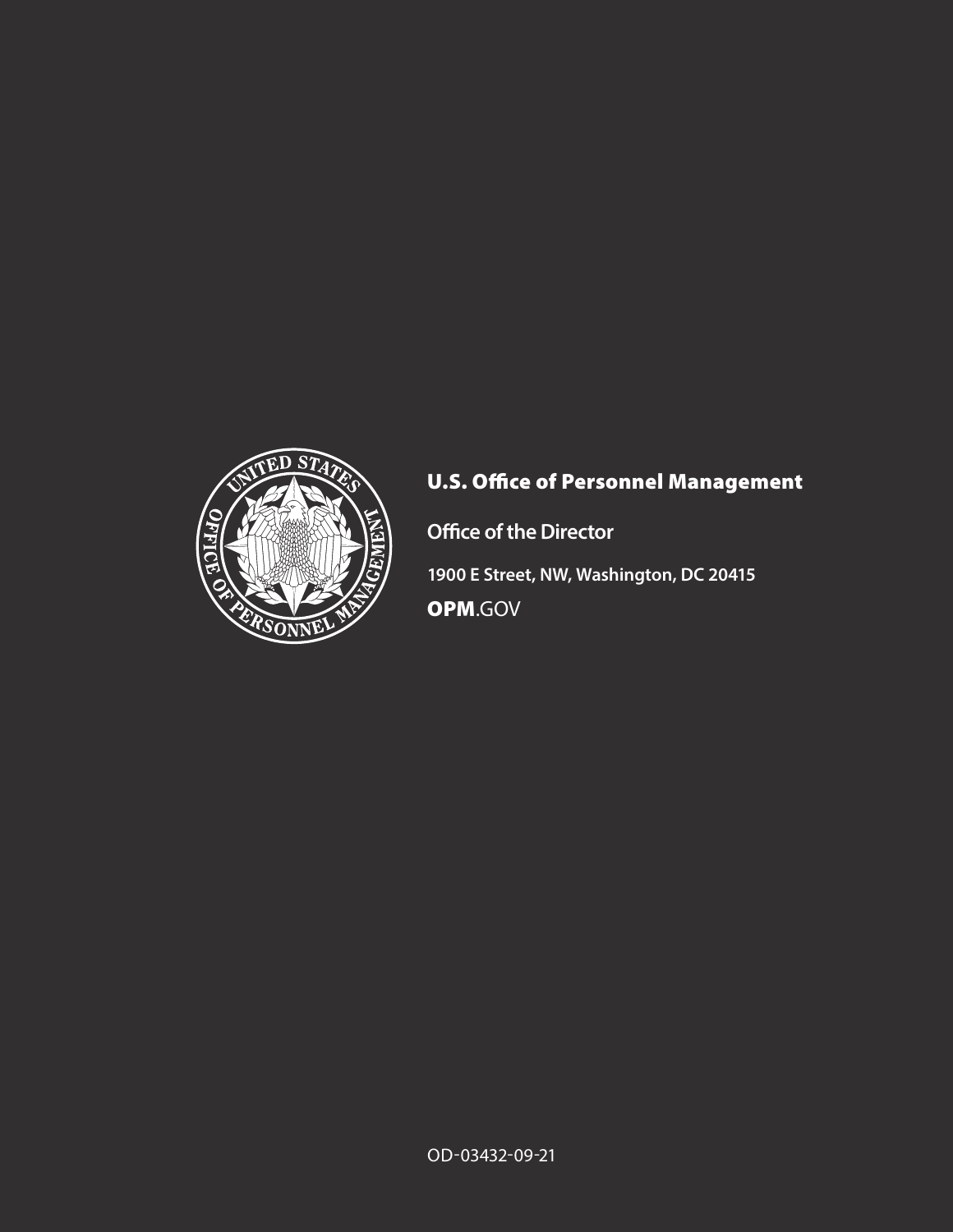**U.S. Office of Personnel Management**

**Office of the Director**

**1900 E Street, NW, Washington, DC 20415**

**OPM**.GOV

OD-03432-09-21